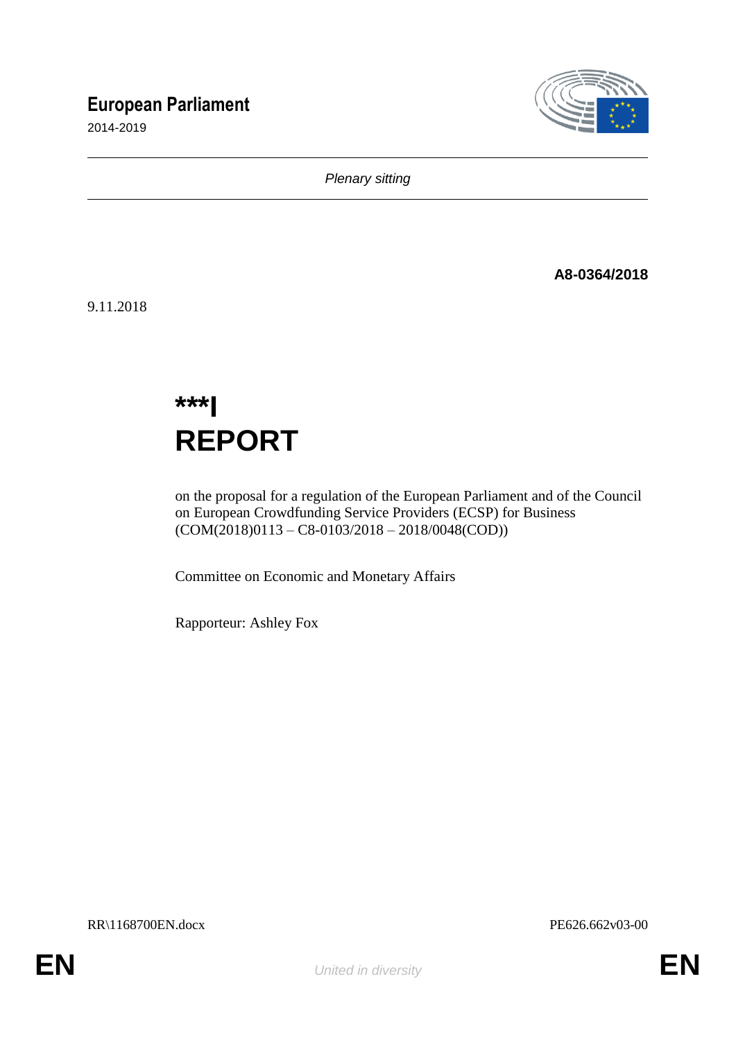# European Parliament

2014-2019

*Plenary sitting*

**A8-0364/2018**

9.11.2018

**\*\*\*I**

# REPORT

on the proposal for a regulation of the European Parliament and of the Council on European Crowdfunding Service Providers (ECSP) for Business (COM(2018)0113 – C8-0103/2018 – 2018/0048(COD))

Committee on Economic and Monetary Affairs

Rapporteur: Ashley Fox

RR\1168700EN.docx PE626.662v03-00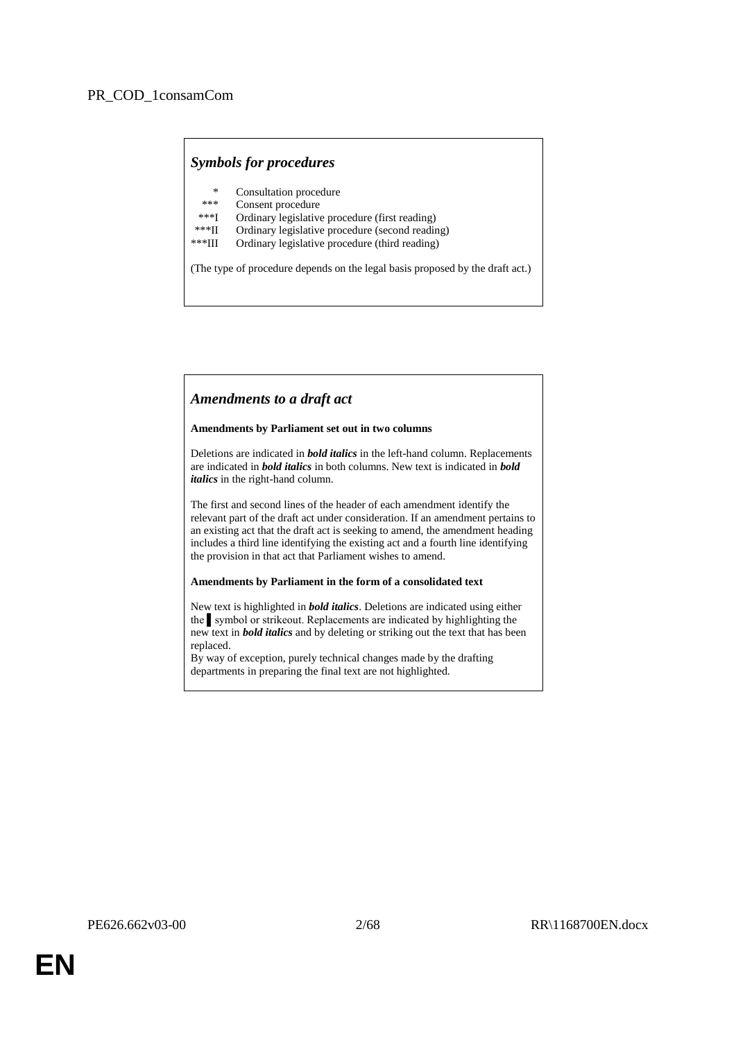PR_COD_1consamCom

### *Symbols for procedures*

| | |
|---|---|
| * | Consultation procedure |
| *** | Consent procedure |
| ***I | Ordinary legislative procedure (first reading) |
| ***II | Ordinary legislative procedure (second reading) |
| ***III | Ordinary legislative procedure (third reading) |

(The type of procedure depends on the legal basis proposed by the draft act.)

### *Amendments to a draft act*

**Amendments by Parliament set out in two columns**

Deletions are indicated in ***bold italics*** in the left-hand column. Replacements are indicated in ***bold italics*** in both columns. New text is indicated in ***bold italics*** in the right-hand column.

The first and second lines of the header of each amendment identify the relevant part of the draft act under consideration. If an amendment pertains to an existing act that the draft act is seeking to amend, the amendment heading includes a third line identifying the existing act and a fourth line identifying the provision in that act that Parliament wishes to amend.

**Amendments by Parliament in the form of a consolidated text**

New text is highlighted in ***bold italics***. Deletions are indicated using either the ▌ symbol or strikeout. Replacements are indicated by highlighting the new text in ***bold italics*** and by deleting or striking out the text that has been replaced.

By way of exception, purely technical changes made by the drafting departments in preparing the final text are not highlighted.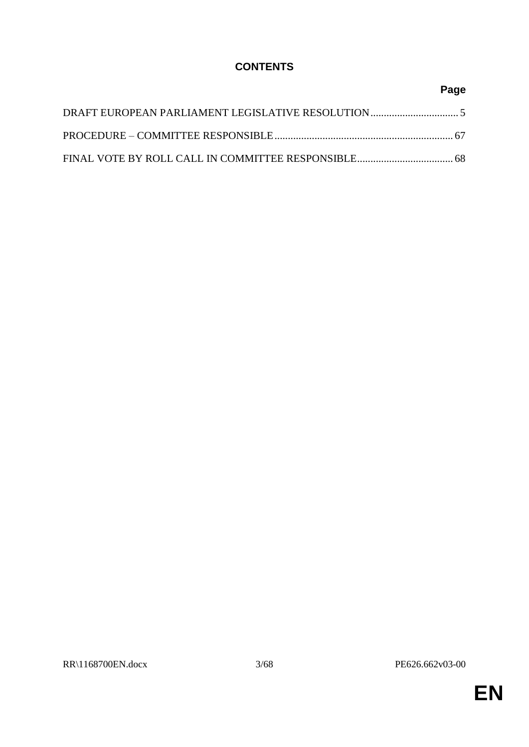# CONTENTS

| | Page |
|---|---|
| DRAFT EUROPEAN PARLIAMENT LEGISLATIVE RESOLUTION | 5 |
| PROCEDURE – COMMITTEE RESPONSIBLE | 67 |
| FINAL VOTE BY ROLL CALL IN COMMITTEE RESPONSIBLE | 68 |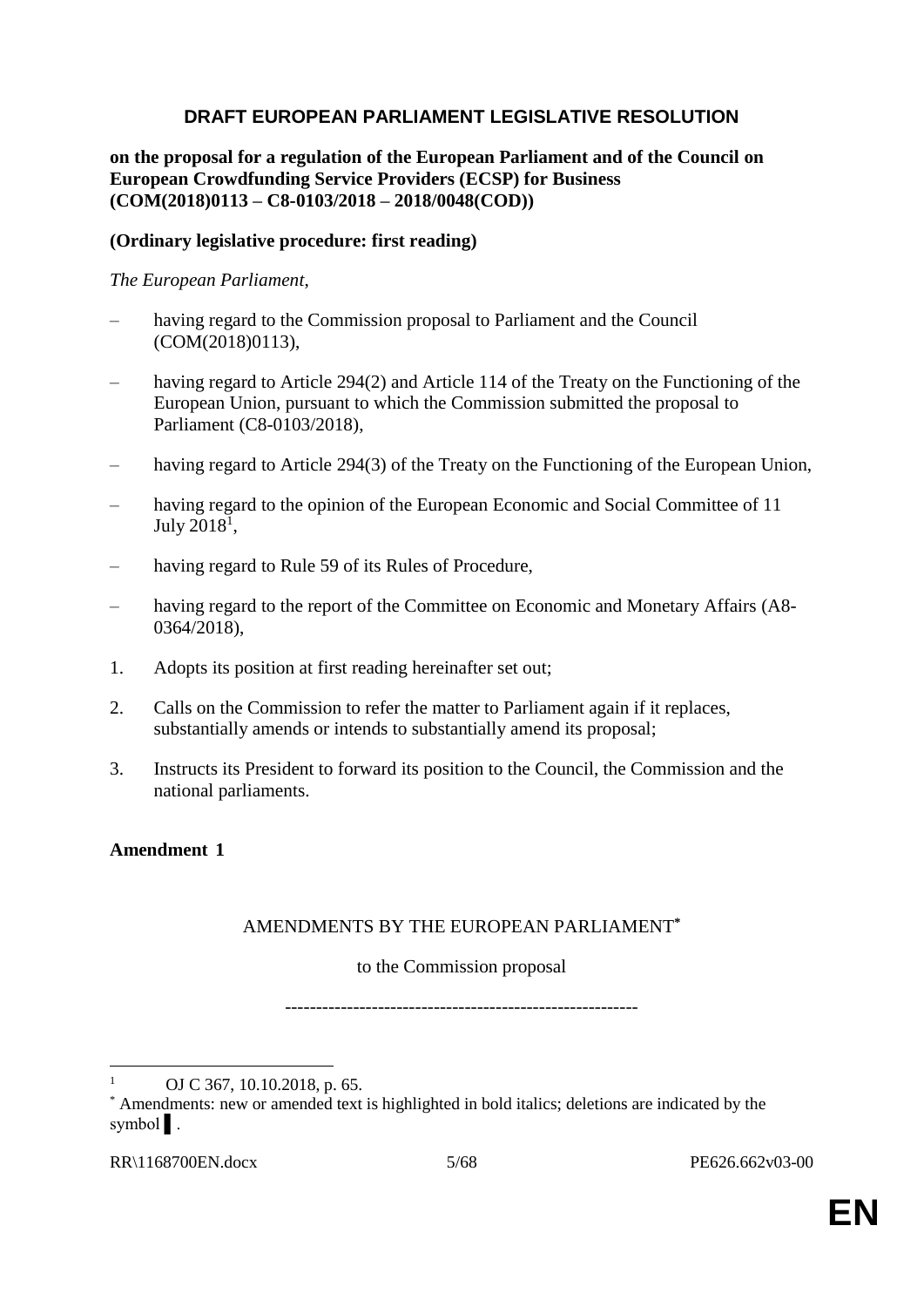# DRAFT EUROPEAN PARLIAMENT LEGISLATIVE RESOLUTION

**on the proposal for a regulation of the European Parliament and of the Council on European Crowdfunding Service Providers (ECSP) for Business (COM(2018)0113 – C8-0103/2018 – 2018/0048(COD))**

**(Ordinary legislative procedure: first reading)**

*The European Parliament*,

– having regard to the Commission proposal to Parliament and the Council (COM(2018)0113),

– having regard to Article 294(2) and Article 114 of the Treaty on the Functioning of the European Union, pursuant to which the Commission submitted the proposal to Parliament (C8-0103/2018),

– having regard to Article 294(3) of the Treaty on the Functioning of the European Union,

– having regard to the opinion of the European Economic and Social Committee of 11 July 2018[1],

– having regard to Rule 59 of its Rules of Procedure,

– having regard to the report of the Committee on Economic and Monetary Affairs (A8-0364/2018),

1. Adopts its position at first reading hereinafter set out;

2. Calls on the Commission to refer the matter to Parliament again if it replaces, substantially amends or intends to substantially amend its proposal;

3. Instructs its President to forward its position to the Council, the Commission and the national parliaments.

**Amendment 1**

AMENDMENTS BY THE EUROPEAN PARLIAMENT[*]

to the Commission proposal

---------------------------------------------------------

[1] OJ C 367, 10.10.2018, p. 65.

[*] Amendments: new or amended text is highlighted in bold italics; deletions are indicated by the symbol ▌.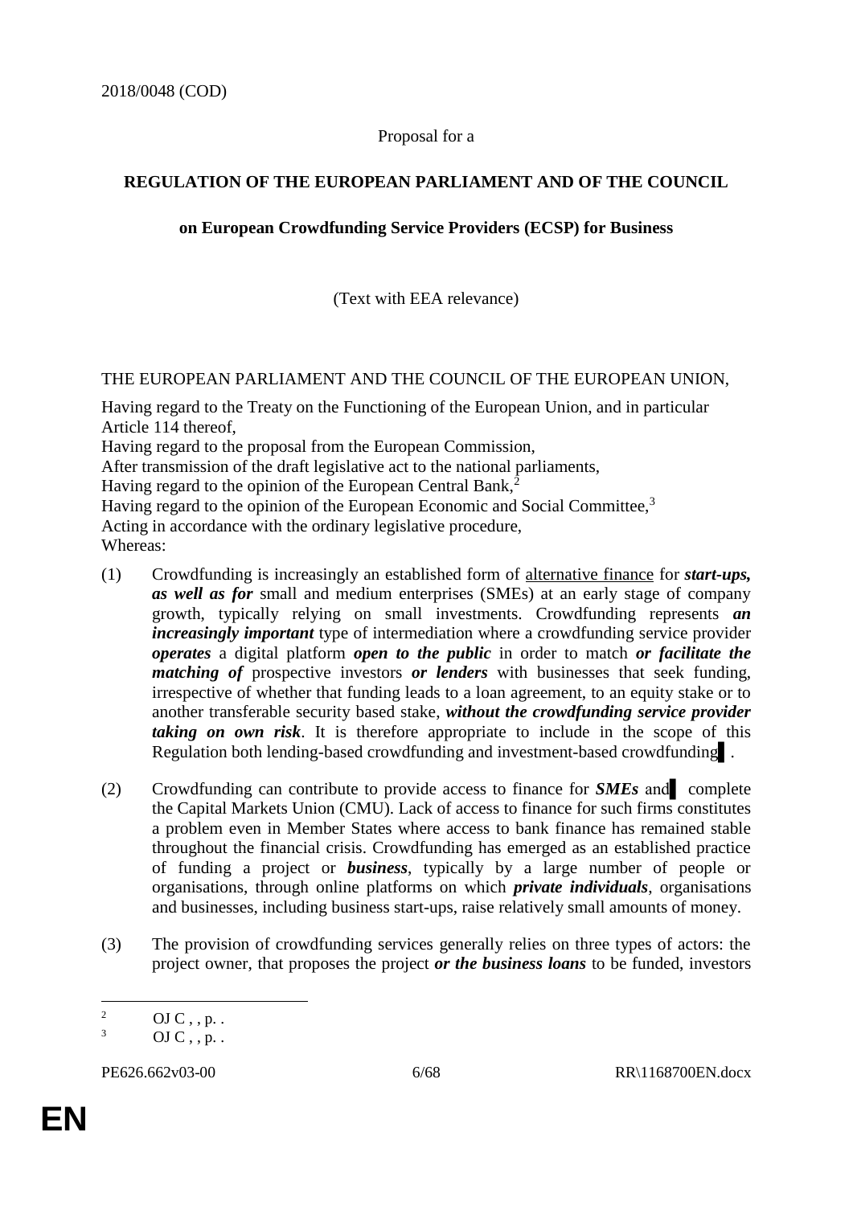2018/0048 (COD)

Proposal for a

**REGULATION OF THE EUROPEAN PARLIAMENT AND OF THE COUNCIL**

**on European Crowdfunding Service Providers (ECSP) for Business**

(Text with EEA relevance)

THE EUROPEAN PARLIAMENT AND THE COUNCIL OF THE EUROPEAN UNION,

Having regard to the Treaty on the Functioning of the European Union, and in particular Article 114 thereof,
Having regard to the proposal from the European Commission,
After transmission of the draft legislative act to the national parliaments,
Having regard to the opinion of the European Central Bank,[2]
Having regard to the opinion of the European Economic and Social Committee,[3]
Acting in accordance with the ordinary legislative procedure,
Whereas:

(1) Crowdfunding is increasingly an established form of alternative finance for ***start-ups, as well as for*** small and medium enterprises (SMEs) at an early stage of company growth, typically relying on small investments. Crowdfunding represents ***an increasingly important*** type of intermediation where a crowdfunding service provider ***operates*** a digital platform ***open to the public*** in order to match ***or facilitate the matching of*** prospective investors ***or lenders*** with businesses that seek funding, irrespective of whether that funding leads to a loan agreement, to an equity stake or to another transferable security based stake, ***without the crowdfunding service provider taking on own risk***. It is therefore appropriate to include in the scope of this Regulation both lending-based crowdfunding and investment-based crowdfunding▌.

(2) Crowdfunding can contribute to provide access to finance for ***SMEs*** and▌ complete the Capital Markets Union (CMU). Lack of access to finance for such firms constitutes a problem even in Member States where access to bank finance has remained stable throughout the financial crisis. Crowdfunding has emerged as an established practice of funding a project or ***business***, typically by a large number of people or organisations, through online platforms on which ***private individuals***, organisations and businesses, including business start-ups, raise relatively small amounts of money.

(3) The provision of crowdfunding services generally relies on three types of actors: the project owner, that proposes the project ***or the business loans*** to be funded, investors

[2] OJ C , , p. .
[3] OJ C , , p. .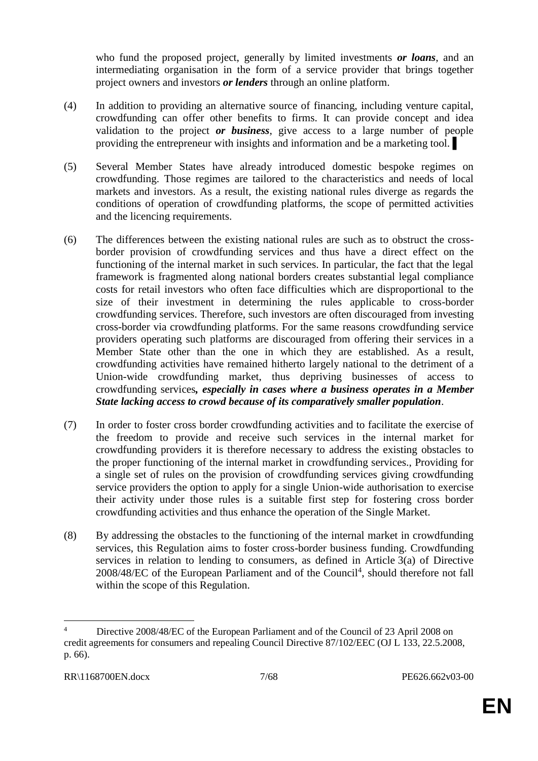who fund the proposed project, generally by limited investments ***or loans***, and an intermediating organisation in the form of a service provider that brings together project owners and investors ***or lenders*** through an online platform.

(4) In addition to providing an alternative source of financing, including venture capital, crowdfunding can offer other benefits to firms. It can provide concept and idea validation to the project ***or business***, give access to a large number of people providing the entrepreneur with insights and information and be a marketing tool. ▌

(5) Several Member States have already introduced domestic bespoke regimes on crowdfunding. Those regimes are tailored to the characteristics and needs of local markets and investors. As a result, the existing national rules diverge as regards the conditions of operation of crowdfunding platforms, the scope of permitted activities and the licencing requirements.

(6) The differences between the existing national rules are such as to obstruct the cross-border provision of crowdfunding services and thus have a direct effect on the functioning of the internal market in such services. In particular, the fact that the legal framework is fragmented along national borders creates substantial legal compliance costs for retail investors who often face difficulties which are disproportional to the size of their investment in determining the rules applicable to cross-border crowdfunding services. Therefore, such investors are often discouraged from investing cross-border via crowdfunding platforms. For the same reasons crowdfunding service providers operating such platforms are discouraged from offering their services in a Member State other than the one in which they are established. As a result, crowdfunding activities have remained hitherto largely national to the detriment of a Union-wide crowdfunding market, thus depriving businesses of access to crowdfunding services***, especially in cases where a business operates in a Member State lacking access to crowd because of its comparatively smaller population***.

(7) In order to foster cross border crowdfunding activities and to facilitate the exercise of the freedom to provide and receive such services in the internal market for crowdfunding providers it is therefore necessary to address the existing obstacles to the proper functioning of the internal market in crowdfunding services., Providing for a single set of rules on the provision of crowdfunding services giving crowdfunding service providers the option to apply for a single Union-wide authorisation to exercise their activity under those rules is a suitable first step for fostering cross border crowdfunding activities and thus enhance the operation of the Single Market.

(8) By addressing the obstacles to the functioning of the internal market in crowdfunding services, this Regulation aims to foster cross-border business funding. Crowdfunding services in relation to lending to consumers, as defined in Article 3(a) of Directive 2008/48/EC of the European Parliament and of the Council[4], should therefore not fall within the scope of this Regulation.

---

[4] Directive 2008/48/EC of the European Parliament and of the Council of 23 April 2008 on credit agreements for consumers and repealing Council Directive 87/102/EEC (OJ L 133, 22.5.2008, p. 66).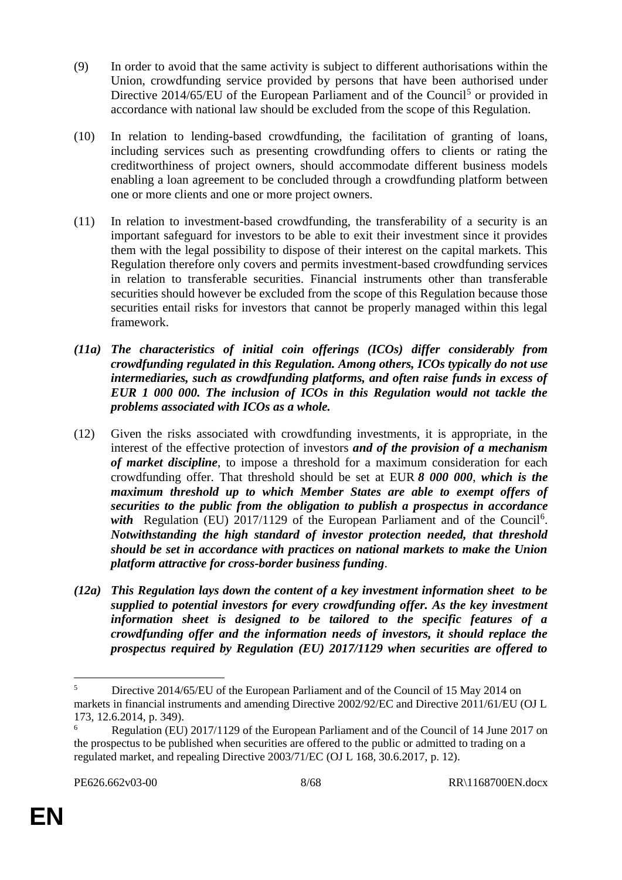(9) In order to avoid that the same activity is subject to different authorisations within the Union, crowdfunding service provided by persons that have been authorised under Directive 2014/65/EU of the European Parliament and of the Council[5] or provided in accordance with national law should be excluded from the scope of this Regulation.

(10) In relation to lending-based crowdfunding, the facilitation of granting of loans, including services such as presenting crowdfunding offers to clients or rating the creditworthiness of project owners, should accommodate different business models enabling a loan agreement to be concluded through a crowdfunding platform between one or more clients and one or more project owners.

(11) In relation to investment-based crowdfunding, the transferability of a security is an important safeguard for investors to be able to exit their investment since it provides them with the legal possibility to dispose of their interest on the capital markets. This Regulation therefore only covers and permits investment-based crowdfunding services in relation to transferable securities. Financial instruments other than transferable securities should however be excluded from the scope of this Regulation because those securities entail risks for investors that cannot be properly managed within this legal framework.

***(11a) The characteristics of initial coin offerings (ICOs) differ considerably from crowdfunding regulated in this Regulation. Among others, ICOs typically do not use intermediaries, such as crowdfunding platforms, and often raise funds in excess of EUR 1 000 000. The inclusion of ICOs in this Regulation would not tackle the problems associated with ICOs as a whole.***

(12) Given the risks associated with crowdfunding investments, it is appropriate, in the interest of the effective protection of investors ***and of the provision of a mechanism of market discipline***, to impose a threshold for a maximum consideration for each crowdfunding offer. That threshold should be set at EUR ***8 000 000***, ***which is the maximum threshold up to which Member States are able to exempt offers of securities to the public from the obligation to publish a prospectus in accordance with*** Regulation (EU) 2017/1129 of the European Parliament and of the Council[6]. ***Notwithstanding the high standard of investor protection needed, that threshold should be set in accordance with practices on national markets to make the Union platform attractive for cross-border business funding***.

***(12a) This Regulation lays down the content of a key investment information sheet to be supplied to potential investors for every crowdfunding offer. As the key investment information sheet is designed to be tailored to the specific features of a crowdfunding offer and the information needs of investors, it should replace the prospectus required by Regulation (EU) 2017/1129 when securities are offered to***

---

[5] Directive 2014/65/EU of the European Parliament and of the Council of 15 May 2014 on markets in financial instruments and amending Directive 2002/92/EC and Directive 2011/61/EU (OJ L 173, 12.6.2014, p. 349).

[6] Regulation (EU) 2017/1129 of the European Parliament and of the Council of 14 June 2017 on the prospectus to be published when securities are offered to the public or admitted to trading on a regulated market, and repealing Directive 2003/71/EC (OJ L 168, 30.6.2017, p. 12).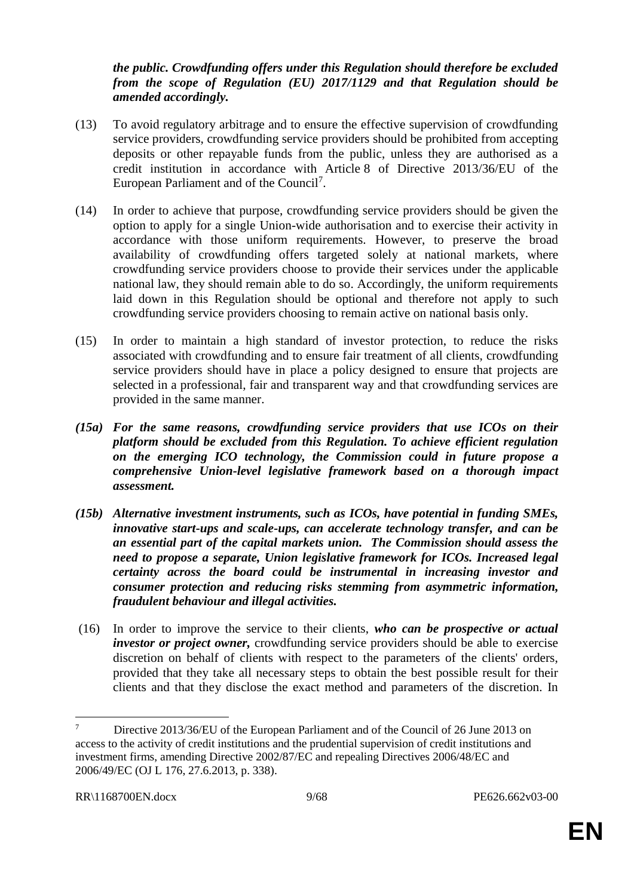***the public. Crowdfunding offers under this Regulation should therefore be excluded from the scope of Regulation (EU) 2017/1129 and that Regulation should be amended accordingly.***

(13) To avoid regulatory arbitrage and to ensure the effective supervision of crowdfunding service providers, crowdfunding service providers should be prohibited from accepting deposits or other repayable funds from the public, unless they are authorised as a credit institution in accordance with Article 8 of Directive 2013/36/EU of the European Parliament and of the Council[7].

(14) In order to achieve that purpose, crowdfunding service providers should be given the option to apply for a single Union-wide authorisation and to exercise their activity in accordance with those uniform requirements. However, to preserve the broad availability of crowdfunding offers targeted solely at national markets, where crowdfunding service providers choose to provide their services under the applicable national law, they should remain able to do so. Accordingly, the uniform requirements laid down in this Regulation should be optional and therefore not apply to such crowdfunding service providers choosing to remain active on national basis only.

(15) In order to maintain a high standard of investor protection, to reduce the risks associated with crowdfunding and to ensure fair treatment of all clients, crowdfunding service providers should have in place a policy designed to ensure that projects are selected in a professional, fair and transparent way and that crowdfunding services are provided in the same manner.

***(15a) For the same reasons, crowdfunding service providers that use ICOs on their platform should be excluded from this Regulation. To achieve efficient regulation on the emerging ICO technology, the Commission could in future propose a comprehensive Union-level legislative framework based on a thorough impact assessment.***

***(15b) Alternative investment instruments, such as ICOs, have potential in funding SMEs, innovative start-ups and scale-ups, can accelerate technology transfer, and can be an essential part of the capital markets union. The Commission should assess the need to propose a separate, Union legislative framework for ICOs. Increased legal certainty across the board could be instrumental in increasing investor and consumer protection and reducing risks stemming from asymmetric information, fraudulent behaviour and illegal activities.***

(16) In order to improve the service to their clients, ***who can be prospective or actual investor or project owner,*** crowdfunding service providers should be able to exercise discretion on behalf of clients with respect to the parameters of the clients' orders, provided that they take all necessary steps to obtain the best possible result for their clients and that they disclose the exact method and parameters of the discretion. In

---

[7] Directive 2013/36/EU of the European Parliament and of the Council of 26 June 2013 on access to the activity of credit institutions and the prudential supervision of credit institutions and investment firms, amending Directive 2002/87/EC and repealing Directives 2006/48/EC and 2006/49/EC (OJ L 176, 27.6.2013, p. 338).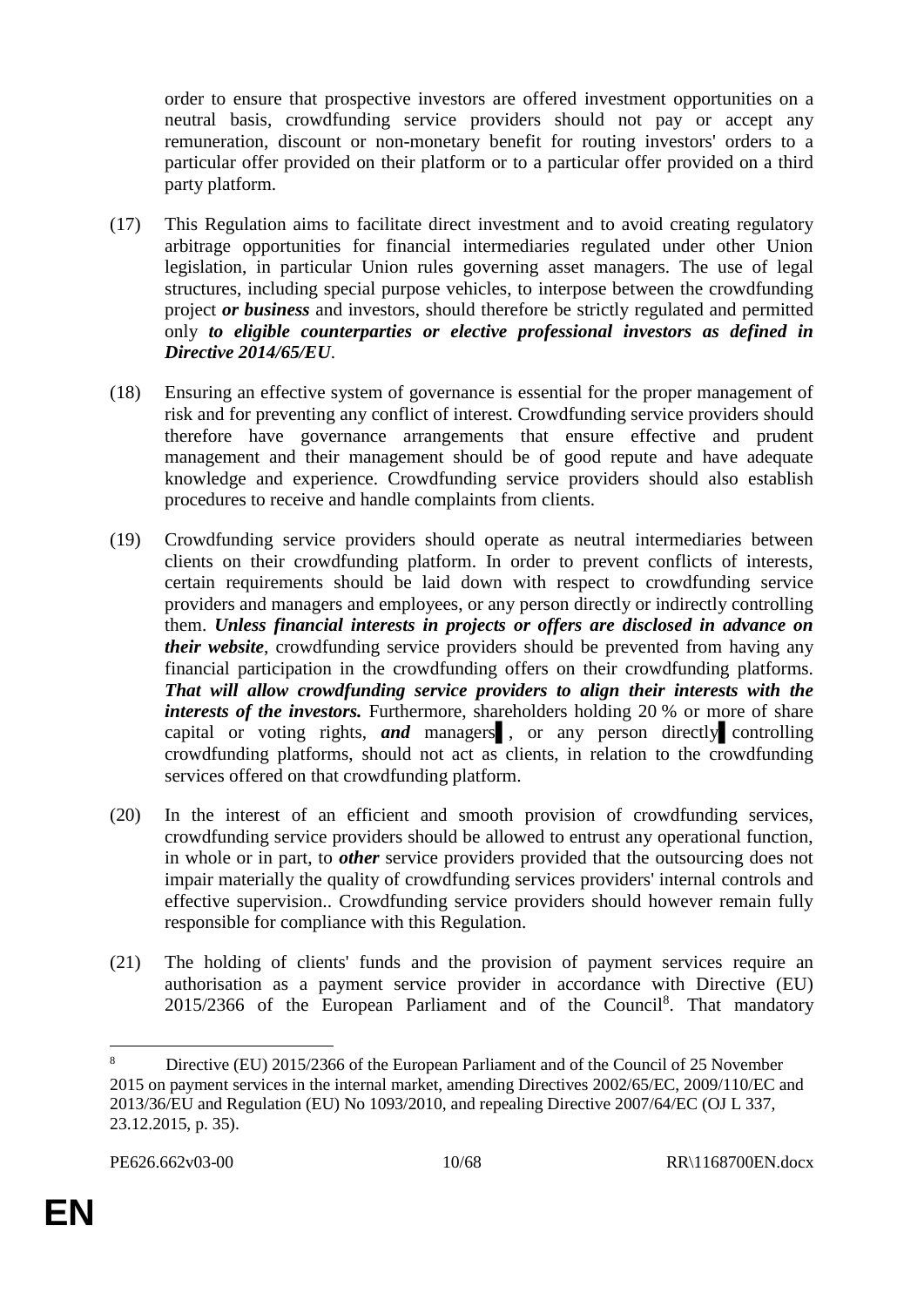order to ensure that prospective investors are offered investment opportunities on a neutral basis, crowdfunding service providers should not pay or accept any remuneration, discount or non-monetary benefit for routing investors' orders to a particular offer provided on their platform or to a particular offer provided on a third party platform.

(17) This Regulation aims to facilitate direct investment and to avoid creating regulatory arbitrage opportunities for financial intermediaries regulated under other Union legislation, in particular Union rules governing asset managers. The use of legal structures, including special purpose vehicles, to interpose between the crowdfunding project ***or business*** and investors, should therefore be strictly regulated and permitted only ***to eligible counterparties or elective professional investors as defined in Directive 2014/65/EU***.

(18) Ensuring an effective system of governance is essential for the proper management of risk and for preventing any conflict of interest. Crowdfunding service providers should therefore have governance arrangements that ensure effective and prudent management and their management should be of good repute and have adequate knowledge and experience. Crowdfunding service providers should also establish procedures to receive and handle complaints from clients.

(19) Crowdfunding service providers should operate as neutral intermediaries between clients on their crowdfunding platform. In order to prevent conflicts of interests, certain requirements should be laid down with respect to crowdfunding service providers and managers and employees, or any person directly or indirectly controlling them. ***Unless financial interests in projects or offers are disclosed in advance on their website***, crowdfunding service providers should be prevented from having any financial participation in the crowdfunding offers on their crowdfunding platforms. ***That will allow crowdfunding service providers to align their interests with the interests of the investors.*** Furthermore, shareholders holding 20 % or more of share capital or voting rights, ***and*** managers ▌, or any person directly ▌controlling crowdfunding platforms, should not act as clients, in relation to the crowdfunding services offered on that crowdfunding platform.

(20) In the interest of an efficient and smooth provision of crowdfunding services, crowdfunding service providers should be allowed to entrust any operational function, in whole or in part, to ***other*** service providers provided that the outsourcing does not impair materially the quality of crowdfunding services providers' internal controls and effective supervision.. Crowdfunding service providers should however remain fully responsible for compliance with this Regulation.

(21) The holding of clients' funds and the provision of payment services require an authorisation as a payment service provider in accordance with Directive (EU) 2015/2366 of the European Parliament and of the Council[8]. That mandatory

[8] Directive (EU) 2015/2366 of the European Parliament and of the Council of 25 November 2015 on payment services in the internal market, amending Directives 2002/65/EC, 2009/110/EC and 2013/36/EU and Regulation (EU) No 1093/2010, and repealing Directive 2007/64/EC (OJ L 337, 23.12.2015, p. 35).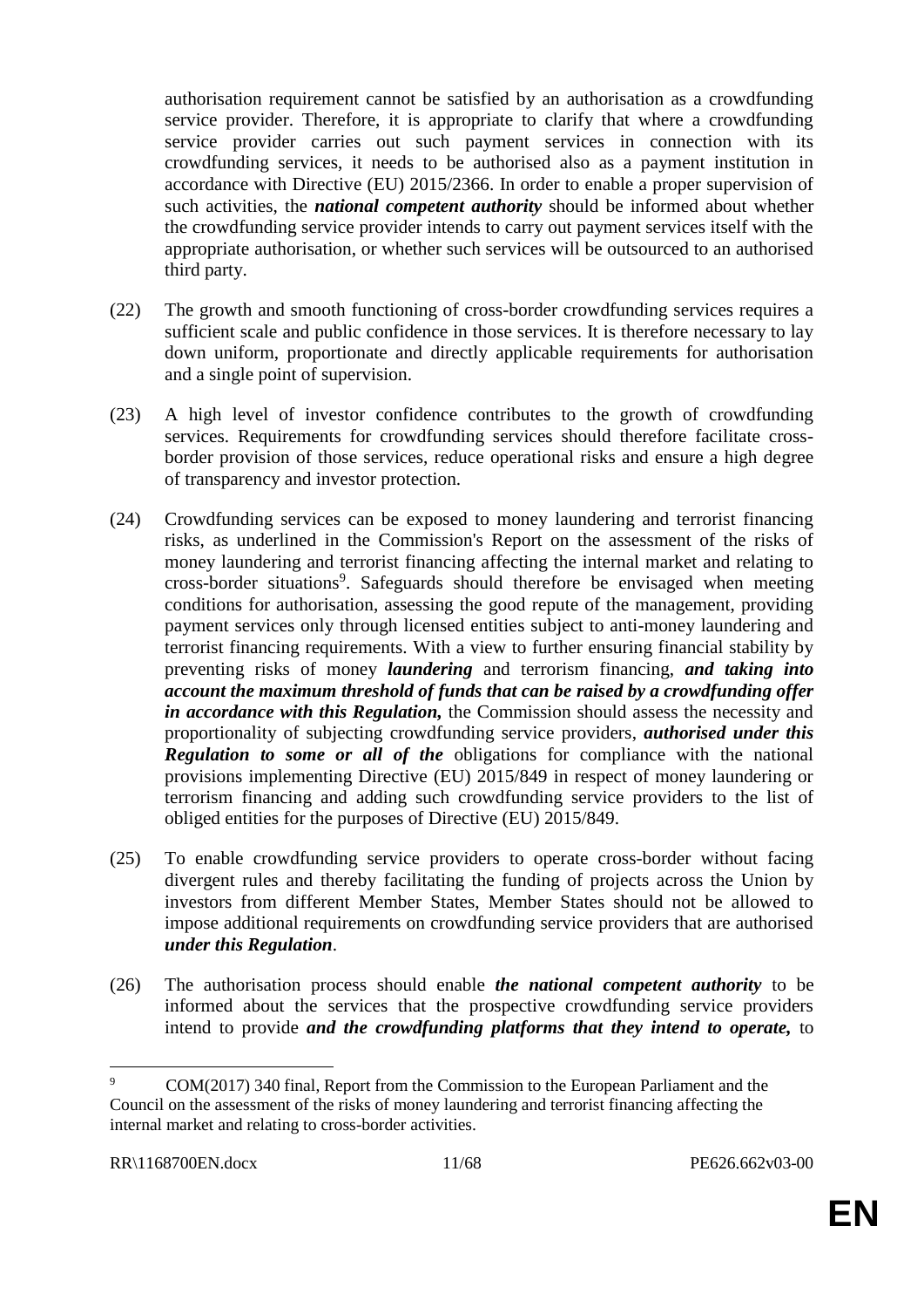authorisation requirement cannot be satisfied by an authorisation as a crowdfunding service provider. Therefore, it is appropriate to clarify that where a crowdfunding service provider carries out such payment services in connection with its crowdfunding services, it needs to be authorised also as a payment institution in accordance with Directive (EU) 2015/2366. In order to enable a proper supervision of such activities, the ***national competent authority*** should be informed about whether the crowdfunding service provider intends to carry out payment services itself with the appropriate authorisation, or whether such services will be outsourced to an authorised third party.

(22) The growth and smooth functioning of cross-border crowdfunding services requires a sufficient scale and public confidence in those services. It is therefore necessary to lay down uniform, proportionate and directly applicable requirements for authorisation and a single point of supervision.

(23) A high level of investor confidence contributes to the growth of crowdfunding services. Requirements for crowdfunding services should therefore facilitate cross-border provision of those services, reduce operational risks and ensure a high degree of transparency and investor protection.

(24) Crowdfunding services can be exposed to money laundering and terrorist financing risks, as underlined in the Commission's Report on the assessment of the risks of money laundering and terrorist financing affecting the internal market and relating to cross-border situations[9]. Safeguards should therefore be envisaged when meeting conditions for authorisation, assessing the good repute of the management, providing payment services only through licensed entities subject to anti-money laundering and terrorist financing requirements. With a view to further ensuring financial stability by preventing risks of money ***laundering*** and terrorism financing, ***and taking into account the maximum threshold of funds that can be raised by a crowdfunding offer in accordance with this Regulation,*** the Commission should assess the necessity and proportionality of subjecting crowdfunding service providers, ***authorised under this Regulation to some or all of the*** obligations for compliance with the national provisions implementing Directive (EU) 2015/849 in respect of money laundering or terrorism financing and adding such crowdfunding service providers to the list of obliged entities for the purposes of Directive (EU) 2015/849.

(25) To enable crowdfunding service providers to operate cross-border without facing divergent rules and thereby facilitating the funding of projects across the Union by investors from different Member States, Member States should not be allowed to impose additional requirements on crowdfunding service providers that are authorised ***under this Regulation***.

(26) The authorisation process should enable ***the national competent authority*** to be informed about the services that the prospective crowdfunding service providers intend to provide ***and the crowdfunding platforms that they intend to operate,*** to

[9] COM(2017) 340 final, Report from the Commission to the European Parliament and the Council on the assessment of the risks of money laundering and terrorist financing affecting the internal market and relating to cross-border activities.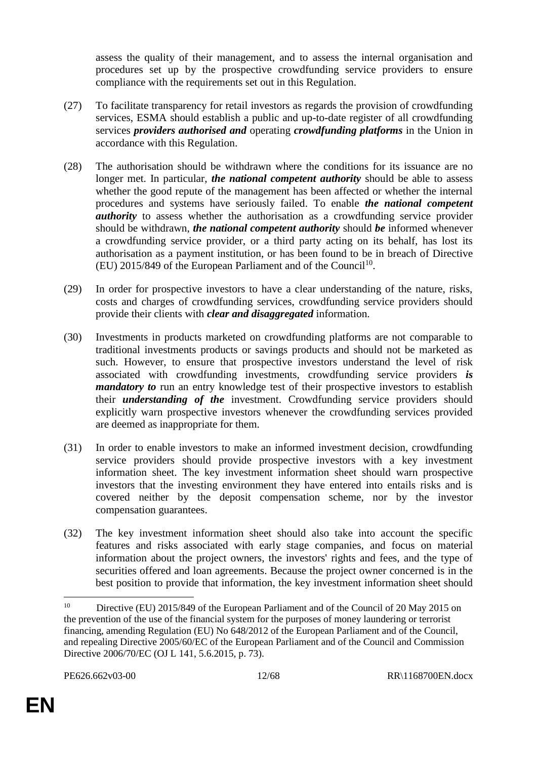assess the quality of their management, and to assess the internal organisation and procedures set up by the prospective crowdfunding service providers to ensure compliance with the requirements set out in this Regulation.

(27) To facilitate transparency for retail investors as regards the provision of crowdfunding services, ESMA should establish a public and up-to-date register of all crowdfunding services ***providers authorised and*** operating ***crowdfunding platforms*** in the Union in accordance with this Regulation.

(28) The authorisation should be withdrawn where the conditions for its issuance are no longer met. In particular, ***the national competent authority*** should be able to assess whether the good repute of the management has been affected or whether the internal procedures and systems have seriously failed. To enable ***the national competent authority*** to assess whether the authorisation as a crowdfunding service provider should be withdrawn, ***the national competent authority*** should ***be*** informed whenever a crowdfunding service provider, or a third party acting on its behalf, has lost its authorisation as a payment institution, or has been found to be in breach of Directive (EU) 2015/849 of the European Parliament and of the Council[10].

(29) In order for prospective investors to have a clear understanding of the nature, risks, costs and charges of crowdfunding services, crowdfunding service providers should provide their clients with ***clear and disaggregated*** information.

(30) Investments in products marketed on crowdfunding platforms are not comparable to traditional investments products or savings products and should not be marketed as such. However, to ensure that prospective investors understand the level of risk associated with crowdfunding investments, crowdfunding service providers ***is mandatory to*** run an entry knowledge test of their prospective investors to establish their ***understanding of the*** investment. Crowdfunding service providers should explicitly warn prospective investors whenever the crowdfunding services provided are deemed as inappropriate for them.

(31) In order to enable investors to make an informed investment decision, crowdfunding service providers should provide prospective investors with a key investment information sheet. The key investment information sheet should warn prospective investors that the investing environment they have entered into entails risks and is covered neither by the deposit compensation scheme, nor by the investor compensation guarantees.

(32) The key investment information sheet should also take into account the specific features and risks associated with early stage companies, and focus on material information about the project owners, the investors' rights and fees, and the type of securities offered and loan agreements. Because the project owner concerned is in the best position to provide that information, the key investment information sheet should

---

[10] Directive (EU) 2015/849 of the European Parliament and of the Council of 20 May 2015 on the prevention of the use of the financial system for the purposes of money laundering or terrorist financing, amending Regulation (EU) No 648/2012 of the European Parliament and of the Council, and repealing Directive 2005/60/EC of the European Parliament and of the Council and Commission Directive 2006/70/EC (OJ L 141, 5.6.2015, p. 73).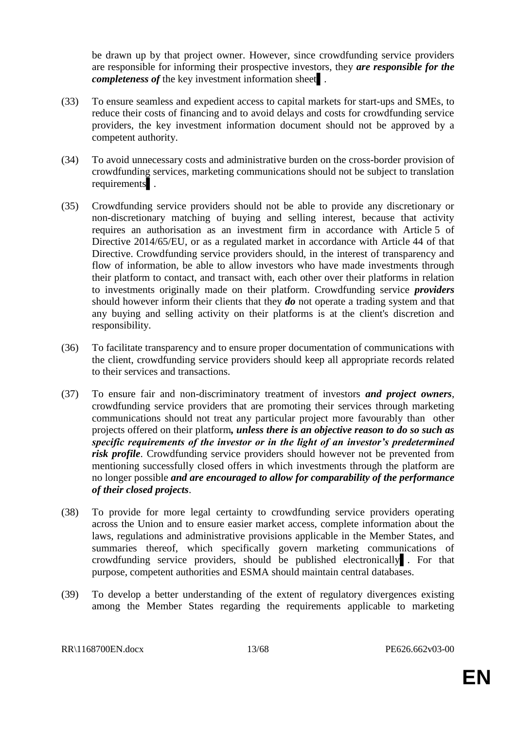be drawn up by that project owner. However, since crowdfunding service providers are responsible for informing their prospective investors, they ***are responsible for the completeness of*** the key investment information sheet ▌.

(33) To ensure seamless and expedient access to capital markets for start-ups and SMEs, to reduce their costs of financing and to avoid delays and costs for crowdfunding service providers, the key investment information document should not be approved by a competent authority.

(34) To avoid unnecessary costs and administrative burden on the cross-border provision of crowdfunding services, marketing communications should not be subject to translation requirements ▌.

(35) Crowdfunding service providers should not be able to provide any discretionary or non-discretionary matching of buying and selling interest, because that activity requires an authorisation as an investment firm in accordance with Article 5 of Directive 2014/65/EU, or as a regulated market in accordance with Article 44 of that Directive. Crowdfunding service providers should, in the interest of transparency and flow of information, be able to allow investors who have made investments through their platform to contact, and transact with, each other over their platforms in relation to investments originally made on their platform. Crowdfunding service ***providers*** should however inform their clients that they ***do*** not operate a trading system and that any buying and selling activity on their platforms is at the client's discretion and responsibility.

(36) To facilitate transparency and to ensure proper documentation of communications with the client, crowdfunding service providers should keep all appropriate records related to their services and transactions.

(37) To ensure fair and non-discriminatory treatment of investors ***and project owners***, crowdfunding service providers that are promoting their services through marketing communications should not treat any particular project more favourably than other projects offered on their platform***, unless there is an objective reason to do so such as specific requirements of the investor or in the light of an investor's predetermined risk profile***. Crowdfunding service providers should however not be prevented from mentioning successfully closed offers in which investments through the platform are no longer possible ***and are encouraged to allow for comparability of the performance of their closed projects***.

(38) To provide for more legal certainty to crowdfunding service providers operating across the Union and to ensure easier market access, complete information about the laws, regulations and administrative provisions applicable in the Member States, and summaries thereof, which specifically govern marketing communications of crowdfunding service providers, should be published electronically ▌. For that purpose, competent authorities and ESMA should maintain central databases.

(39) To develop a better understanding of the extent of regulatory divergences existing among the Member States regarding the requirements applicable to marketing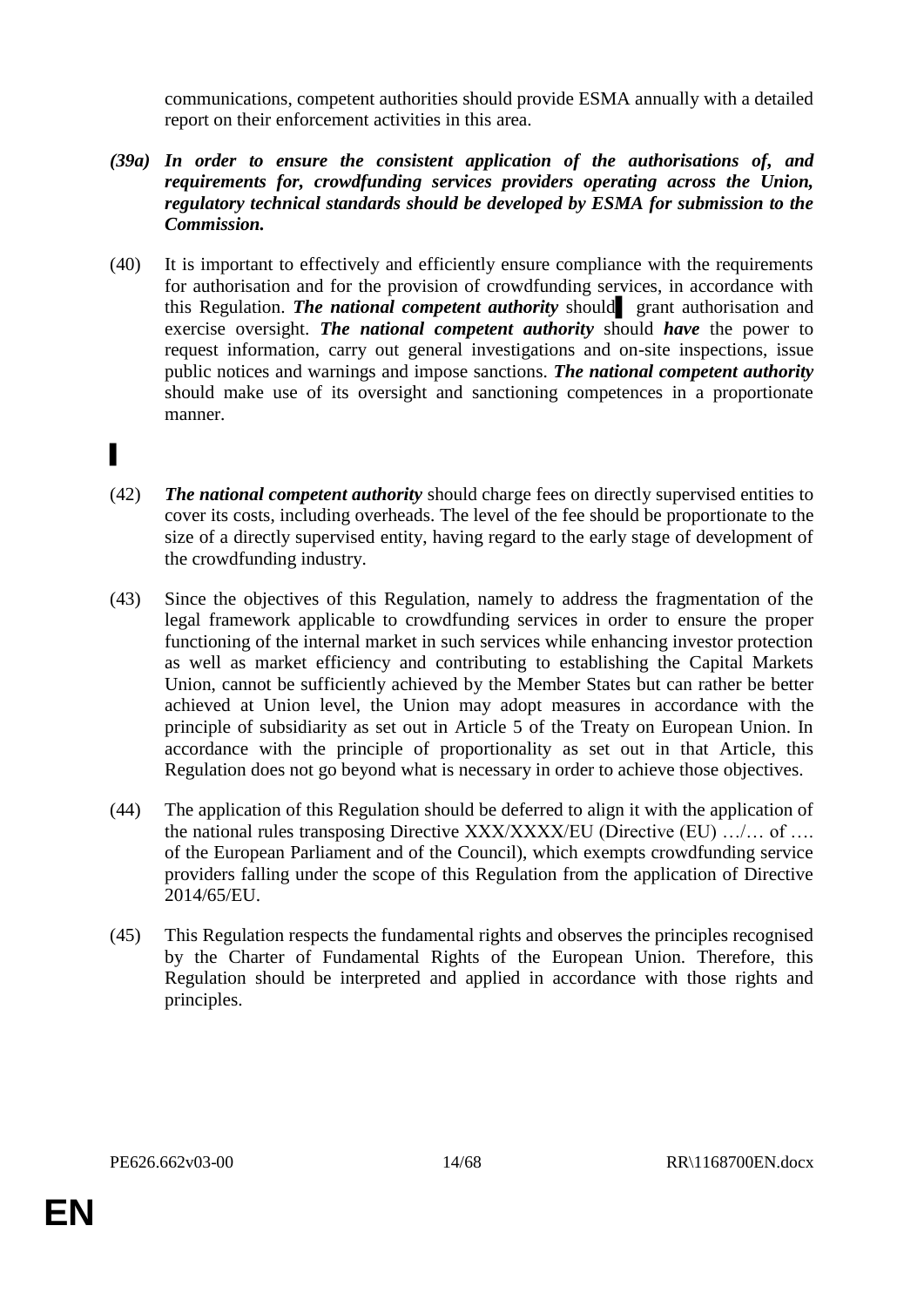communications, competent authorities should provide ESMA annually with a detailed report on their enforcement activities in this area.

***(39a) In order to ensure the consistent application of the authorisations of, and requirements for, crowdfunding services providers operating across the Union, regulatory technical standards should be developed by ESMA for submission to the Commission.***

(40) It is important to effectively and efficiently ensure compliance with the requirements for authorisation and for the provision of crowdfunding services, in accordance with this Regulation. ***The national competent authority*** should ▌ grant authorisation and exercise oversight. ***The national competent authority*** should ***have*** the power to request information, carry out general investigations and on-site inspections, issue public notices and warnings and impose sanctions. ***The national competent authority*** should make use of its oversight and sanctioning competences in a proportionate manner.

▌

(42) ***The national competent authority*** should charge fees on directly supervised entities to cover its costs, including overheads. The level of the fee should be proportionate to the size of a directly supervised entity, having regard to the early stage of development of the crowdfunding industry.

(43) Since the objectives of this Regulation, namely to address the fragmentation of the legal framework applicable to crowdfunding services in order to ensure the proper functioning of the internal market in such services while enhancing investor protection as well as market efficiency and contributing to establishing the Capital Markets Union, cannot be sufficiently achieved by the Member States but can rather be better achieved at Union level, the Union may adopt measures in accordance with the principle of subsidiarity as set out in Article 5 of the Treaty on European Union. In accordance with the principle of proportionality as set out in that Article, this Regulation does not go beyond what is necessary in order to achieve those objectives.

(44) The application of this Regulation should be deferred to align it with the application of the national rules transposing Directive XXX/XXXX/EU (Directive (EU) …/… of …. of the European Parliament and of the Council), which exempts crowdfunding service providers falling under the scope of this Regulation from the application of Directive 2014/65/EU.

(45) This Regulation respects the fundamental rights and observes the principles recognised by the Charter of Fundamental Rights of the European Union. Therefore, this Regulation should be interpreted and applied in accordance with those rights and principles.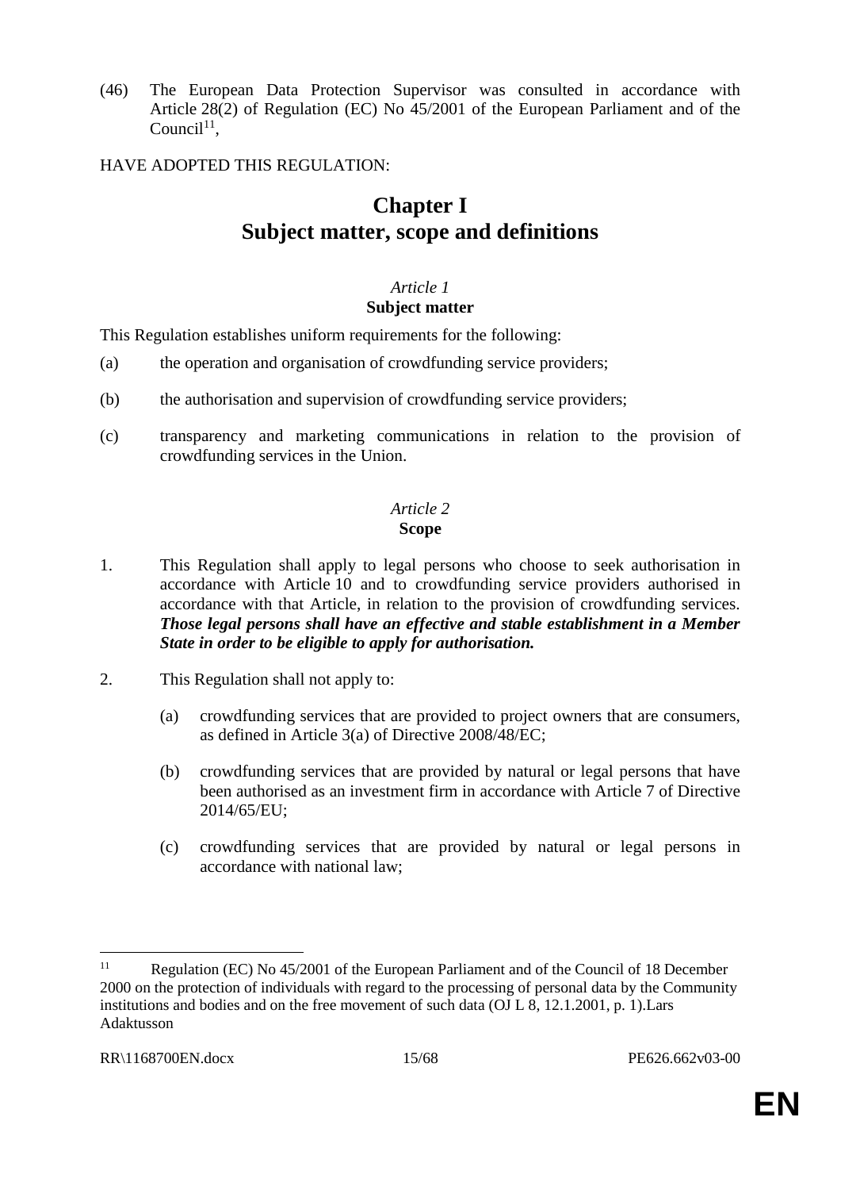(46) The European Data Protection Supervisor was consulted in accordance with Article 28(2) of Regulation (EC) No 45/2001 of the European Parliament and of the Council[11],

HAVE ADOPTED THIS REGULATION:

# Chapter I
# Subject matter, scope and definitions

*Article 1*
**Subject matter**

This Regulation establishes uniform requirements for the following:

(a) the operation and organisation of crowdfunding service providers;

(b) the authorisation and supervision of crowdfunding service providers;

(c) transparency and marketing communications in relation to the provision of crowdfunding services in the Union.

*Article 2*
**Scope**

1. This Regulation shall apply to legal persons who choose to seek authorisation in accordance with Article 10 and to crowdfunding service providers authorised in accordance with that Article, in relation to the provision of crowdfunding services. ***Those legal persons shall have an effective and stable establishment in a Member State in order to be eligible to apply for authorisation.***

2. This Regulation shall not apply to:

   (a) crowdfunding services that are provided to project owners that are consumers, as defined in Article 3(a) of Directive 2008/48/EC;

   (b) crowdfunding services that are provided by natural or legal persons that have been authorised as an investment firm in accordance with Article 7 of Directive 2014/65/EU;

   (c) crowdfunding services that are provided by natural or legal persons in accordance with national law;

---

[11] Regulation (EC) No 45/2001 of the European Parliament and of the Council of 18 December 2000 on the protection of individuals with regard to the processing of personal data by the Community institutions and bodies and on the free movement of such data (OJ L 8, 12.1.2001, p. 1).Lars Adaktusson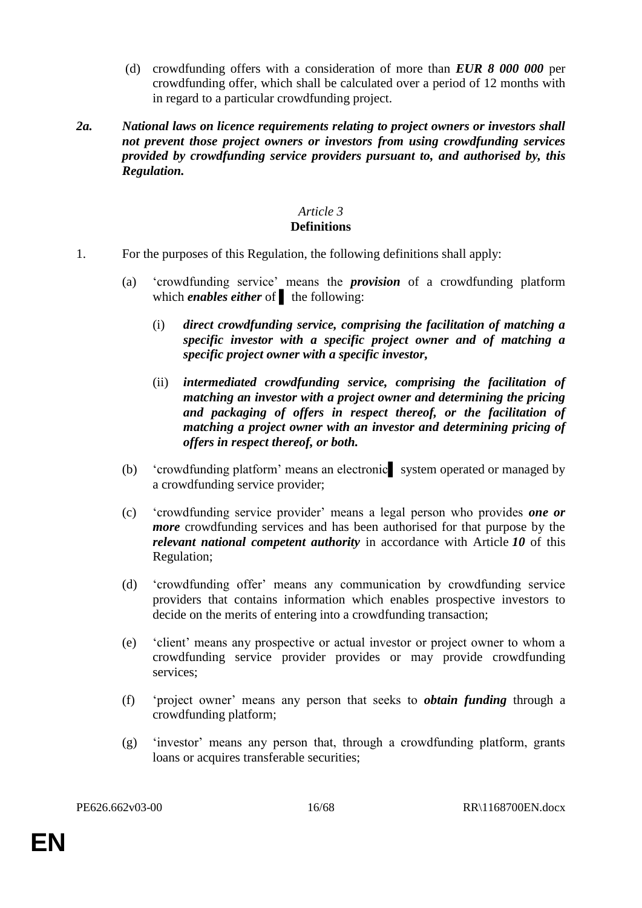(d) crowdfunding offers with a consideration of more than ***EUR 8 000 000*** per crowdfunding offer, which shall be calculated over a period of 12 months with in regard to a particular crowdfunding project.

***2a. National laws on licence requirements relating to project owners or investors shall not prevent those project owners or investors from using crowdfunding services provided by crowdfunding service providers pursuant to, and authorised by, this Regulation.***

*Article 3*
**Definitions**

1. For the purposes of this Regulation, the following definitions shall apply:

   (a) 'crowdfunding service' means the ***provision*** of a crowdfunding platform which ***enables either*** of ▌ the following:

      (i) ***direct crowdfunding service, comprising the facilitation of matching a specific investor with a specific project owner and of matching a specific project owner with a specific investor,***

      (ii) ***intermediated crowdfunding service, comprising the facilitation of matching an investor with a project owner and determining the pricing and packaging of offers in respect thereof, or the facilitation of matching a project owner with an investor and determining pricing of offers in respect thereof, or both.***

   (b) 'crowdfunding platform' means an electronic▌ system operated or managed by a crowdfunding service provider;

   (c) 'crowdfunding service provider' means a legal person who provides ***one or more*** crowdfunding services and has been authorised for that purpose by the ***relevant national competent authority*** in accordance with Article ***10*** of this Regulation;

   (d) 'crowdfunding offer' means any communication by crowdfunding service providers that contains information which enables prospective investors to decide on the merits of entering into a crowdfunding transaction;

   (e) 'client' means any prospective or actual investor or project owner to whom a crowdfunding service provider provides or may provide crowdfunding services;

   (f) 'project owner' means any person that seeks to ***obtain funding*** through a crowdfunding platform;

   (g) 'investor' means any person that, through a crowdfunding platform, grants loans or acquires transferable securities;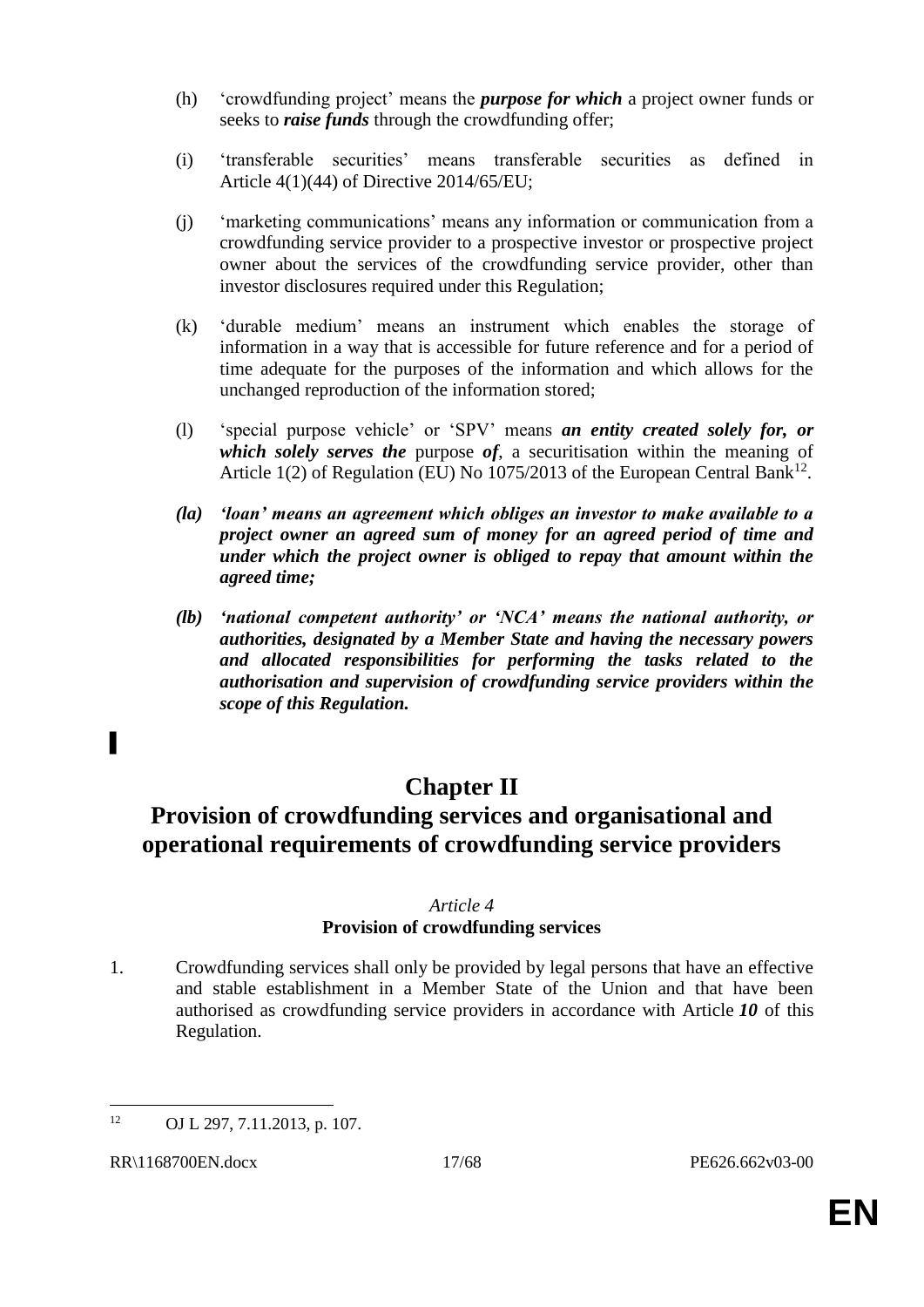(h) 'crowdfunding project' means the ***purpose for which*** a project owner funds or seeks to ***raise funds*** through the crowdfunding offer;

(i) 'transferable securities' means transferable securities as defined in Article 4(1)(44) of Directive 2014/65/EU;

(j) 'marketing communications' means any information or communication from a crowdfunding service provider to a prospective investor or prospective project owner about the services of the crowdfunding service provider, other than investor disclosures required under this Regulation;

(k) 'durable medium' means an instrument which enables the storage of information in a way that is accessible for future reference and for a period of time adequate for the purposes of the information and which allows for the unchanged reproduction of the information stored;

(l) 'special purpose vehicle' or 'SPV' means ***an entity created solely for, or which solely serves the*** purpose ***of***, a securitisation within the meaning of Article 1(2) of Regulation (EU) No 1075/2013 of the European Central Bank[12].

***(la) 'loan' means an agreement which obliges an investor to make available to a project owner an agreed sum of money for an agreed period of time and under which the project owner is obliged to repay that amount within the agreed time;***

***(lb) 'national competent authority' or 'NCA' means the national authority, or authorities, designated by a Member State and having the necessary powers and allocated responsibilities for performing the tasks related to the authorisation and supervision of crowdfunding service providers within the scope of this Regulation.***

▌

## Chapter II

## Provision of crowdfunding services and organisational and operational requirements of crowdfunding service providers

### *Article 4*

### Provision of crowdfunding services

1. Crowdfunding services shall only be provided by legal persons that have an effective and stable establishment in a Member State of the Union and that have been authorised as crowdfunding service providers in accordance with Article ***10*** of this Regulation.

---

[12] OJ L 297, 7.11.2013, p. 107.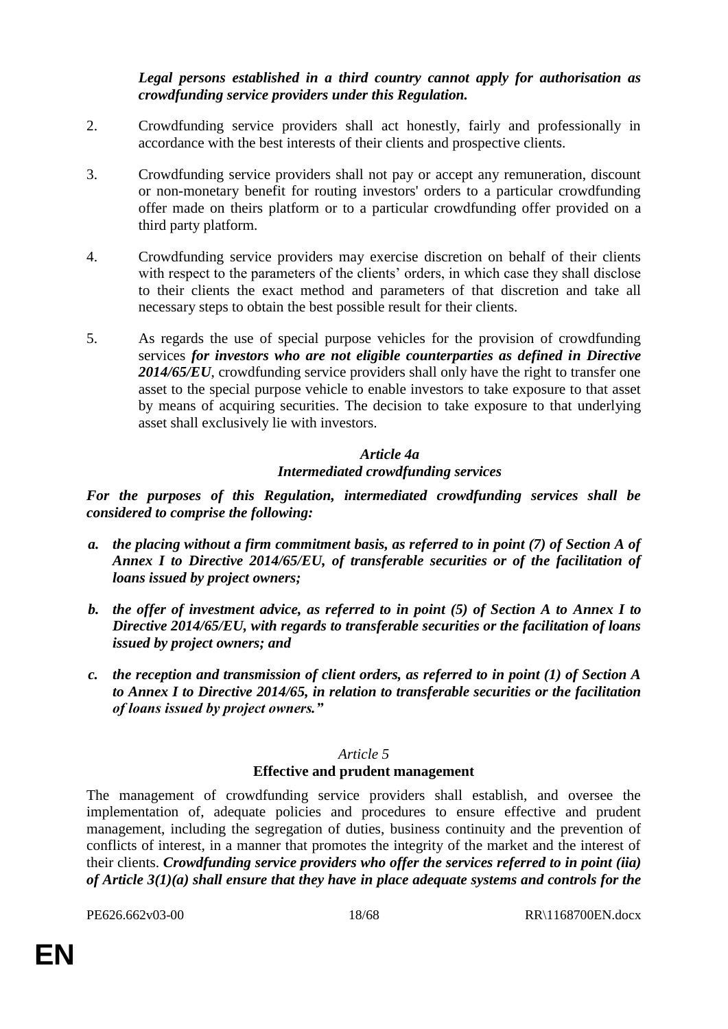***Legal persons established in a third country cannot apply for authorisation as crowdfunding service providers under this Regulation.***

2. Crowdfunding service providers shall act honestly, fairly and professionally in accordance with the best interests of their clients and prospective clients.

3. Crowdfunding service providers shall not pay or accept any remuneration, discount or non-monetary benefit for routing investors' orders to a particular crowdfunding offer made on theirs platform or to a particular crowdfunding offer provided on a third party platform.

4. Crowdfunding service providers may exercise discretion on behalf of their clients with respect to the parameters of the clients' orders, in which case they shall disclose to their clients the exact method and parameters of that discretion and take all necessary steps to obtain the best possible result for their clients.

5. As regards the use of special purpose vehicles for the provision of crowdfunding services ***for investors who are not eligible counterparties as defined in Directive 2014/65/EU***, crowdfunding service providers shall only have the right to transfer one asset to the special purpose vehicle to enable investors to take exposure to that asset by means of acquiring securities. The decision to take exposure to that underlying asset shall exclusively lie with investors.

***Article 4a***
***Intermediated crowdfunding services***

***For the purposes of this Regulation, intermediated crowdfunding services shall be considered to comprise the following:***

***a. the placing without a firm commitment basis, as referred to in point (7) of Section A of Annex I to Directive 2014/65/EU, of transferable securities or of the facilitation of loans issued by project owners;***

***b. the offer of investment advice, as referred to in point (5) of Section A to Annex I to Directive 2014/65/EU, with regards to transferable securities or the facilitation of loans issued by project owners; and***

***c. the reception and transmission of client orders, as referred to in point (1) of Section A to Annex I to Directive 2014/65, in relation to transferable securities or the facilitation of loans issued by project owners."***

*Article 5*
**Effective and prudent management**

The management of crowdfunding service providers shall establish, and oversee the implementation of, adequate policies and procedures to ensure effective and prudent management, including the segregation of duties, business continuity and the prevention of conflicts of interest, in a manner that promotes the integrity of the market and the interest of their clients. ***Crowdfunding service providers who offer the services referred to in point (iia) of Article 3(1)(a) shall ensure that they have in place adequate systems and controls for the***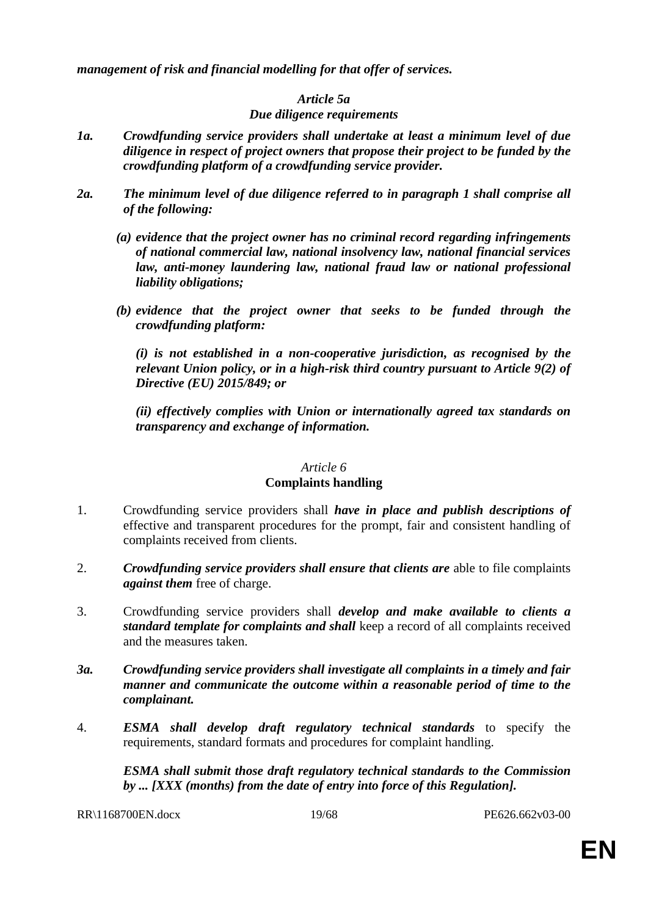***management of risk and financial modelling for that offer of services.***

***Article 5a***
***Due diligence requirements***

***1a. Crowdfunding service providers shall undertake at least a minimum level of due diligence in respect of project owners that propose their project to be funded by the crowdfunding platform of a crowdfunding service provider.***

***2a. The minimum level of due diligence referred to in paragraph 1 shall comprise all of the following:***

***(a) evidence that the project owner has no criminal record regarding infringements of national commercial law, national insolvency law, national financial services law, anti-money laundering law, national fraud law or national professional liability obligations;***

***(b) evidence that the project owner that seeks to be funded through the crowdfunding platform:***

***(i) is not established in a non-cooperative jurisdiction, as recognised by the relevant Union policy, or in a high-risk third country pursuant to Article 9(2) of Directive (EU) 2015/849; or***

***(ii) effectively complies with Union or internationally agreed tax standards on transparency and exchange of information.***

*Article 6*
**Complaints handling**

1. Crowdfunding service providers shall ***have in place and publish descriptions of*** effective and transparent procedures for the prompt, fair and consistent handling of complaints received from clients.

2. ***Crowdfunding service providers shall ensure that clients are*** able to file complaints ***against them*** free of charge.

3. Crowdfunding service providers shall ***develop and make available to clients a standard template for complaints and shall*** keep a record of all complaints received and the measures taken.

***3a. Crowdfunding service providers shall investigate all complaints in a timely and fair manner and communicate the outcome within a reasonable period of time to the complainant.***

4. ***ESMA shall develop draft regulatory technical standards*** to specify the requirements, standard formats and procedures for complaint handling.

***ESMA shall submit those draft regulatory technical standards to the Commission by ... [XXX (months) from the date of entry into force of this Regulation].***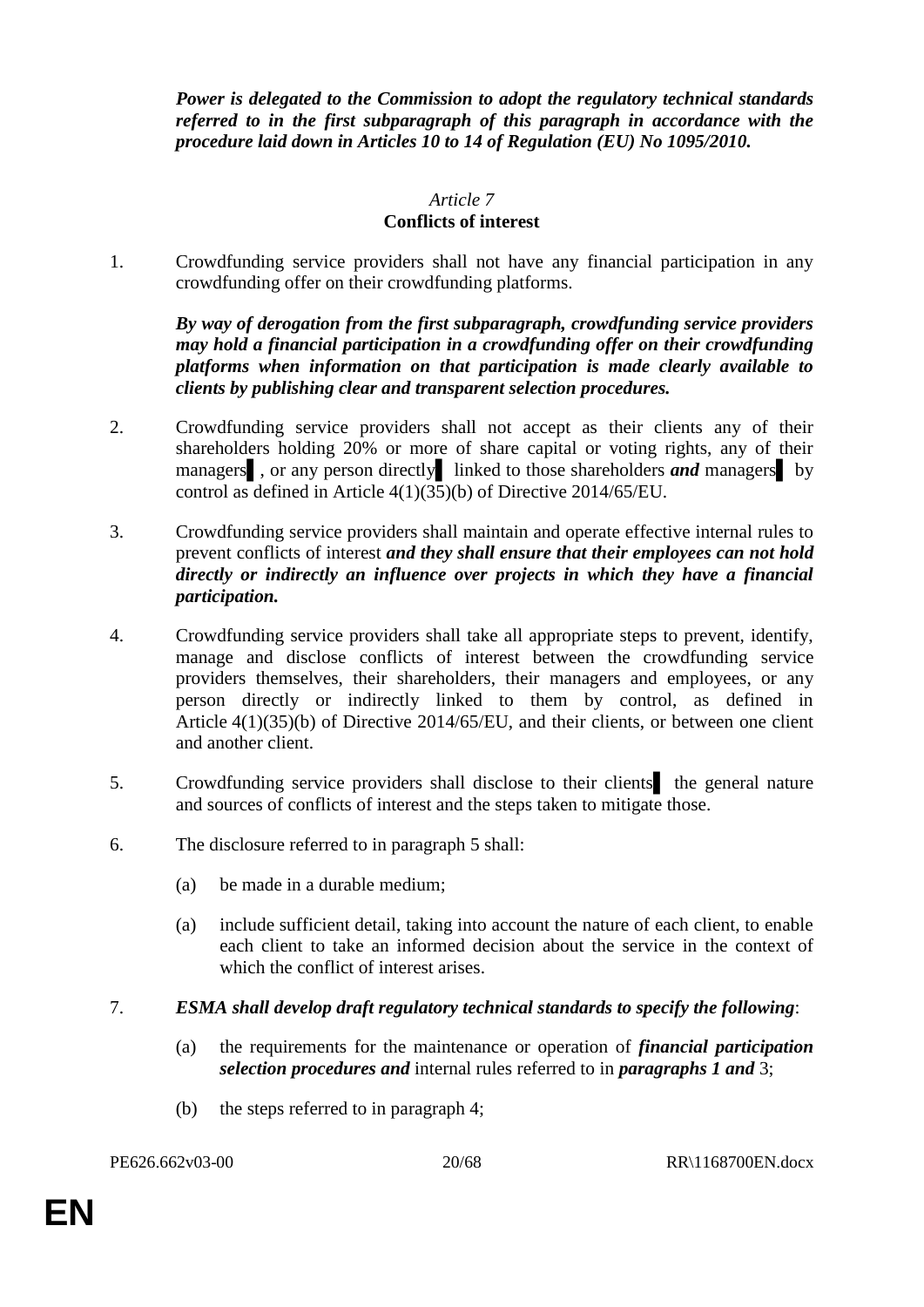***Power is delegated to the Commission to adopt the regulatory technical standards referred to in the first subparagraph of this paragraph in accordance with the procedure laid down in Articles 10 to 14 of Regulation (EU) No 1095/2010.***

*Article 7*

**Conflicts of interest**

1. Crowdfunding service providers shall not have any financial participation in any crowdfunding offer on their crowdfunding platforms.

   ***By way of derogation from the first subparagraph, crowdfunding service providers may hold a financial participation in a crowdfunding offer on their crowdfunding platforms when information on that participation is made clearly available to clients by publishing clear and transparent selection procedures.***

2. Crowdfunding service providers shall not accept as their clients any of their shareholders holding 20% or more of share capital or voting rights, any of their managers▌, or any person directly▌ linked to those shareholders ***and*** managers▌ by control as defined in Article 4(1)(35)(b) of Directive 2014/65/EU.

3. Crowdfunding service providers shall maintain and operate effective internal rules to prevent conflicts of interest ***and they shall ensure that their employees can not hold directly or indirectly an influence over projects in which they have a financial participation.***

4. Crowdfunding service providers shall take all appropriate steps to prevent, identify, manage and disclose conflicts of interest between the crowdfunding service providers themselves, their shareholders, their managers and employees, or any person directly or indirectly linked to them by control, as defined in Article 4(1)(35)(b) of Directive 2014/65/EU, and their clients, or between one client and another client.

5. Crowdfunding service providers shall disclose to their clients▌ the general nature and sources of conflicts of interest and the steps taken to mitigate those.

6. The disclosure referred to in paragraph 5 shall:

   (a) be made in a durable medium;

   (a) include sufficient detail, taking into account the nature of each client, to enable each client to take an informed decision about the service in the context of which the conflict of interest arises.

7. ***ESMA shall develop draft regulatory technical standards to specify the following***:

   (a) the requirements for the maintenance or operation of ***financial participation selection procedures and*** internal rules referred to in ***paragraphs 1 and*** 3;

   (b) the steps referred to in paragraph 4;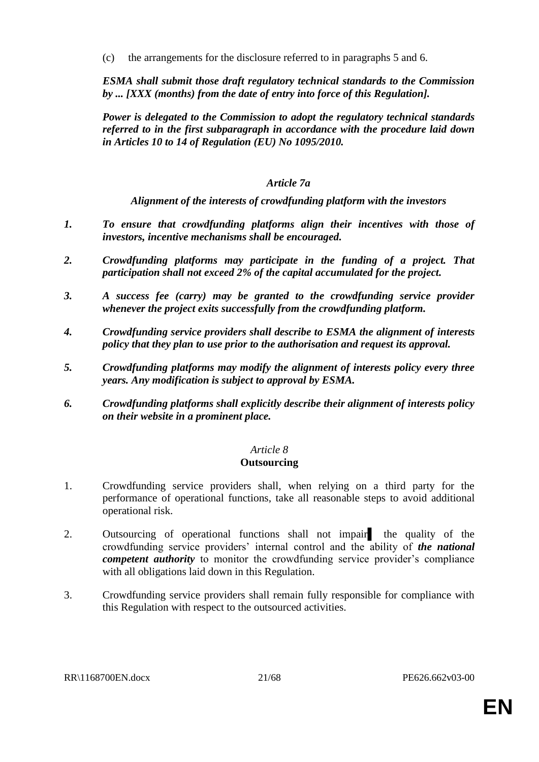(c) the arrangements for the disclosure referred to in paragraphs 5 and 6.

***ESMA shall submit those draft regulatory technical standards to the Commission by ... [XXX (months) from the date of entry into force of this Regulation].***

***Power is delegated to the Commission to adopt the regulatory technical standards referred to in the first subparagraph in accordance with the procedure laid down in Articles 10 to 14 of Regulation (EU) No 1095/2010.***

### *Article 7a*

#### ***Alignment of the interests of crowdfunding platform with the investors***

***1. To ensure that crowdfunding platforms align their incentives with those of investors, incentive mechanisms shall be encouraged.***

***2. Crowdfunding platforms may participate in the funding of a project. That participation shall not exceed 2% of the capital accumulated for the project.***

***3. A success fee (carry) may be granted to the crowdfunding service provider whenever the project exits successfully from the crowdfunding platform.***

***4. Crowdfunding service providers shall describe to ESMA the alignment of interests policy that they plan to use prior to the authorisation and request its approval.***

***5. Crowdfunding platforms may modify the alignment of interests policy every three years. Any modification is subject to approval by ESMA.***

***6. Crowdfunding platforms shall explicitly describe their alignment of interests policy on their website in a prominent place.***

### *Article 8*
#### **Outsourcing**

1. Crowdfunding service providers shall, when relying on a third party for the performance of operational functions, take all reasonable steps to avoid additional operational risk.

2. Outsourcing of operational functions shall not impair the quality of the crowdfunding service providers' internal control and the ability of ***the national competent authority*** to monitor the crowdfunding service provider's compliance with all obligations laid down in this Regulation.

3. Crowdfunding service providers shall remain fully responsible for compliance with this Regulation with respect to the outsourced activities.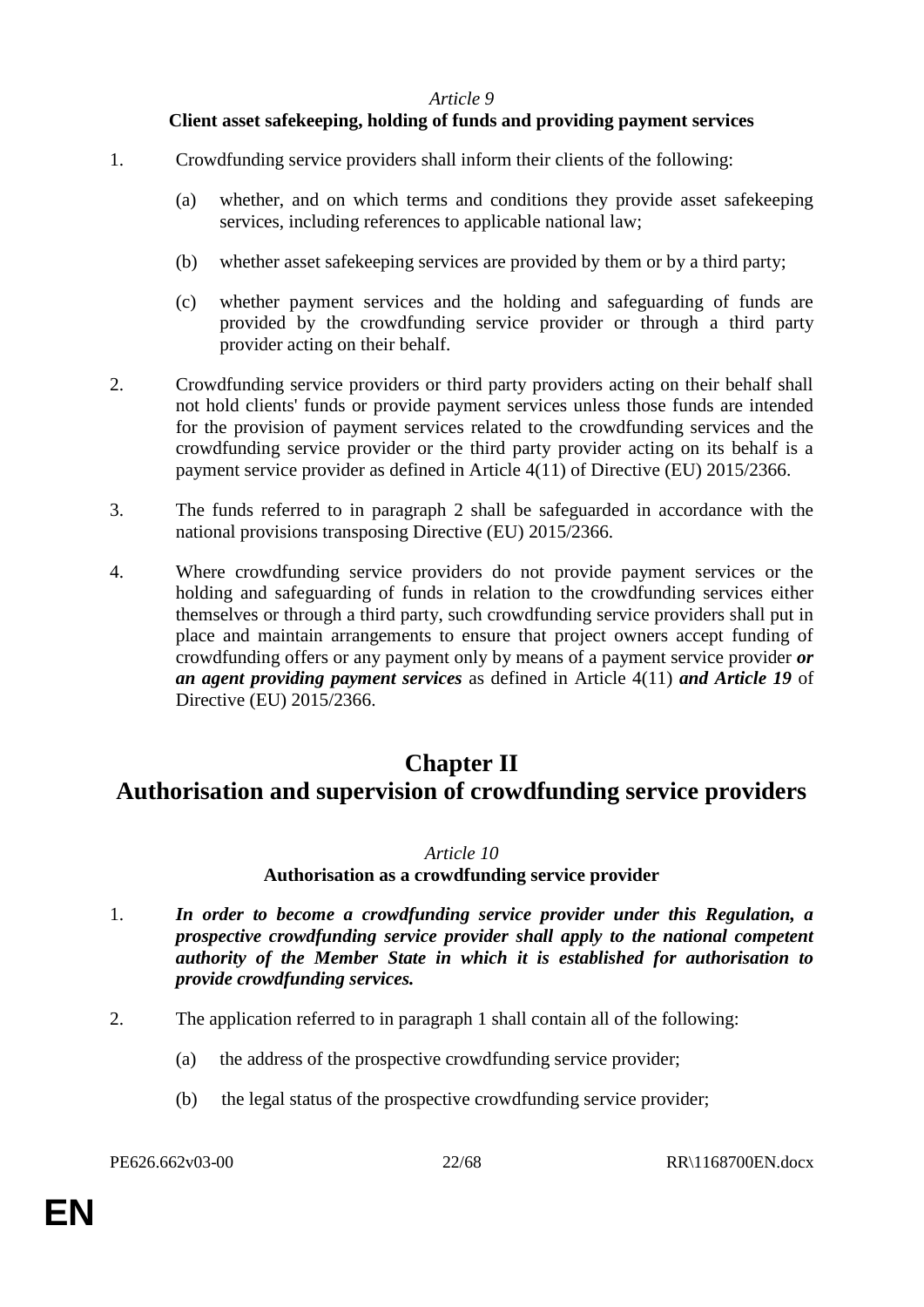*Article 9*

**Client asset safekeeping, holding of funds and providing payment services**

1. Crowdfunding service providers shall inform their clients of the following:

    (a) whether, and on which terms and conditions they provide asset safekeeping services, including references to applicable national law;

    (b) whether asset safekeeping services are provided by them or by a third party;

    (c) whether payment services and the holding and safeguarding of funds are provided by the crowdfunding service provider or through a third party provider acting on their behalf.

2. Crowdfunding service providers or third party providers acting on their behalf shall not hold clients' funds or provide payment services unless those funds are intended for the provision of payment services related to the crowdfunding services and the crowdfunding service provider or the third party provider acting on its behalf is a payment service provider as defined in Article 4(11) of Directive (EU) 2015/2366.

3. The funds referred to in paragraph 2 shall be safeguarded in accordance with the national provisions transposing Directive (EU) 2015/2366.

4. Where crowdfunding service providers do not provide payment services or the holding and safeguarding of funds in relation to the crowdfunding services either themselves or through a third party, such crowdfunding service providers shall put in place and maintain arrangements to ensure that project owners accept funding of crowdfunding offers or any payment only by means of a payment service provider ***or an agent providing payment services*** as defined in Article 4(11) ***and Article 19*** of Directive (EU) 2015/2366.

# Chapter II
# Authorisation and supervision of crowdfunding service providers

*Article 10*

**Authorisation as a crowdfunding service provider**

1. ***In order to become a crowdfunding service provider under this Regulation, a prospective crowdfunding service provider shall apply to the national competent authority of the Member State in which it is established for authorisation to provide crowdfunding services.***

2. The application referred to in paragraph 1 shall contain all of the following:

    (a) the address of the prospective crowdfunding service provider;

    (b) the legal status of the prospective crowdfunding service provider;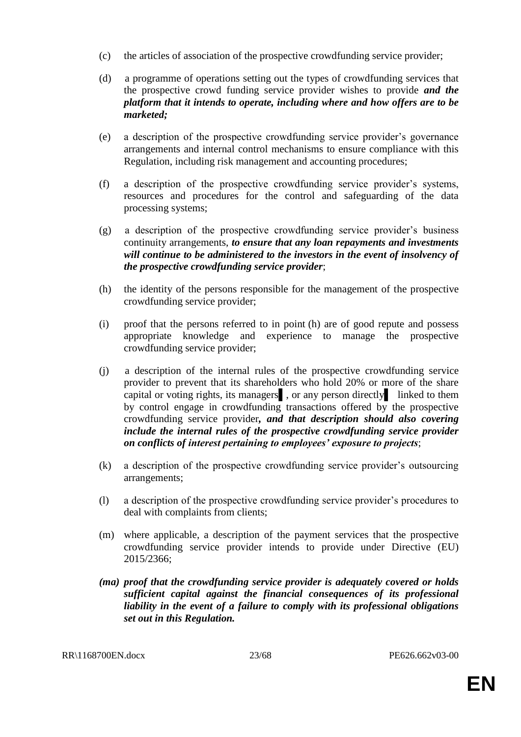(c) the articles of association of the prospective crowdfunding service provider;

(d) a programme of operations setting out the types of crowdfunding services that the prospective crowd funding service provider wishes to provide ***and the platform that it intends to operate, including where and how offers are to be marketed;***

(e) a description of the prospective crowdfunding service provider's governance arrangements and internal control mechanisms to ensure compliance with this Regulation, including risk management and accounting procedures;

(f) a description of the prospective crowdfunding service provider's systems, resources and procedures for the control and safeguarding of the data processing systems;

(g) a description of the prospective crowdfunding service provider's business continuity arrangements, ***to ensure that any loan repayments and investments will continue to be administered to the investors in the event of insolvency of the prospective crowdfunding service provider***;

(h) the identity of the persons responsible for the management of the prospective crowdfunding service provider;

(i) proof that the persons referred to in point (h) are of good repute and possess appropriate knowledge and experience to manage the prospective crowdfunding service provider;

(j) a description of the internal rules of the prospective crowdfunding service provider to prevent that its shareholders who hold 20% or more of the share capital or voting rights, its managers▌, or any person directly▌ linked to them by control engage in crowdfunding transactions offered by the prospective crowdfunding service provider***, and that description should also covering include the internal rules of the prospective crowdfunding service provider on conflicts of interest pertaining to employees' exposure to projects***;

(k) a description of the prospective crowdfunding service provider's outsourcing arrangements;

(l) a description of the prospective crowdfunding service provider's procedures to deal with complaints from clients;

(m) where applicable, a description of the payment services that the prospective crowdfunding service provider intends to provide under Directive (EU) 2015/2366;

***(ma) proof that the crowdfunding service provider is adequately covered or holds sufficient capital against the financial consequences of its professional liability in the event of a failure to comply with its professional obligations set out in this Regulation.***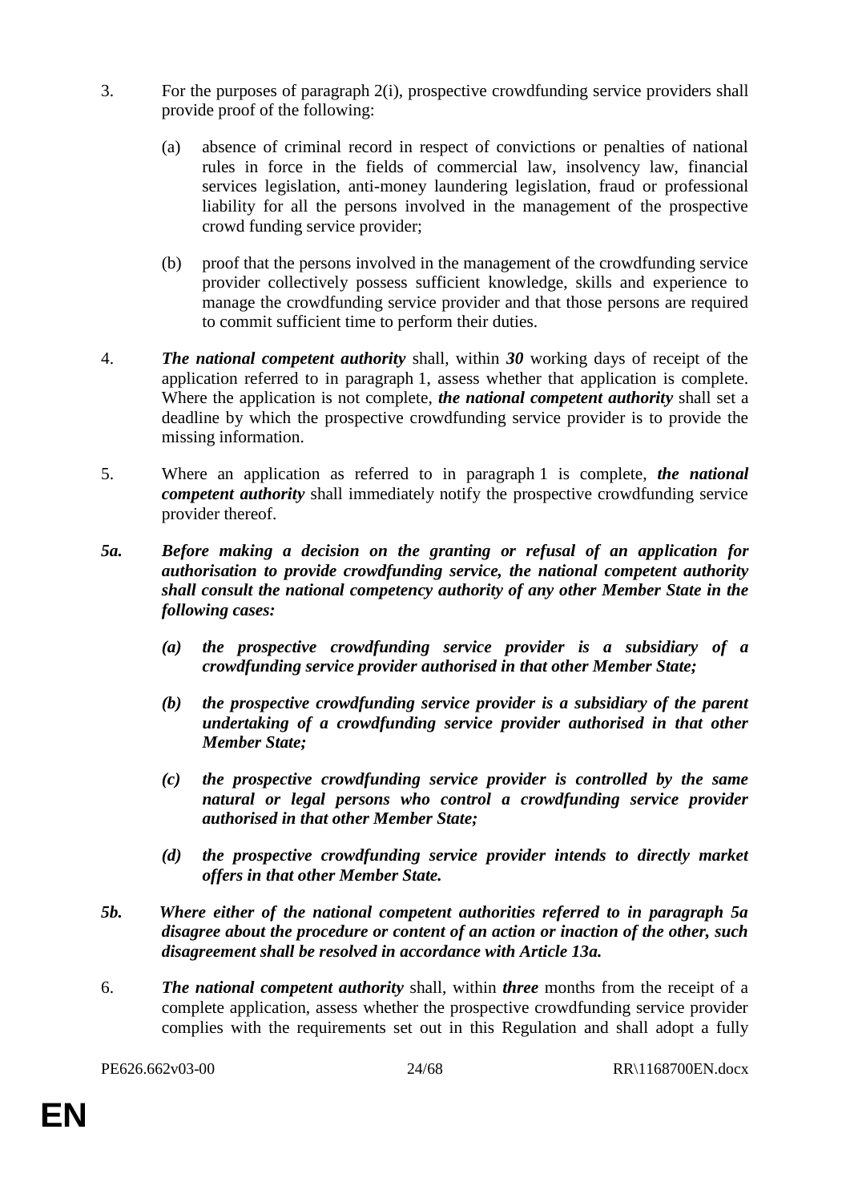3. For the purposes of paragraph 2(i), prospective crowdfunding service providers shall provide proof of the following:

   (a) absence of criminal record in respect of convictions or penalties of national rules in force in the fields of commercial law, insolvency law, financial services legislation, anti-money laundering legislation, fraud or professional liability for all the persons involved in the management of the prospective crowd funding service provider;

   (b) proof that the persons involved in the management of the crowdfunding service provider collectively possess sufficient knowledge, skills and experience to manage the crowdfunding service provider and that those persons are required to commit sufficient time to perform their duties.

4. ***The national competent authority*** shall, within ***30*** working days of receipt of the application referred to in paragraph 1, assess whether that application is complete. Where the application is not complete, ***the national competent authority*** shall set a deadline by which the prospective crowdfunding service provider is to provide the missing information.

5. Where an application as referred to in paragraph 1 is complete, ***the national competent authority*** shall immediately notify the prospective crowdfunding service provider thereof.

***5a. Before making a decision on the granting or refusal of an application for authorisation to provide crowdfunding service, the national competent authority shall consult the national competency authority of any other Member State in the following cases:***

   ***(a) the prospective crowdfunding service provider is a subsidiary of a crowdfunding service provider authorised in that other Member State;***

   ***(b) the prospective crowdfunding service provider is a subsidiary of the parent undertaking of a crowdfunding service provider authorised in that other Member State;***

   ***(c) the prospective crowdfunding service provider is controlled by the same natural or legal persons who control a crowdfunding service provider authorised in that other Member State;***

   ***(d) the prospective crowdfunding service provider intends to directly market offers in that other Member State.***

***5b. Where either of the national competent authorities referred to in paragraph 5a disagree about the procedure or content of an action or inaction of the other, such disagreement shall be resolved in accordance with Article 13a.***

6. ***The national competent authority*** shall, within ***three*** months from the receipt of a complete application, assess whether the prospective crowdfunding service provider complies with the requirements set out in this Regulation and shall adopt a fully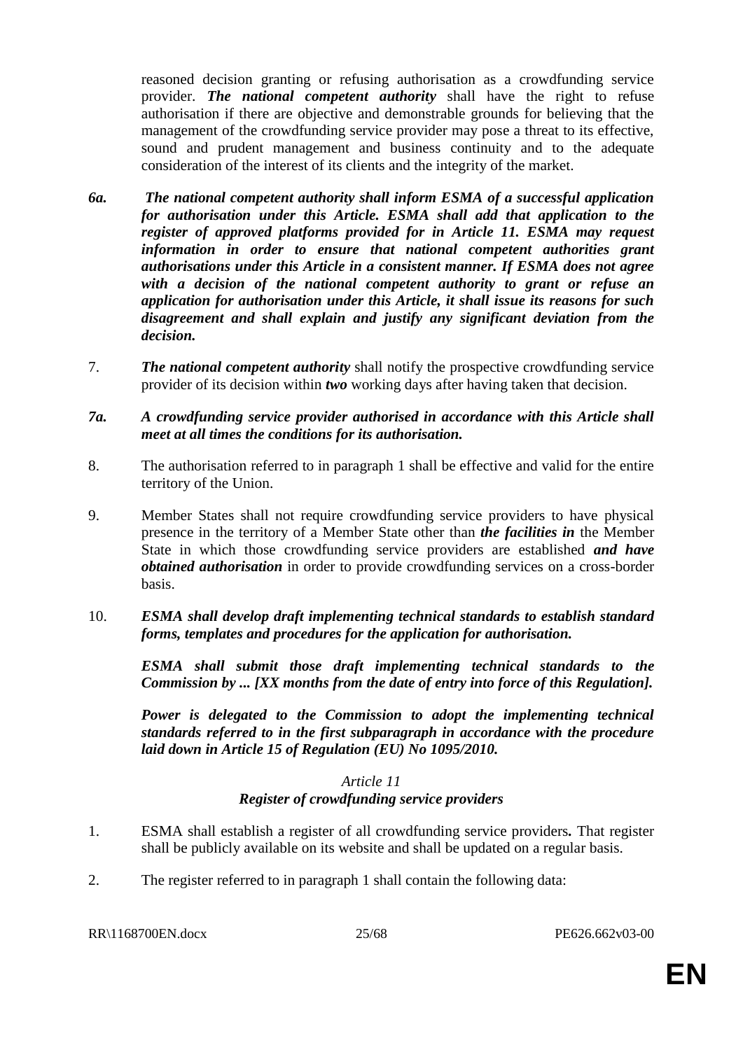reasoned decision granting or refusing authorisation as a crowdfunding service provider. ***The national competent authority*** shall have the right to refuse authorisation if there are objective and demonstrable grounds for believing that the management of the crowdfunding service provider may pose a threat to its effective, sound and prudent management and business continuity and to the adequate consideration of the interest of its clients and the integrity of the market.

***6a. The national competent authority shall inform ESMA of a successful application for authorisation under this Article. ESMA shall add that application to the register of approved platforms provided for in Article 11. ESMA may request information in order to ensure that national competent authorities grant authorisations under this Article in a consistent manner. If ESMA does not agree with a decision of the national competent authority to grant or refuse an application for authorisation under this Article, it shall issue its reasons for such disagreement and shall explain and justify any significant deviation from the decision.***

7. ***The national competent authority*** shall notify the prospective crowdfunding service provider of its decision within ***two*** working days after having taken that decision.

***7a. A crowdfunding service provider authorised in accordance with this Article shall meet at all times the conditions for its authorisation.***

8. The authorisation referred to in paragraph 1 shall be effective and valid for the entire territory of the Union.

9. Member States shall not require crowdfunding service providers to have physical presence in the territory of a Member State other than ***the facilities in*** the Member State in which those crowdfunding service providers are established ***and have obtained authorisation*** in order to provide crowdfunding services on a cross-border basis.

10. ***ESMA shall develop draft implementing technical standards to establish standard forms, templates and procedures for the application for authorisation.***

***ESMA shall submit those draft implementing technical standards to the Commission by ... [XX months from the date of entry into force of this Regulation].***

***Power is delegated to the Commission to adopt the implementing technical standards referred to in the first subparagraph in accordance with the procedure laid down in Article 15 of Regulation (EU) No 1095/2010.***

*Article 11*
***Register of crowdfunding service providers***

1. ESMA shall establish a register of all crowdfunding service providers**.** That register shall be publicly available on its website and shall be updated on a regular basis.

2. The register referred to in paragraph 1 shall contain the following data: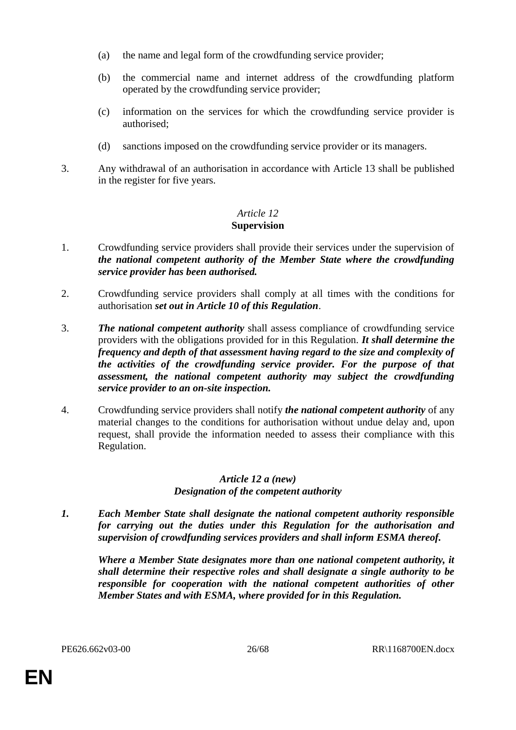(a) the name and legal form of the crowdfunding service provider;

(b) the commercial name and internet address of the crowdfunding platform operated by the crowdfunding service provider;

(c) information on the services for which the crowdfunding service provider is authorised;

(d) sanctions imposed on the crowdfunding service provider or its managers.

3. Any withdrawal of an authorisation in accordance with Article 13 shall be published in the register for five years.

*Article 12*
**Supervision**

1. Crowdfunding service providers shall provide their services under the supervision of ***the national competent authority of the Member State where the crowdfunding service provider has been authorised.***

2. Crowdfunding service providers shall comply at all times with the conditions for authorisation ***set out in Article 10 of this Regulation***.

3. ***The national competent authority*** shall assess compliance of crowdfunding service providers with the obligations provided for in this Regulation. ***It shall determine the frequency and depth of that assessment having regard to the size and complexity of the activities of the crowdfunding service provider. For the purpose of that assessment, the national competent authority may subject the crowdfunding service provider to an on-site inspection.***

4. Crowdfunding service providers shall notify ***the national competent authority*** of any material changes to the conditions for authorisation without undue delay and, upon request, shall provide the information needed to assess their compliance with this Regulation.

***Article 12 a (new)***
***Designation of the competent authority***

***1. Each Member State shall designate the national competent authority responsible for carrying out the duties under this Regulation for the authorisation and supervision of crowdfunding services providers and shall inform ESMA thereof.***

***Where a Member State designates more than one national competent authority, it shall determine their respective roles and shall designate a single authority to be responsible for cooperation with the national competent authorities of other Member States and with ESMA, where provided for in this Regulation.***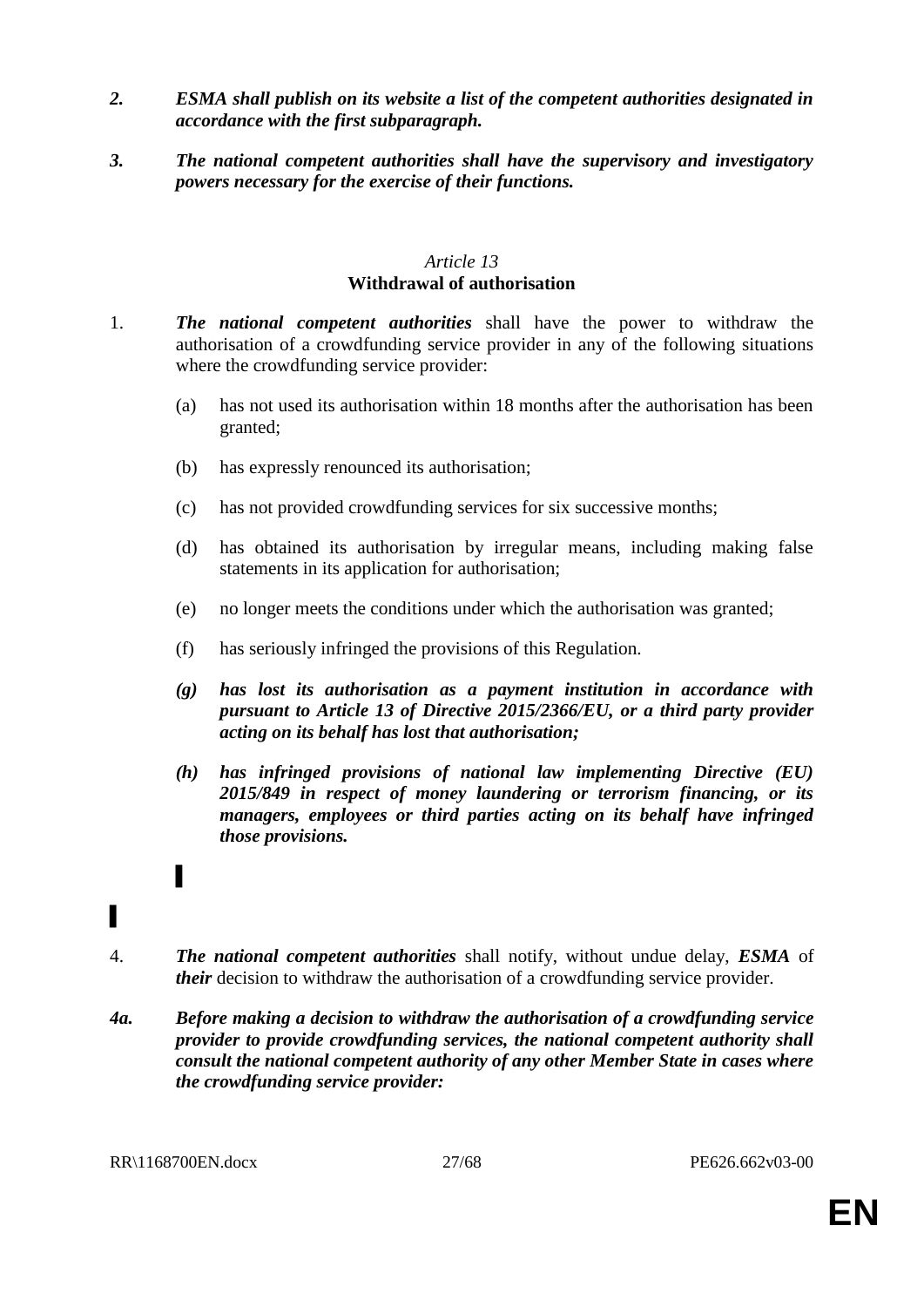***2. ESMA shall publish on its website a list of the competent authorities designated in accordance with the first subparagraph.***

***3. The national competent authorities shall have the supervisory and investigatory powers necessary for the exercise of their functions.***

*Article 13*

**Withdrawal of authorisation**

1. ***The national competent authorities*** shall have the power to withdraw the authorisation of a crowdfunding service provider in any of the following situations where the crowdfunding service provider:

   (a) has not used its authorisation within 18 months after the authorisation has been granted;

   (b) has expressly renounced its authorisation;

   (c) has not provided crowdfunding services for six successive months;

   (d) has obtained its authorisation by irregular means, including making false statements in its application for authorisation;

   (e) no longer meets the conditions under which the authorisation was granted;

   (f) has seriously infringed the provisions of this Regulation.

   ***(g) has lost its authorisation as a payment institution in accordance with pursuant to Article 13 of Directive 2015/2366/EU, or a third party provider acting on its behalf has lost that authorisation;***

   ***(h) has infringed provisions of national law implementing Directive (EU) 2015/849 in respect of money laundering or terrorism financing, or its managers, employees or third parties acting on its behalf have infringed those provisions.***

   ▌

▌

4. ***The national competent authorities*** shall notify, without undue delay, ***ESMA*** of ***their*** decision to withdraw the authorisation of a crowdfunding service provider.

***4a. Before making a decision to withdraw the authorisation of a crowdfunding service provider to provide crowdfunding services, the national competent authority shall consult the national competent authority of any other Member State in cases where the crowdfunding service provider:***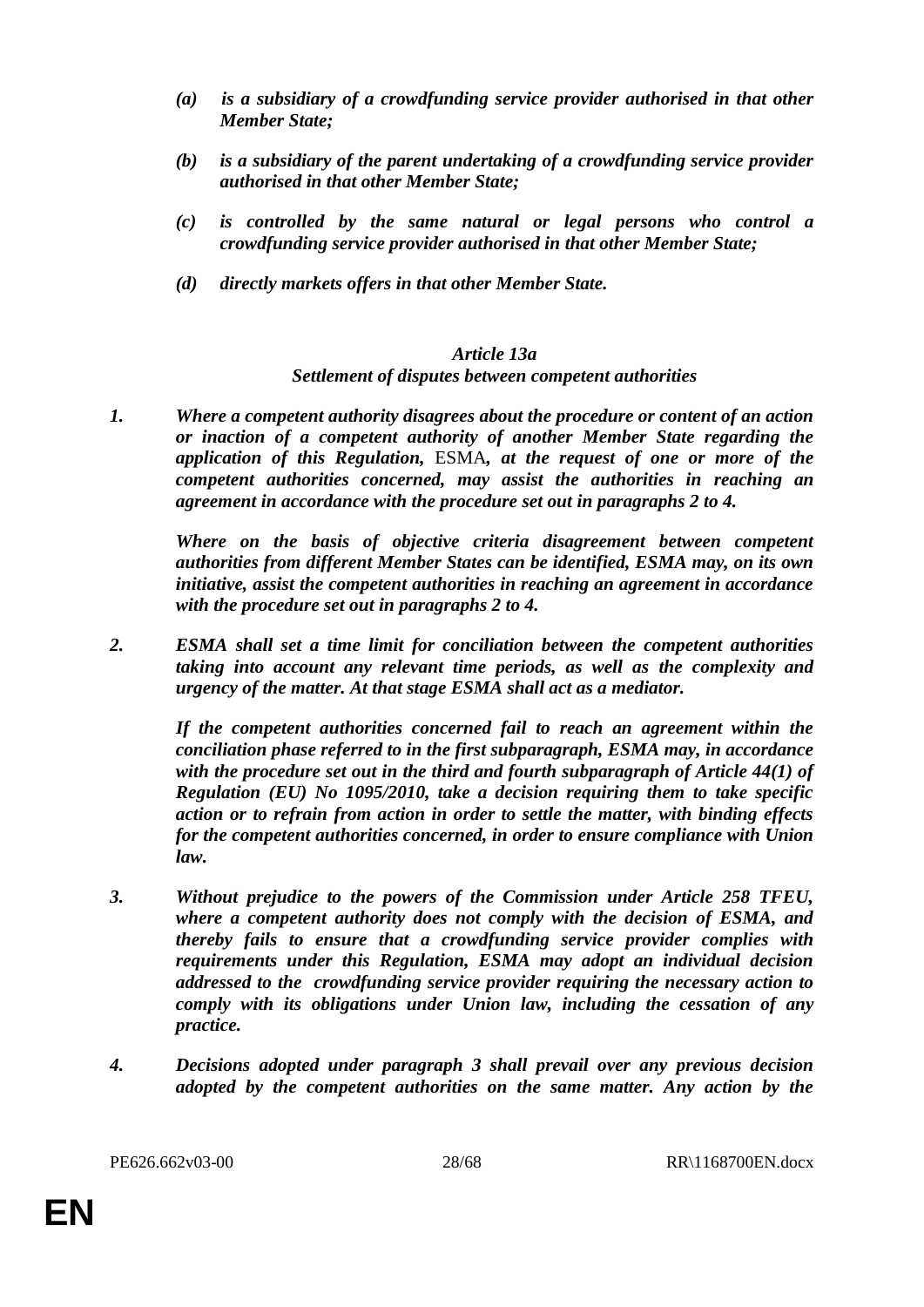*(a) is a subsidiary of a crowdfunding service provider authorised in that other Member State;*

*(b) is a subsidiary of the parent undertaking of a crowdfunding service provider authorised in that other Member State;*

*(c) is controlled by the same natural or legal persons who control a crowdfunding service provider authorised in that other Member State;*

*(d) directly markets offers in that other Member State.*

### *Article 13a*
### *Settlement of disputes between competent authorities*

***1. Where a competent authority disagrees about the procedure or content of an action or inaction of a competent authority of another Member State regarding the application of this Regulation,*** ESMA***, at the request of one or more of the competent authorities concerned, may assist the authorities in reaching an agreement in accordance with the procedure set out in paragraphs 2 to 4.***

***Where on the basis of objective criteria disagreement between competent authorities from different Member States can be identified, ESMA may, on its own initiative, assist the competent authorities in reaching an agreement in accordance with the procedure set out in paragraphs 2 to 4.***

***2. ESMA shall set a time limit for conciliation between the competent authorities taking into account any relevant time periods, as well as the complexity and urgency of the matter. At that stage ESMA shall act as a mediator.***

***If the competent authorities concerned fail to reach an agreement within the conciliation phase referred to in the first subparagraph, ESMA may, in accordance with the procedure set out in the third and fourth subparagraph of Article 44(1) of Regulation (EU) No 1095/2010, take a decision requiring them to take specific action or to refrain from action in order to settle the matter, with binding effects for the competent authorities concerned, in order to ensure compliance with Union law.***

***3. Without prejudice to the powers of the Commission under Article 258 TFEU, where a competent authority does not comply with the decision of ESMA, and thereby fails to ensure that a crowdfunding service provider complies with requirements under this Regulation, ESMA may adopt an individual decision addressed to the crowdfunding service provider requiring the necessary action to comply with its obligations under Union law, including the cessation of any practice.***

***4. Decisions adopted under paragraph 3 shall prevail over any previous decision adopted by the competent authorities on the same matter. Any action by the***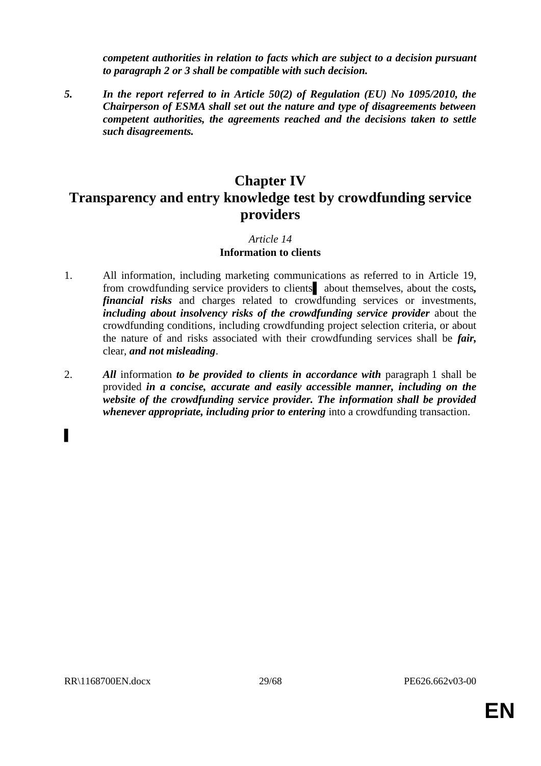***competent authorities in relation to facts which are subject to a decision pursuant to paragraph 2 or 3 shall be compatible with such decision.***

***5. In the report referred to in Article 50(2) of Regulation (EU) No 1095/2010, the Chairperson of ESMA shall set out the nature and type of disagreements between competent authorities, the agreements reached and the decisions taken to settle such disagreements.***

# Chapter IV
# Transparency and entry knowledge test by crowdfunding service providers

*Article 14*

**Information to clients**

1. All information, including marketing communications as referred to in Article 19, from crowdfunding service providers to clients ▌ about themselves, about the costs***, financial risks*** and charges related to crowdfunding services or investments, ***including about insolvency risks of the crowdfunding service provider*** about the crowdfunding conditions, including crowdfunding project selection criteria, or about the nature of and risks associated with their crowdfunding services shall be ***fair,*** clear, ***and not misleading***.

2. ***All*** information ***to be provided to clients in accordance with*** paragraph 1 shall be provided ***in a concise, accurate and easily accessible manner, including on the website of the crowdfunding service provider. The information shall be provided whenever appropriate, including prior to entering*** into a crowdfunding transaction.

▌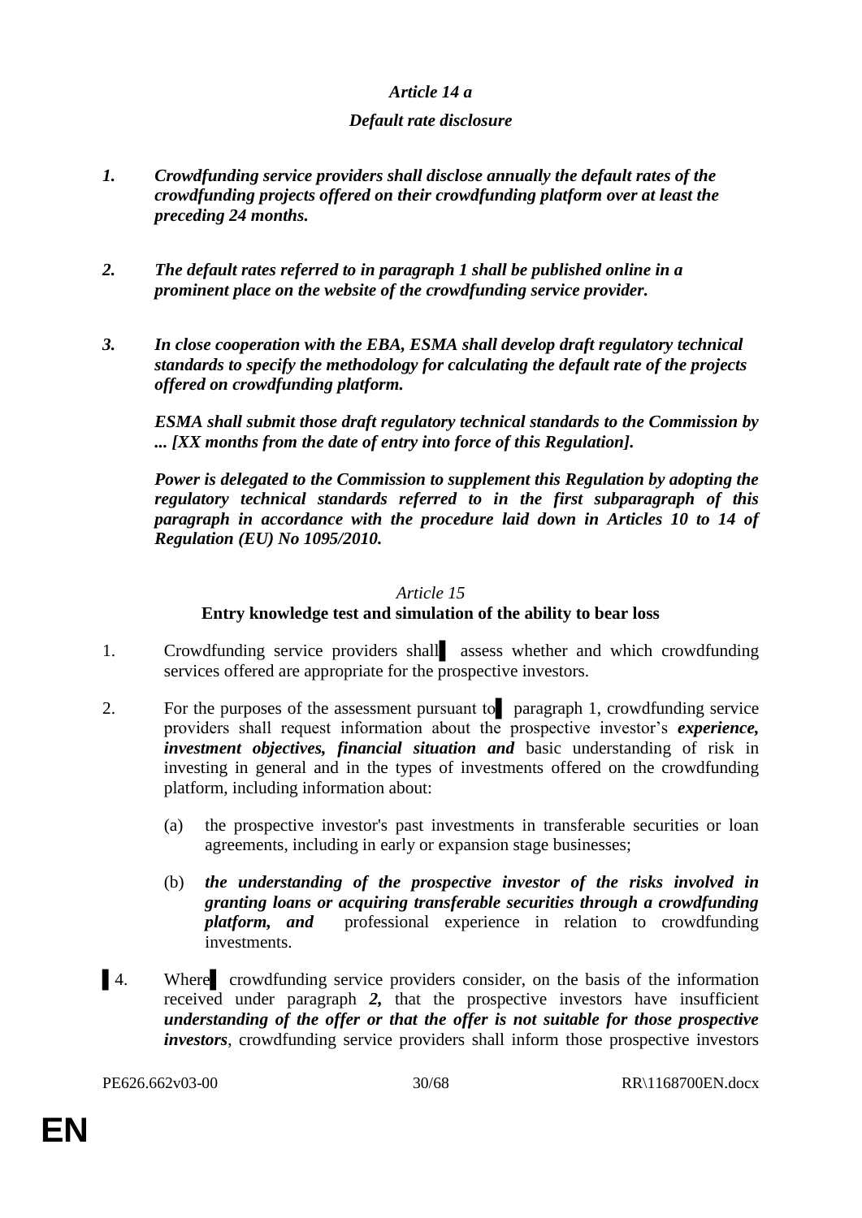*Article 14 a*

***Default rate disclosure***

***1. Crowdfunding service providers shall disclose annually the default rates of the crowdfunding projects offered on their crowdfunding platform over at least the preceding 24 months.***

***2. The default rates referred to in paragraph 1 shall be published online in a prominent place on the website of the crowdfunding service provider.***

***3. In close cooperation with the EBA, ESMA shall develop draft regulatory technical standards to specify the methodology for calculating the default rate of the projects offered on crowdfunding platform.***

***ESMA shall submit those draft regulatory technical standards to the Commission by ... [XX months from the date of entry into force of this Regulation].***

***Power is delegated to the Commission to supplement this Regulation by adopting the regulatory technical standards referred to in the first subparagraph of this paragraph in accordance with the procedure laid down in Articles 10 to 14 of Regulation (EU) No 1095/2010.***

*Article 15*

**Entry knowledge test and simulation of the ability to bear loss**

1. Crowdfunding service providers shall ▌ assess whether and which crowdfunding services offered are appropriate for the prospective investors.

2. For the purposes of the assessment pursuant to ▌ paragraph 1, crowdfunding service providers shall request information about the prospective investor's ***experience, investment objectives, financial situation and*** basic understanding of risk in investing in general and in the types of investments offered on the crowdfunding platform, including information about:

   (a) the prospective investor's past investments in transferable securities or loan agreements, including in early or expansion stage businesses;

   (b) ***the understanding of the prospective investor of the risks involved in granting loans or acquiring transferable securities through a crowdfunding platform, and*** professional experience in relation to crowdfunding investments.

▌4. Where ▌ crowdfunding service providers consider, on the basis of the information received under paragraph ***2,*** that the prospective investors have insufficient ***understanding of the offer or that the offer is not suitable for those prospective investors***, crowdfunding service providers shall inform those prospective investors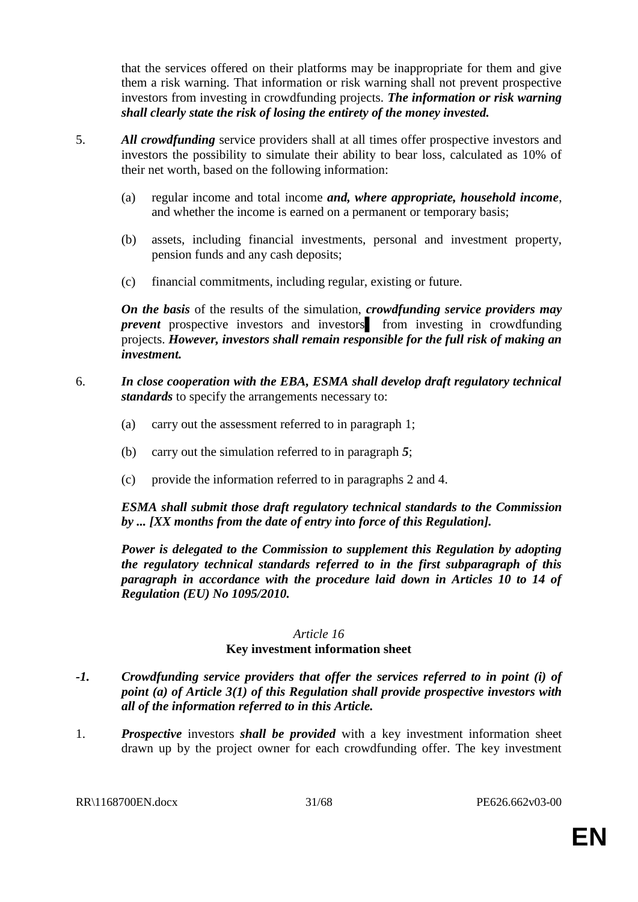that the services offered on their platforms may be inappropriate for them and give them a risk warning. That information or risk warning shall not prevent prospective investors from investing in crowdfunding projects. ***The information or risk warning shall clearly state the risk of losing the entirety of the money invested.***

5. ***All crowdfunding*** service providers shall at all times offer prospective investors and investors the possibility to simulate their ability to bear loss, calculated as 10% of their net worth, based on the following information:

   (a) regular income and total income ***and, where appropriate, household income***, and whether the income is earned on a permanent or temporary basis;

   (b) assets, including financial investments, personal and investment property, pension funds and any cash deposits;

   (c) financial commitments, including regular, existing or future.

   ***On the basis*** of the results of the simulation, ***crowdfunding service providers may prevent*** prospective investors and investors ▌ from investing in crowdfunding projects. ***However, investors shall remain responsible for the full risk of making an investment.***

6. ***In close cooperation with the EBA, ESMA shall develop draft regulatory technical standards*** to specify the arrangements necessary to:

   (a) carry out the assessment referred to in paragraph 1;

   (b) carry out the simulation referred to in paragraph ***5***;

   (c) provide the information referred to in paragraphs 2 and 4.

   ***ESMA shall submit those draft regulatory technical standards to the Commission by ... [XX months from the date of entry into force of this Regulation].***

   ***Power is delegated to the Commission to supplement this Regulation by adopting the regulatory technical standards referred to in the first subparagraph of this paragraph in accordance with the procedure laid down in Articles 10 to 14 of Regulation (EU) No 1095/2010.***

*Article 16*

**Key investment information sheet**

***-1. Crowdfunding service providers that offer the services referred to in point (i) of point (a) of Article 3(1) of this Regulation shall provide prospective investors with all of the information referred to in this Article.***

1. ***Prospective*** investors ***shall be provided*** with a key investment information sheet drawn up by the project owner for each crowdfunding offer. The key investment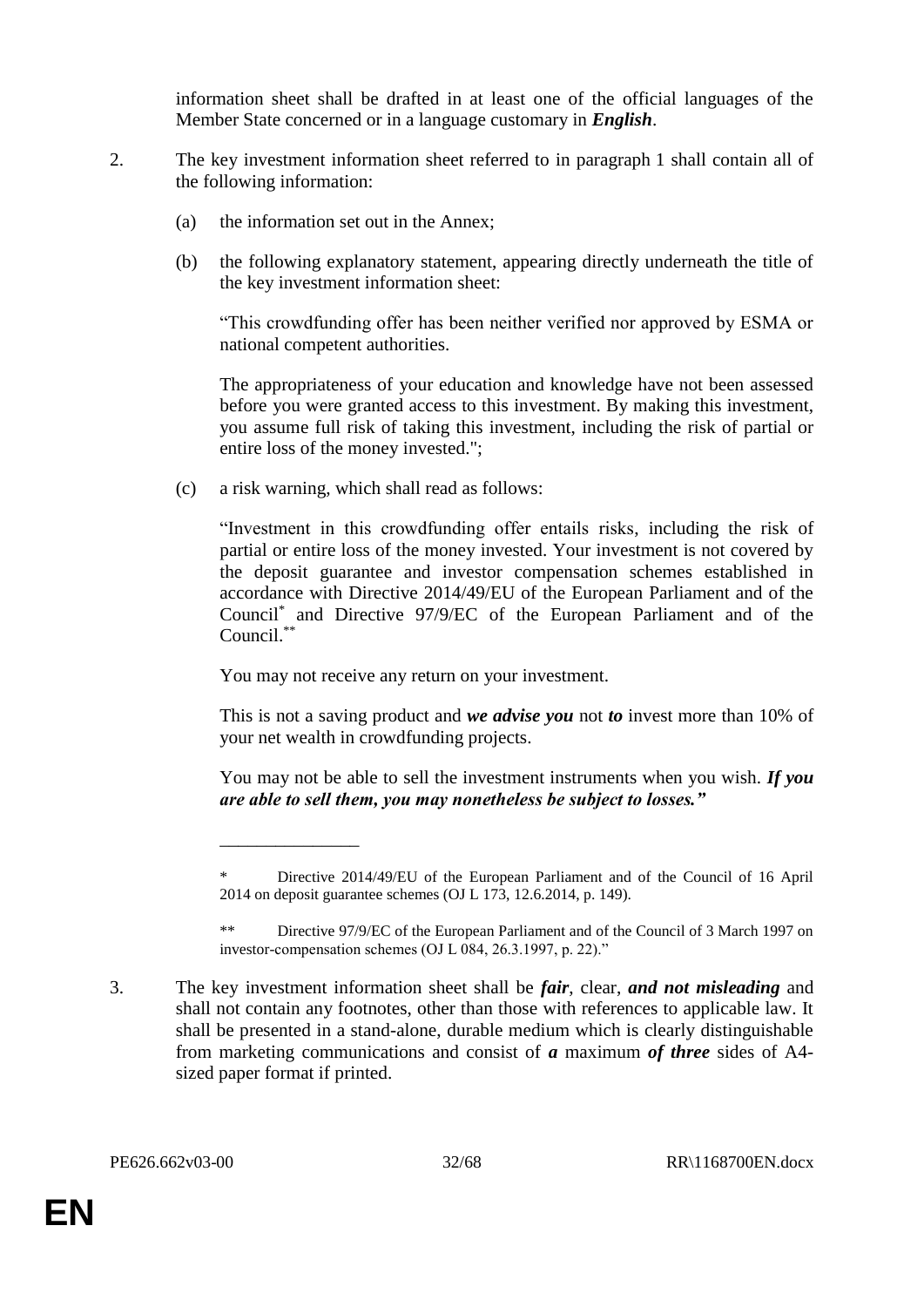information sheet shall be drafted in at least one of the official languages of the Member State concerned or in a language customary in ***English***.

2. The key investment information sheet referred to in paragraph 1 shall contain all of the following information:

   (a) the information set out in the Annex;

   (b) the following explanatory statement, appearing directly underneath the title of the key investment information sheet:

   "This crowdfunding offer has been neither verified nor approved by ESMA or national competent authorities.

   The appropriateness of your education and knowledge have not been assessed before you were granted access to this investment. By making this investment, you assume full risk of taking this investment, including the risk of partial or entire loss of the money invested.";

   (c) a risk warning, which shall read as follows:

   "Investment in this crowdfunding offer entails risks, including the risk of partial or entire loss of the money invested. Your investment is not covered by the deposit guarantee and investor compensation schemes established in accordance with Directive 2014/49/EU of the European Parliament and of the Council* and Directive 97/9/EC of the European Parliament and of the Council.**

   You may not receive any return on your investment.

   This is not a saving product and ***we advise you*** not ***to*** invest more than 10% of your net wealth in crowdfunding projects.

   You may not be able to sell the investment instruments when you wish. ***If you are able to sell them, you may nonetheless be subject to losses."***

   \_\_\_\_\_\_\_\_\_\_\_\_\_\_\_\_

   \* Directive 2014/49/EU of the European Parliament and of the Council of 16 April 2014 on deposit guarantee schemes (OJ L 173, 12.6.2014, p. 149).

   \*\* Directive 97/9/EC of the European Parliament and of the Council of 3 March 1997 on investor-compensation schemes (OJ L 084, 26.3.1997, p. 22)."

3. The key investment information sheet shall be ***fair***, clear, ***and not misleading*** and shall not contain any footnotes, other than those with references to applicable law. It shall be presented in a stand-alone, durable medium which is clearly distinguishable from marketing communications and consist of ***a*** maximum ***of three*** sides of A4-sized paper format if printed.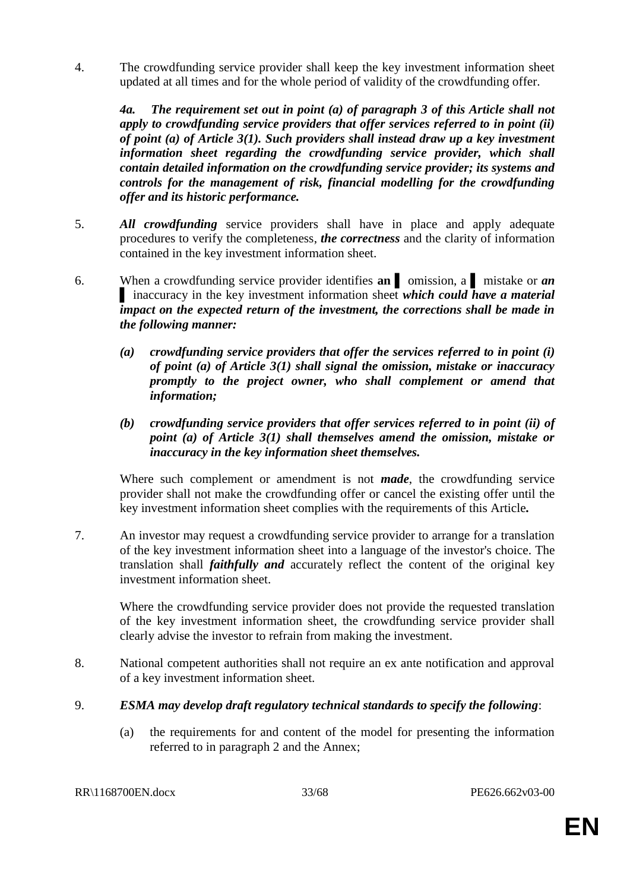4. The crowdfunding service provider shall keep the key investment information sheet updated at all times and for the whole period of validity of the crowdfunding offer.

    ***4a. The requirement set out in point (a) of paragraph 3 of this Article shall not apply to crowdfunding service providers that offer services referred to in point (ii) of point (a) of Article 3(1). Such providers shall instead draw up a key investment information sheet regarding the crowdfunding service provider, which shall contain detailed information on the crowdfunding service provider; its systems and controls for the management of risk, financial modelling for the crowdfunding offer and its historic performance.***

5. ***All crowdfunding*** service providers shall have in place and apply adequate procedures to verify the completeness, ***the correctness*** and the clarity of information contained in the key investment information sheet.

6. When a crowdfunding service provider identifies **an** ▌ omission, a ▌ mistake or ***an*** ▌ inaccuracy in the key investment information sheet ***which could have a material impact on the expected return of the investment, the corrections shall be made in the following manner:***

    ***(a) crowdfunding service providers that offer the services referred to in point (i) of point (a) of Article 3(1) shall signal the omission, mistake or inaccuracy promptly to the project owner, who shall complement or amend that information;***

    ***(b) crowdfunding service providers that offer services referred to in point (ii) of point (a) of Article 3(1) shall themselves amend the omission, mistake or inaccuracy in the key information sheet themselves.***

    Where such complement or amendment is not ***made***, the crowdfunding service provider shall not make the crowdfunding offer or cancel the existing offer until the key investment information sheet complies with the requirements of this Article**.**

7. An investor may request a crowdfunding service provider to arrange for a translation of the key investment information sheet into a language of the investor's choice. The translation shall ***faithfully and*** accurately reflect the content of the original key investment information sheet.

    Where the crowdfunding service provider does not provide the requested translation of the key investment information sheet, the crowdfunding service provider shall clearly advise the investor to refrain from making the investment.

8. National competent authorities shall not require an ex ante notification and approval of a key investment information sheet.

9. ***ESMA may develop draft regulatory technical standards to specify the following***:

    (a) the requirements for and content of the model for presenting the information referred to in paragraph 2 and the Annex;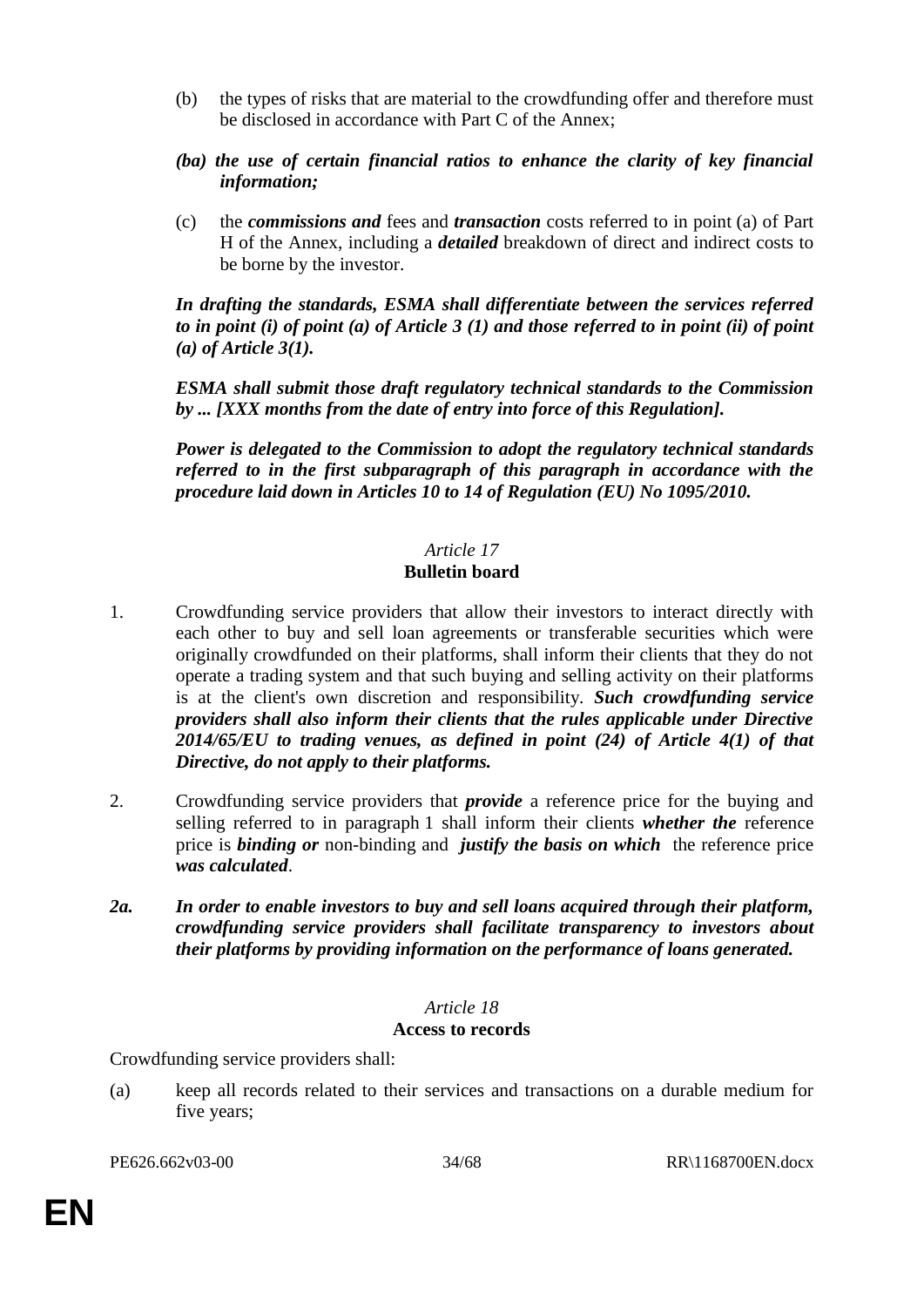(b) the types of risks that are material to the crowdfunding offer and therefore must be disclosed in accordance with Part C of the Annex;

***(ba) the use of certain financial ratios to enhance the clarity of key financial information;***

(c) the ***commissions and*** fees and ***transaction*** costs referred to in point (a) of Part H of the Annex, including a ***detailed*** breakdown of direct and indirect costs to be borne by the investor.

***In drafting the standards, ESMA shall differentiate between the services referred to in point (i) of point (a) of Article 3 (1) and those referred to in point (ii) of point (a) of Article 3(1).***

***ESMA shall submit those draft regulatory technical standards to the Commission by ... [XXX months from the date of entry into force of this Regulation].***

***Power is delegated to the Commission to adopt the regulatory technical standards referred to in the first subparagraph of this paragraph in accordance with the procedure laid down in Articles 10 to 14 of Regulation (EU) No 1095/2010.***

*Article 17*

**Bulletin board**

1. Crowdfunding service providers that allow their investors to interact directly with each other to buy and sell loan agreements or transferable securities which were originally crowdfunded on their platforms, shall inform their clients that they do not operate a trading system and that such buying and selling activity on their platforms is at the client's own discretion and responsibility. ***Such crowdfunding service providers shall also inform their clients that the rules applicable under Directive 2014/65/EU to trading venues, as defined in point (24) of Article 4(1) of that Directive, do not apply to their platforms.***

2. Crowdfunding service providers that ***provide*** a reference price for the buying and selling referred to in paragraph 1 shall inform their clients ***whether the*** reference price is ***binding or*** non-binding and ***justify the basis on which*** the reference price ***was calculated***.

***2a. In order to enable investors to buy and sell loans acquired through their platform, crowdfunding service providers shall facilitate transparency to investors about their platforms by providing information on the performance of loans generated.***

*Article 18*

**Access to records**

Crowdfunding service providers shall:

(a) keep all records related to their services and transactions on a durable medium for five years;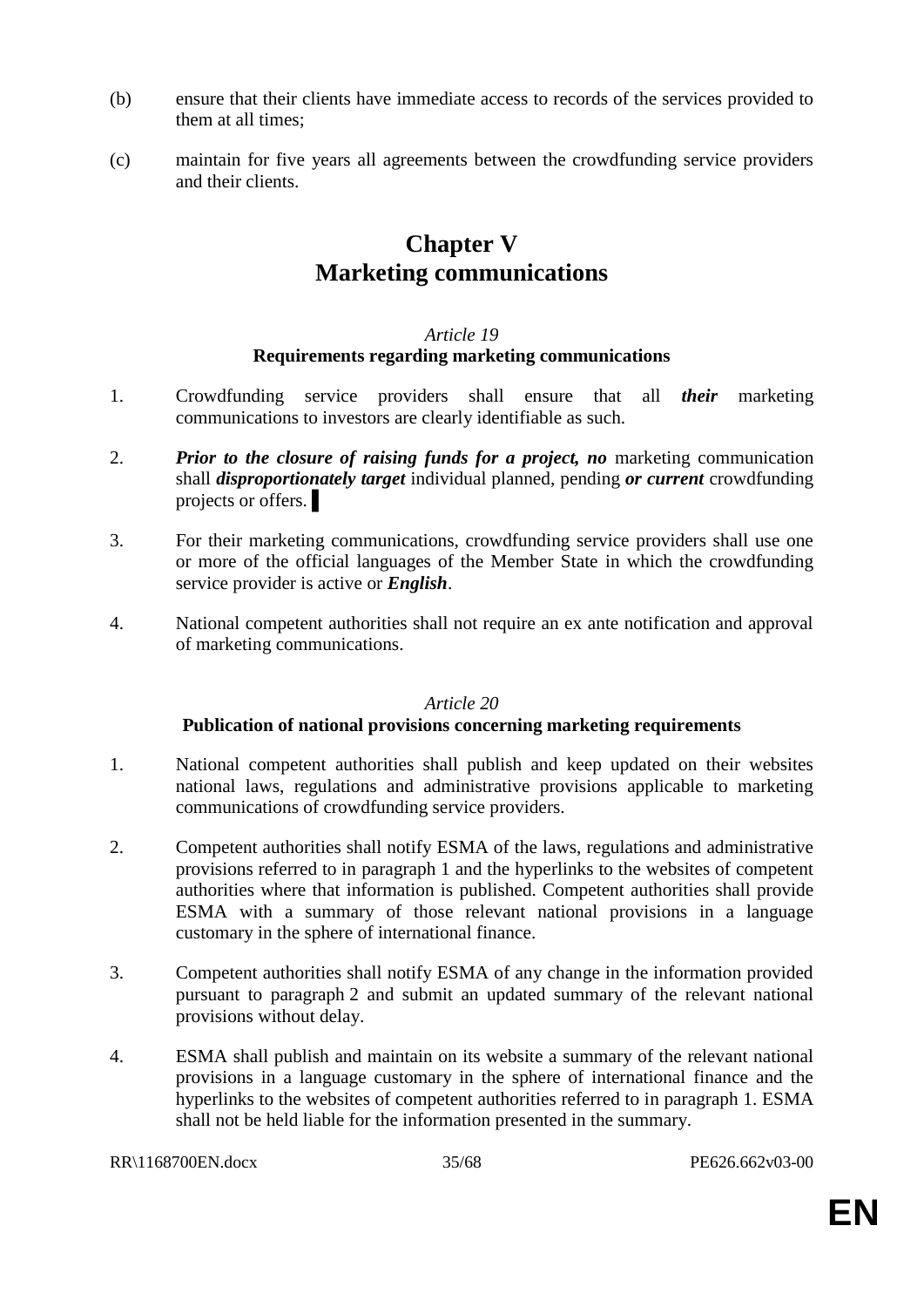(b) ensure that their clients have immediate access to records of the services provided to them at all times;

(c) maintain for five years all agreements between the crowdfunding service providers and their clients.

# Chapter V
# Marketing communications

*Article 19*
**Requirements regarding marketing communications**

1. Crowdfunding service providers shall ensure that all ***their*** marketing communications to investors are clearly identifiable as such.

2. ***Prior to the closure of raising funds for a project, no*** marketing communication shall ***disproportionately target*** individual planned, pending ***or current*** crowdfunding projects or offers. ▌

3. For their marketing communications, crowdfunding service providers shall use one or more of the official languages of the Member State in which the crowdfunding service provider is active or ***English***.

4. National competent authorities shall not require an ex ante notification and approval of marketing communications.

*Article 20*
**Publication of national provisions concerning marketing requirements**

1. National competent authorities shall publish and keep updated on their websites national laws, regulations and administrative provisions applicable to marketing communications of crowdfunding service providers.

2. Competent authorities shall notify ESMA of the laws, regulations and administrative provisions referred to in paragraph 1 and the hyperlinks to the websites of competent authorities where that information is published. Competent authorities shall provide ESMA with a summary of those relevant national provisions in a language customary in the sphere of international finance.

3. Competent authorities shall notify ESMA of any change in the information provided pursuant to paragraph 2 and submit an updated summary of the relevant national provisions without delay.

4. ESMA shall publish and maintain on its website a summary of the relevant national provisions in a language customary in the sphere of international finance and the hyperlinks to the websites of competent authorities referred to in paragraph 1. ESMA shall not be held liable for the information presented in the summary.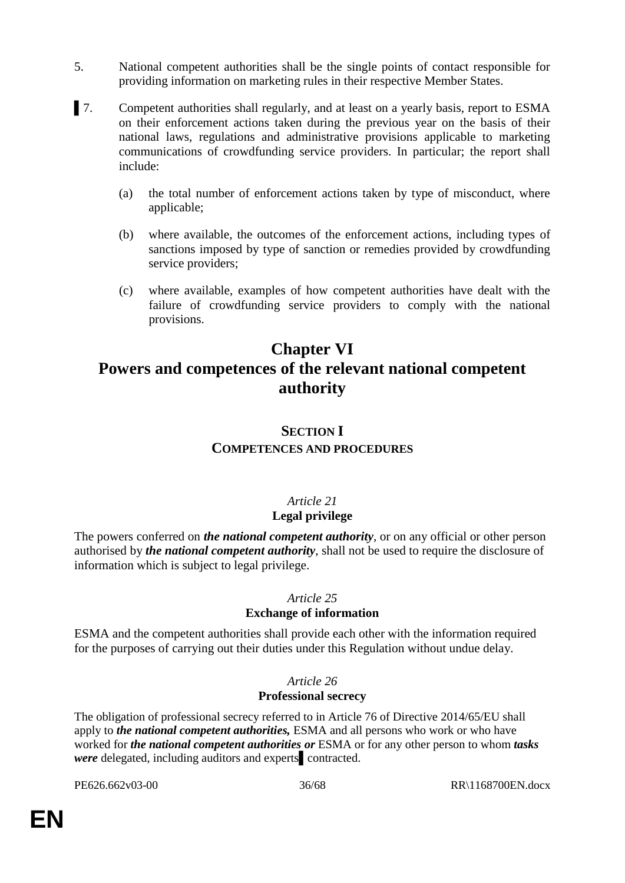5. National competent authorities shall be the single points of contact responsible for providing information on marketing rules in their respective Member States.

▌7. Competent authorities shall regularly, and at least on a yearly basis, report to ESMA on their enforcement actions taken during the previous year on the basis of their national laws, regulations and administrative provisions applicable to marketing communications of crowdfunding service providers. In particular; the report shall include:

(a) the total number of enforcement actions taken by type of misconduct, where applicable;

(b) where available, the outcomes of the enforcement actions, including types of sanctions imposed by type of sanction or remedies provided by crowdfunding service providers;

(c) where available, examples of how competent authorities have dealt with the failure of crowdfunding service providers to comply with the national provisions.

# Chapter VI
# Powers and competences of the relevant national competent authority

## SECTION I
## COMPETENCES AND PROCEDURES

*Article 21*
**Legal privilege**

The powers conferred on ***the national competent authority***, or on any official or other person authorised by ***the national competent authority***, shall not be used to require the disclosure of information which is subject to legal privilege.

*Article 25*
**Exchange of information**

ESMA and the competent authorities shall provide each other with the information required for the purposes of carrying out their duties under this Regulation without undue delay.

*Article 26*
**Professional secrecy**

The obligation of professional secrecy referred to in Article 76 of Directive 2014/65/EU shall apply to ***the national competent authorities,*** ESMA and all persons who work or who have worked for ***the national competent authorities or*** ESMA or for any other person to whom ***tasks were*** delegated, including auditors and experts▌ contracted.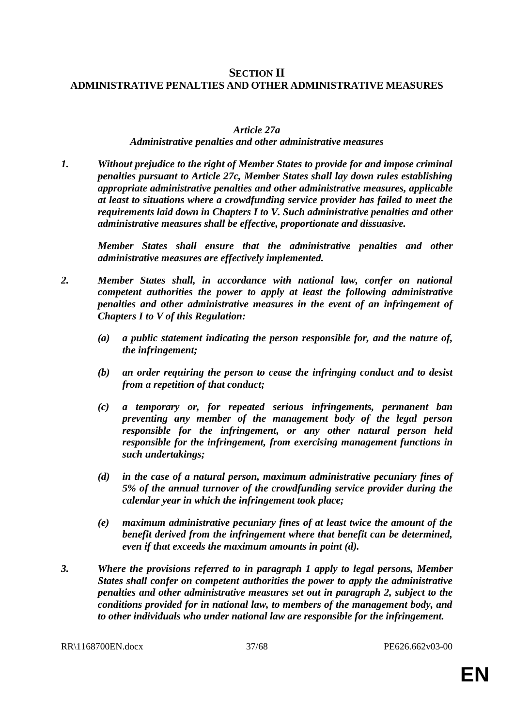## SECTION II
## ADMINISTRATIVE PENALTIES AND OTHER ADMINISTRATIVE MEASURES

*Article 27a*
*Administrative penalties and other administrative measures*

***1. Without prejudice to the right of Member States to provide for and impose criminal penalties pursuant to Article 27c, Member States shall lay down rules establishing appropriate administrative penalties and other administrative measures, applicable at least to situations where a crowdfunding service provider has failed to meet the requirements laid down in Chapters I to V. Such administrative penalties and other administrative measures shall be effective, proportionate and dissuasive.***

***Member States shall ensure that the administrative penalties and other administrative measures are effectively implemented.***

***2. Member States shall, in accordance with national law, confer on national competent authorities the power to apply at least the following administrative penalties and other administrative measures in the event of an infringement of Chapters I to V of this Regulation:***

***(a) a public statement indicating the person responsible for, and the nature of, the infringement;***

***(b) an order requiring the person to cease the infringing conduct and to desist from a repetition of that conduct;***

***(c) a temporary or, for repeated serious infringements, permanent ban preventing any member of the management body of the legal person responsible for the infringement, or any other natural person held responsible for the infringement, from exercising management functions in such undertakings;***

***(d) in the case of a natural person, maximum administrative pecuniary fines of 5% of the annual turnover of the crowdfunding service provider during the calendar year in which the infringement took place;***

***(e) maximum administrative pecuniary fines of at least twice the amount of the benefit derived from the infringement where that benefit can be determined, even if that exceeds the maximum amounts in point (d).***

***3. Where the provisions referred to in paragraph 1 apply to legal persons, Member States shall confer on competent authorities the power to apply the administrative penalties and other administrative measures set out in paragraph 2, subject to the conditions provided for in national law, to members of the management body, and to other individuals who under national law are responsible for the infringement.***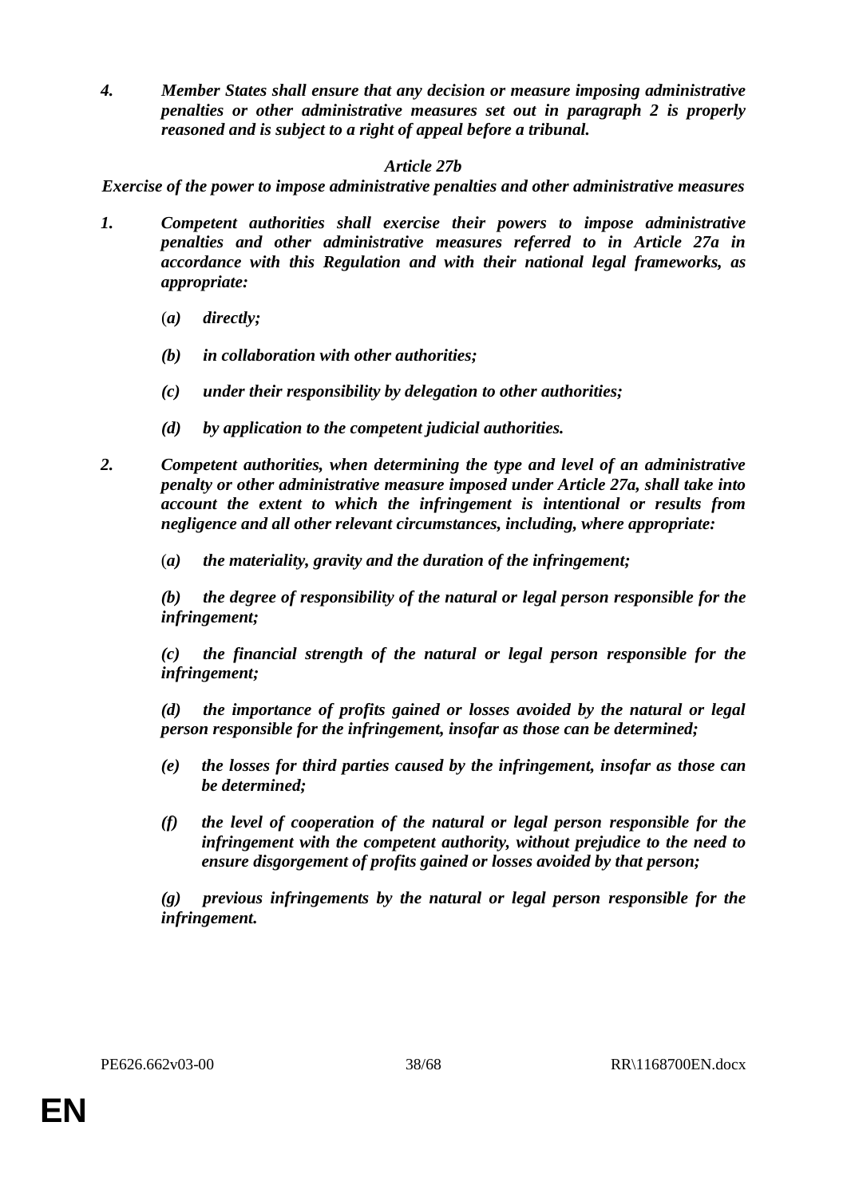***4. Member States shall ensure that any decision or measure imposing administrative penalties or other administrative measures set out in paragraph 2 is properly reasoned and is subject to a right of appeal before a tribunal.***

*Article 27b*

***Exercise of the power to impose administrative penalties and other administrative measures***

***1. Competent authorities shall exercise their powers to impose administrative penalties and other administrative measures referred to in Article 27a in accordance with this Regulation and with their national legal frameworks, as appropriate:***

***(a) directly;***

***(b) in collaboration with other authorities;***

***(c) under their responsibility by delegation to other authorities;***

***(d) by application to the competent judicial authorities.***

***2. Competent authorities, when determining the type and level of an administrative penalty or other administrative measure imposed under Article 27a, shall take into account the extent to which the infringement is intentional or results from negligence and all other relevant circumstances, including, where appropriate:***

***(a) the materiality, gravity and the duration of the infringement;***

***(b) the degree of responsibility of the natural or legal person responsible for the infringement;***

***(c) the financial strength of the natural or legal person responsible for the infringement;***

***(d) the importance of profits gained or losses avoided by the natural or legal person responsible for the infringement, insofar as those can be determined;***

***(e) the losses for third parties caused by the infringement, insofar as those can be determined;***

***(f) the level of cooperation of the natural or legal person responsible for the infringement with the competent authority, without prejudice to the need to ensure disgorgement of profits gained or losses avoided by that person;***

***(g) previous infringements by the natural or legal person responsible for the infringement.***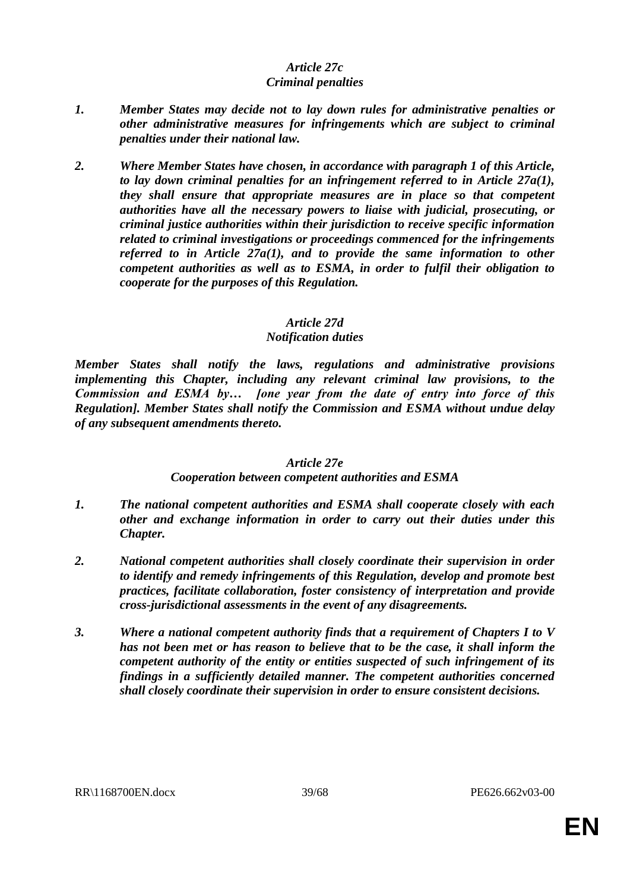***Article 27c***
***Criminal penalties***

1. ***Member States may decide not to lay down rules for administrative penalties or other administrative measures for infringements which are subject to criminal penalties under their national law.***

2. ***Where Member States have chosen, in accordance with paragraph 1 of this Article, to lay down criminal penalties for an infringement referred to in Article 27a(1), they shall ensure that appropriate measures are in place so that competent authorities have all the necessary powers to liaise with judicial, prosecuting, or criminal justice authorities within their jurisdiction to receive specific information related to criminal investigations or proceedings commenced for the infringements referred to in Article 27a(1), and to provide the same information to other competent authorities as well as to ESMA, in order to fulfil their obligation to cooperate for the purposes of this Regulation.***

***Article 27d***
***Notification duties***

***Member States shall notify the laws, regulations and administrative provisions implementing this Chapter, including any relevant criminal law provisions, to the Commission and ESMA by… [one year from the date of entry into force of this Regulation]. Member States shall notify the Commission and ESMA without undue delay of any subsequent amendments thereto.***

***Article 27e***
***Cooperation between competent authorities and ESMA***

1. ***The national competent authorities and ESMA shall cooperate closely with each other and exchange information in order to carry out their duties under this Chapter.***

2. ***National competent authorities shall closely coordinate their supervision in order to identify and remedy infringements of this Regulation, develop and promote best practices, facilitate collaboration, foster consistency of interpretation and provide cross-jurisdictional assessments in the event of any disagreements.***

3. ***Where a national competent authority finds that a requirement of Chapters I to V has not been met or has reason to believe that to be the case, it shall inform the competent authority of the entity or entities suspected of such infringement of its findings in a sufficiently detailed manner. The competent authorities concerned shall closely coordinate their supervision in order to ensure consistent decisions.***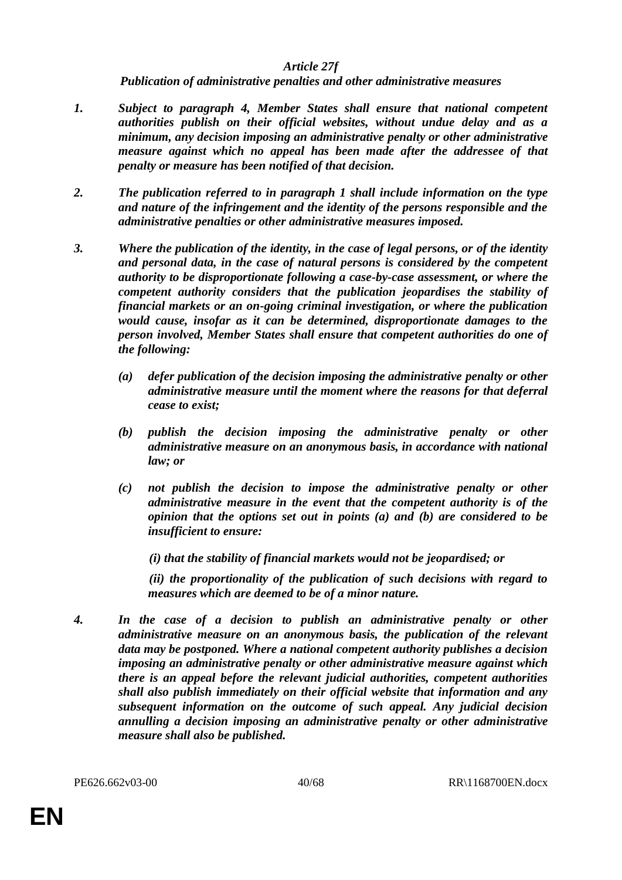***Article 27f***

***Publication of administrative penalties and other administrative measures***

***1.*** ***Subject to paragraph 4, Member States shall ensure that national competent authorities publish on their official websites, without undue delay and as a minimum, any decision imposing an administrative penalty or other administrative measure against which no appeal has been made after the addressee of that penalty or measure has been notified of that decision.***

***2.*** ***The publication referred to in paragraph 1 shall include information on the type and nature of the infringement and the identity of the persons responsible and the administrative penalties or other administrative measures imposed.***

***3.*** ***Where the publication of the identity, in the case of legal persons, or of the identity and personal data, in the case of natural persons is considered by the competent authority to be disproportionate following a case-by-case assessment, or where the competent authority considers that the publication jeopardises the stability of financial markets or an on-going criminal investigation, or where the publication would cause, insofar as it can be determined, disproportionate damages to the person involved, Member States shall ensure that competent authorities do one of the following:***

***(a)*** ***defer publication of the decision imposing the administrative penalty or other administrative measure until the moment where the reasons for that deferral cease to exist;***

***(b)*** ***publish the decision imposing the administrative penalty or other administrative measure on an anonymous basis, in accordance with national law; or***

***(c)*** ***not publish the decision to impose the administrative penalty or other administrative measure in the event that the competent authority is of the opinion that the options set out in points (a) and (b) are considered to be insufficient to ensure:***

***(i) that the stability of financial markets would not be jeopardised; or***

***(ii) the proportionality of the publication of such decisions with regard to measures which are deemed to be of a minor nature.***

***4.*** ***In the case of a decision to publish an administrative penalty or other administrative measure on an anonymous basis, the publication of the relevant data may be postponed. Where a national competent authority publishes a decision imposing an administrative penalty or other administrative measure against which there is an appeal before the relevant judicial authorities, competent authorities shall also publish immediately on their official website that information and any subsequent information on the outcome of such appeal. Any judicial decision annulling a decision imposing an administrative penalty or other administrative measure shall also be published.***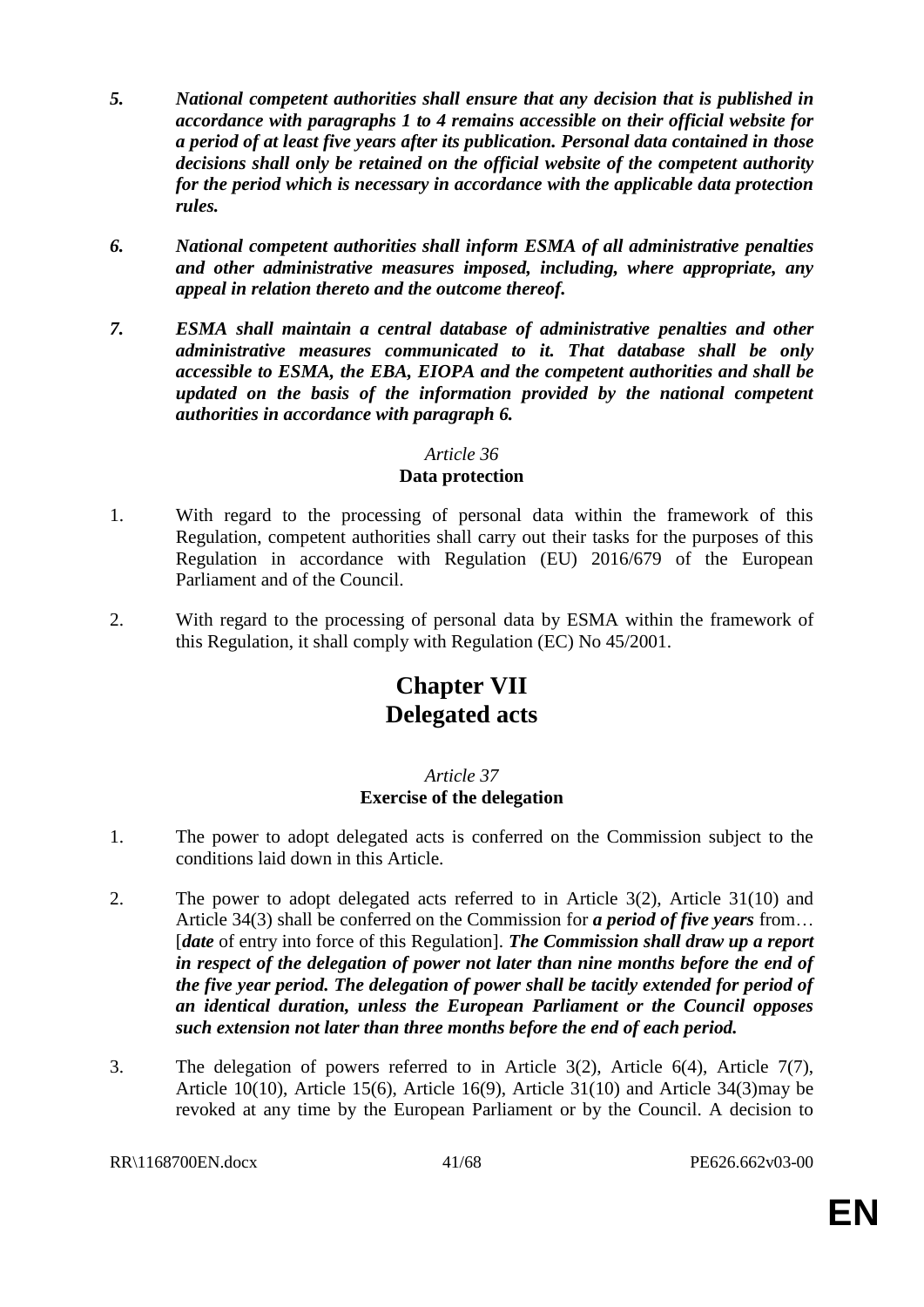***5.*** ***National competent authorities shall ensure that any decision that is published in accordance with paragraphs 1 to 4 remains accessible on their official website for a period of at least five years after its publication. Personal data contained in those decisions shall only be retained on the official website of the competent authority for the period which is necessary in accordance with the applicable data protection rules.***

***6.*** ***National competent authorities shall inform ESMA of all administrative penalties and other administrative measures imposed, including, where appropriate, any appeal in relation thereto and the outcome thereof.***

***7.*** ***ESMA shall maintain a central database of administrative penalties and other administrative measures communicated to it. That database shall be only accessible to ESMA, the EBA, EIOPA and the competent authorities and shall be updated on the basis of the information provided by the national competent authorities in accordance with paragraph 6.***

*Article 36*
**Data protection**

1. With regard to the processing of personal data within the framework of this Regulation, competent authorities shall carry out their tasks for the purposes of this Regulation in accordance with Regulation (EU) 2016/679 of the European Parliament and of the Council.

2. With regard to the processing of personal data by ESMA within the framework of this Regulation, it shall comply with Regulation (EC) No 45/2001.

# Chapter VII
# Delegated acts

*Article 37*
**Exercise of the delegation**

1. The power to adopt delegated acts is conferred on the Commission subject to the conditions laid down in this Article.

2. The power to adopt delegated acts referred to in Article 3(2), Article 31(10) and Article 34(3) shall be conferred on the Commission for ***a period of five years*** from… [***date*** of entry into force of this Regulation]. ***The Commission shall draw up a report in respect of the delegation of power not later than nine months before the end of the five year period. The delegation of power shall be tacitly extended for period of an identical duration, unless the European Parliament or the Council opposes such extension not later than three months before the end of each period.***

3. The delegation of powers referred to in Article 3(2), Article 6(4), Article 7(7), Article 10(10), Article 15(6), Article 16(9), Article 31(10) and Article 34(3)may be revoked at any time by the European Parliament or by the Council. A decision to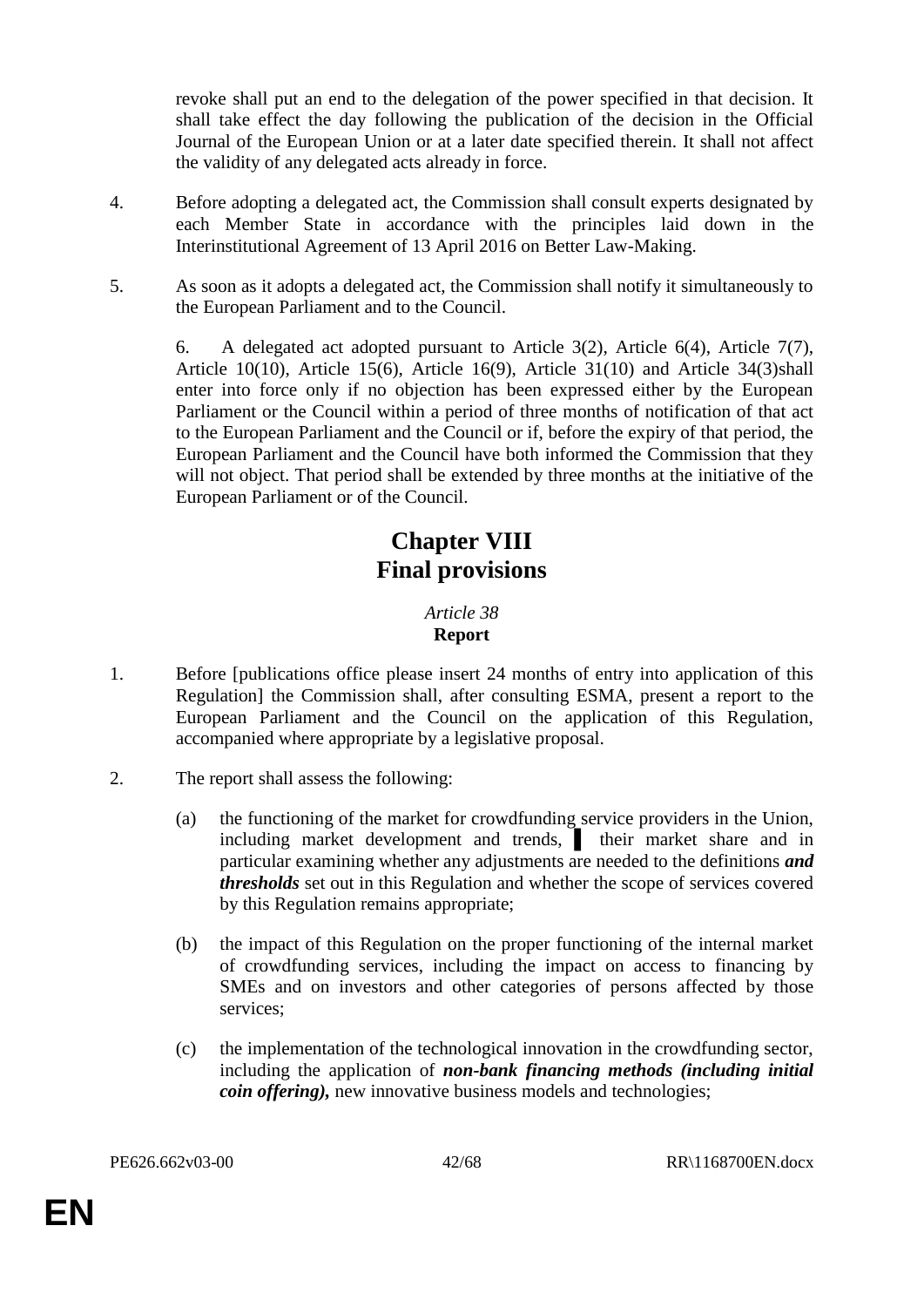revoke shall put an end to the delegation of the power specified in that decision. It shall take effect the day following the publication of the decision in the Official Journal of the European Union or at a later date specified therein. It shall not affect the validity of any delegated acts already in force.

4. Before adopting a delegated act, the Commission shall consult experts designated by each Member State in accordance with the principles laid down in the Interinstitutional Agreement of 13 April 2016 on Better Law-Making.

5. As soon as it adopts a delegated act, the Commission shall notify it simultaneously to the European Parliament and to the Council.

6. A delegated act adopted pursuant to Article 3(2), Article 6(4), Article 7(7), Article 10(10), Article 15(6), Article 16(9), Article 31(10) and Article 34(3)shall enter into force only if no objection has been expressed either by the European Parliament or the Council within a period of three months of notification of that act to the European Parliament and the Council or if, before the expiry of that period, the European Parliament and the Council have both informed the Commission that they will not object. That period shall be extended by three months at the initiative of the European Parliament or of the Council.

# Chapter VIII
# Final provisions

*Article 38*
**Report**

1. Before [publications office please insert 24 months of entry into application of this Regulation] the Commission shall, after consulting ESMA, present a report to the European Parliament and the Council on the application of this Regulation, accompanied where appropriate by a legislative proposal.

2. The report shall assess the following:

   (a) the functioning of the market for crowdfunding service providers in the Union, including market development and trends, ▌ their market share and in particular examining whether any adjustments are needed to the definitions ***and thresholds*** set out in this Regulation and whether the scope of services covered by this Regulation remains appropriate;

   (b) the impact of this Regulation on the proper functioning of the internal market of crowdfunding services, including the impact on access to financing by SMEs and on investors and other categories of persons affected by those services;

   (c) the implementation of the technological innovation in the crowdfunding sector, including the application of ***non-bank financing methods (including initial coin offering),*** new innovative business models and technologies;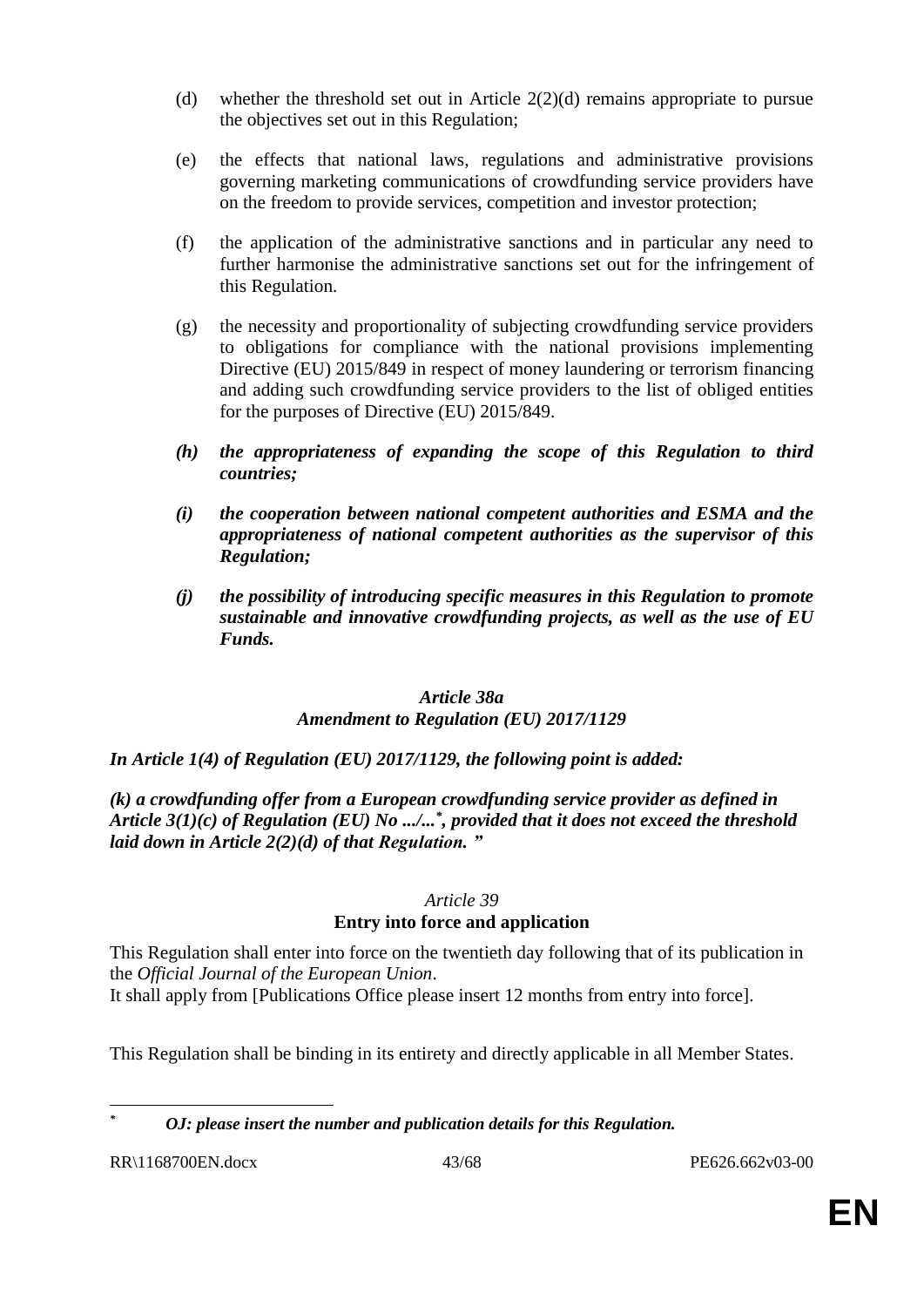(d) whether the threshold set out in Article 2(2)(d) remains appropriate to pursue the objectives set out in this Regulation;

(e) the effects that national laws, regulations and administrative provisions governing marketing communications of crowdfunding service providers have on the freedom to provide services, competition and investor protection;

(f) the application of the administrative sanctions and in particular any need to further harmonise the administrative sanctions set out for the infringement of this Regulation.

(g) the necessity and proportionality of subjecting crowdfunding service providers to obligations for compliance with the national provisions implementing Directive (EU) 2015/849 in respect of money laundering or terrorism financing and adding such crowdfunding service providers to the list of obliged entities for the purposes of Directive (EU) 2015/849.

***(h) the appropriateness of expanding the scope of this Regulation to third countries;***

***(i) the cooperation between national competent authorities and ESMA and the appropriateness of national competent authorities as the supervisor of this Regulation;***

***(j) the possibility of introducing specific measures in this Regulation to promote sustainable and innovative crowdfunding projects, as well as the use of EU Funds.***

***Article 38a***
***Amendment to Regulation (EU) 2017/1129***

***In Article 1(4) of Regulation (EU) 2017/1129, the following point is added:***

***(k) a crowdfunding offer from a European crowdfunding service provider as defined in Article 3(1)(c) of Regulation (EU) No .../...[\*], provided that it does not exceed the threshold laid down in Article 2(2)(d) of that Regulation. "***

*Article 39*
**Entry into force and application**

This Regulation shall enter into force on the twentieth day following that of its publication in the *Official Journal of the European Union*.
It shall apply from [Publications Office please insert 12 months from entry into force].

This Regulation shall be binding in its entirety and directly applicable in all Member States.

---

[\*] ***OJ: please insert the number and publication details for this Regulation.***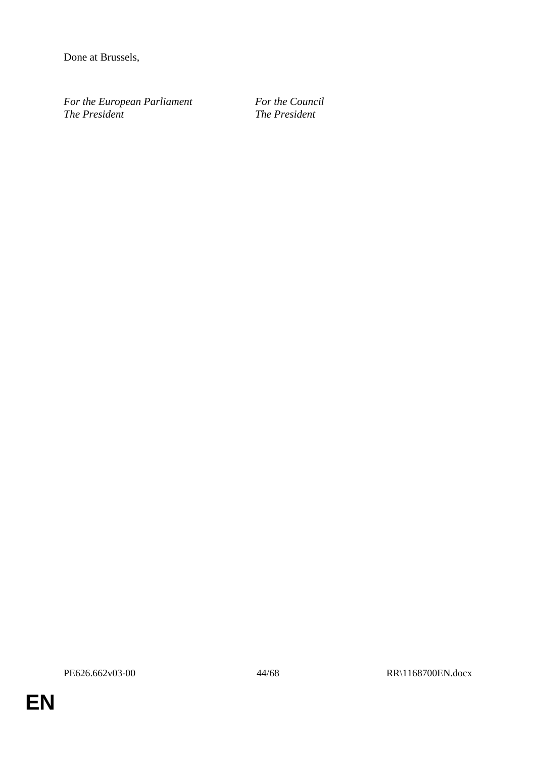Done at Brussels,

| *For the European Parliament* | *For the Council* |
| --- | --- |
| *The President* | *The President* |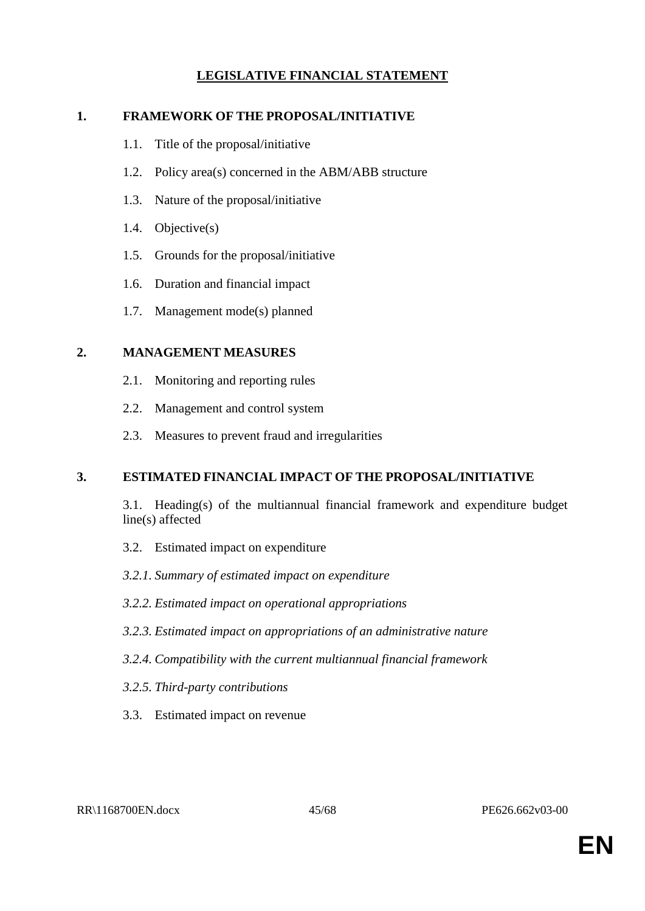# LEGISLATIVE FINANCIAL STATEMENT

## 1. FRAMEWORK OF THE PROPOSAL/INITIATIVE

1.1. Title of the proposal/initiative

1.2. Policy area(s) concerned in the ABM/ABB structure

1.3. Nature of the proposal/initiative

1.4. Objective(s)

1.5. Grounds for the proposal/initiative

1.6. Duration and financial impact

1.7. Management mode(s) planned

## 2. MANAGEMENT MEASURES

2.1. Monitoring and reporting rules

2.2. Management and control system

2.3. Measures to prevent fraud and irregularities

## 3. ESTIMATED FINANCIAL IMPACT OF THE PROPOSAL/INITIATIVE

3.1. Heading(s) of the multiannual financial framework and expenditure budget line(s) affected

3.2. Estimated impact on expenditure

*3.2.1. Summary of estimated impact on expenditure*

*3.2.2. Estimated impact on operational appropriations*

*3.2.3. Estimated impact on appropriations of an administrative nature*

*3.2.4. Compatibility with the current multiannual financial framework*

*3.2.5. Third-party contributions*

3.3. Estimated impact on revenue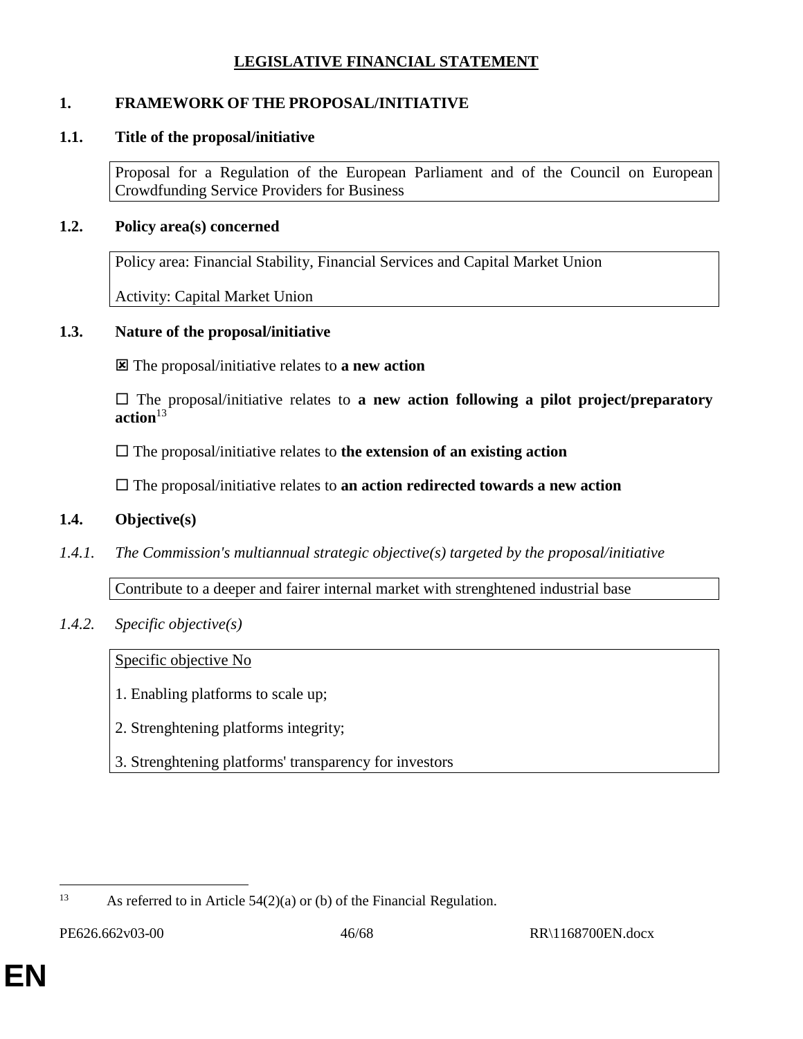# LEGISLATIVE FINANCIAL STATEMENT

## 1. FRAMEWORK OF THE PROPOSAL/INITIATIVE

### 1.1. Title of the proposal/initiative

Proposal for a Regulation of the European Parliament and of the Council on European Crowdfunding Service Providers for Business

### 1.2. Policy area(s) concerned

Policy area: Financial Stability, Financial Services and Capital Market Union

Activity: Capital Market Union

### 1.3. Nature of the proposal/initiative

☒ The proposal/initiative relates to **a new action**

☐ The proposal/initiative relates to **a new action following a pilot project/preparatory action**[13]

☐ The proposal/initiative relates to **the extension of an existing action**

☐ The proposal/initiative relates to **an action redirected towards a new action**

### 1.4. Objective(s)

*1.4.1. The Commission's multiannual strategic objective(s) targeted by the proposal/initiative*

Contribute to a deeper and fairer internal market with strenghtened industrial base

*1.4.2. Specific objective(s)*

Specific objective No

1. Enabling platforms to scale up;

2. Strenghtening platforms integrity;

3. Strenghtening platforms' transparency for investors

[13] As referred to in Article 54(2)(a) or (b) of the Financial Regulation.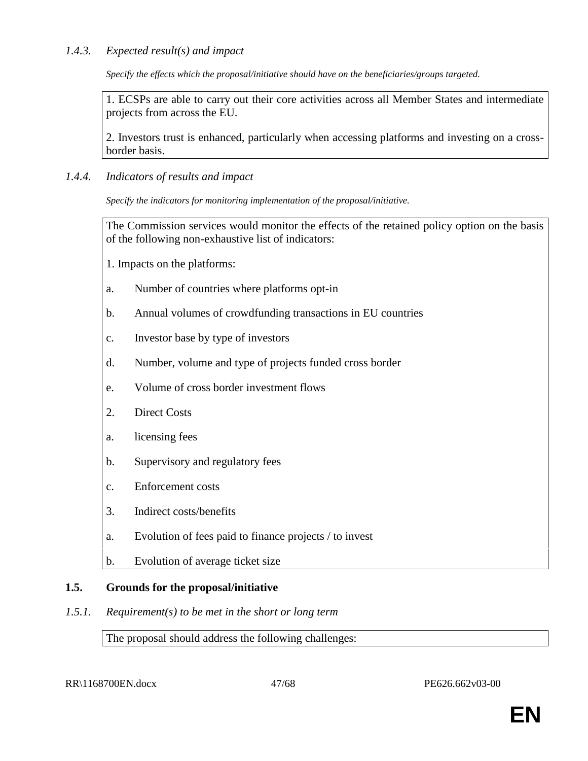### *1.4.3. Expected result(s) and impact*

*Specify the effects which the proposal/initiative should have on the beneficiaries/groups targeted.*

1. ECSPs are able to carry out their core activities across all Member States and intermediate projects from across the EU.

2. Investors trust is enhanced, particularly when accessing platforms and investing on a cross-border basis.

### *1.4.4. Indicators of results and impact*

*Specify the indicators for monitoring implementation of the proposal/initiative.*

The Commission services would monitor the effects of the retained policy option on the basis of the following non-exhaustive list of indicators:

1. Impacts on the platforms:

a. Number of countries where platforms opt-in

b. Annual volumes of crowdfunding transactions in EU countries

c. Investor base by type of investors

d. Number, volume and type of projects funded cross border

e. Volume of cross border investment flows

2. Direct Costs

a. licensing fees

b. Supervisory and regulatory fees

c. Enforcement costs

3. Indirect costs/benefits

a. Evolution of fees paid to finance projects / to invest

b. Evolution of average ticket size

## **1.5. Grounds for the proposal/initiative**

### *1.5.1. Requirement(s) to be met in the short or long term*

The proposal should address the following challenges: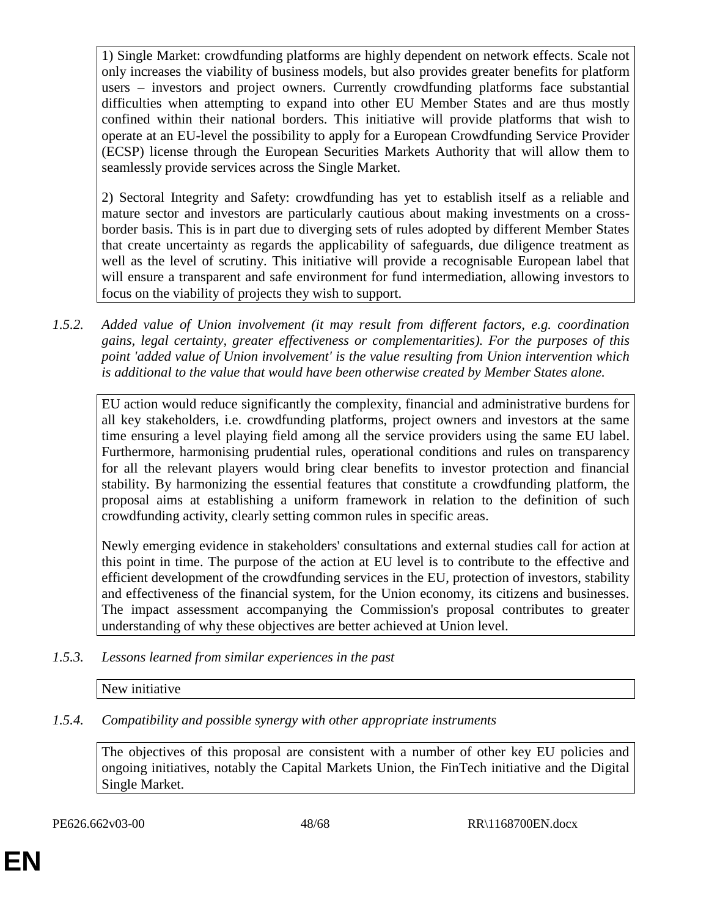1) Single Market: crowdfunding platforms are highly dependent on network effects. Scale not only increases the viability of business models, but also provides greater benefits for platform users – investors and project owners. Currently crowdfunding platforms face substantial difficulties when attempting to expand into other EU Member States and are thus mostly confined within their national borders. This initiative will provide platforms that wish to operate at an EU-level the possibility to apply for a European Crowdfunding Service Provider (ECSP) license through the European Securities Markets Authority that will allow them to seamlessly provide services across the Single Market.

2) Sectoral Integrity and Safety: crowdfunding has yet to establish itself as a reliable and mature sector and investors are particularly cautious about making investments on a cross-border basis. This is in part due to diverging sets of rules adopted by different Member States that create uncertainty as regards the applicability of safeguards, due diligence treatment as well as the level of scrutiny. This initiative will provide a recognisable European label that will ensure a transparent and safe environment for fund intermediation, allowing investors to focus on the viability of projects they wish to support.

*1.5.2. Added value of Union involvement (it may result from different factors, e.g. coordination gains, legal certainty, greater effectiveness or complementarities). For the purposes of this point 'added value of Union involvement' is the value resulting from Union intervention which is additional to the value that would have been otherwise created by Member States alone.*

EU action would reduce significantly the complexity, financial and administrative burdens for all key stakeholders, i.e. crowdfunding platforms, project owners and investors at the same time ensuring a level playing field among all the service providers using the same EU label. Furthermore, harmonising prudential rules, operational conditions and rules on transparency for all the relevant players would bring clear benefits to investor protection and financial stability. By harmonizing the essential features that constitute a crowdfunding platform, the proposal aims at establishing a uniform framework in relation to the definition of such crowdfunding activity, clearly setting common rules in specific areas.

Newly emerging evidence in stakeholders' consultations and external studies call for action at this point in time. The purpose of the action at EU level is to contribute to the effective and efficient development of the crowdfunding services in the EU, protection of investors, stability and effectiveness of the financial system, for the Union economy, its citizens and businesses. The impact assessment accompanying the Commission's proposal contributes to greater understanding of why these objectives are better achieved at Union level.

*1.5.3. Lessons learned from similar experiences in the past*

New initiative

*1.5.4. Compatibility and possible synergy with other appropriate instruments*

The objectives of this proposal are consistent with a number of other key EU policies and ongoing initiatives, notably the Capital Markets Union, the FinTech initiative and the Digital Single Market.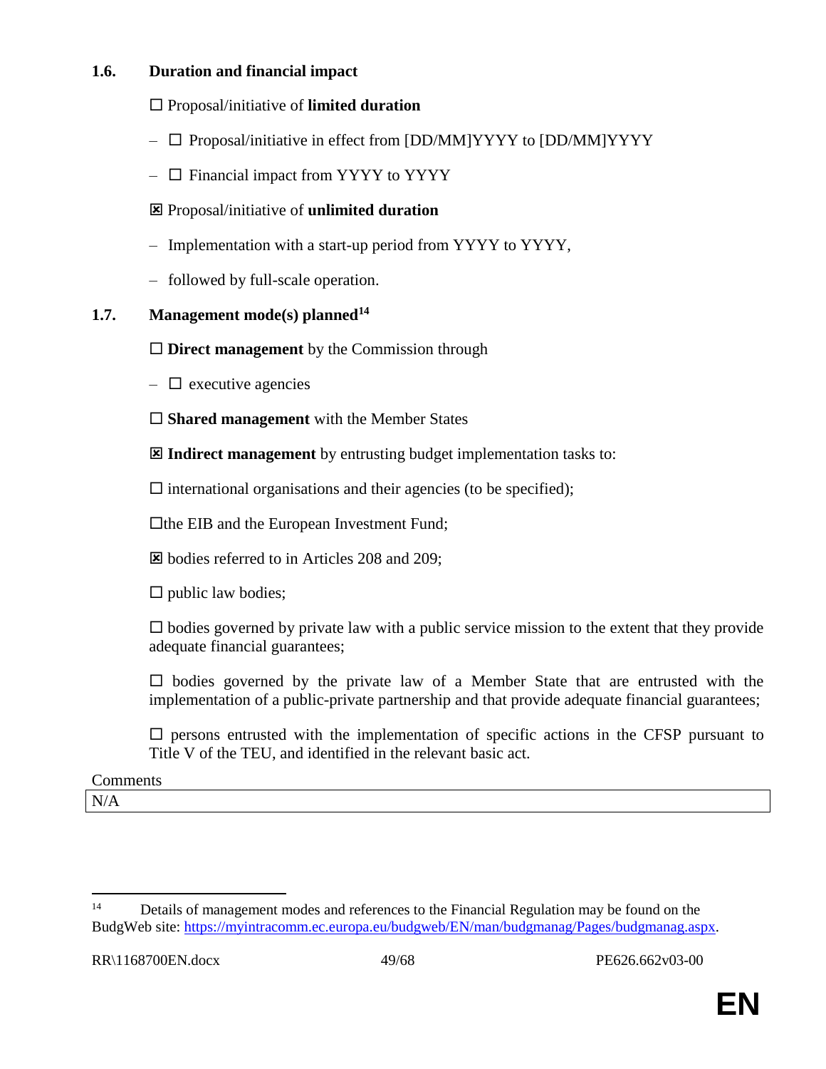### 1.6. Duration and financial impact

☐ Proposal/initiative of **limited duration**

- ☐ Proposal/initiative in effect from [DD/MM]YYYY to [DD/MM]YYYY
- ☐ Financial impact from YYYY to YYYY

☒ Proposal/initiative of **unlimited duration**

- Implementation with a start-up period from YYYY to YYYY,
- followed by full-scale operation.

### 1.7. Management mode(s) planned[14]

☐ **Direct management** by the Commission through

- ☐ executive agencies

☐ **Shared management** with the Member States

☒ **Indirect management** by entrusting budget implementation tasks to:

☐ international organisations and their agencies (to be specified);

☐the EIB and the European Investment Fund;

☒ bodies referred to in Articles 208 and 209;

☐ public law bodies;

☐ bodies governed by private law with a public service mission to the extent that they provide adequate financial guarantees;

☐ bodies governed by the private law of a Member State that are entrusted with the implementation of a public-private partnership and that provide adequate financial guarantees;

☐ persons entrusted with the implementation of specific actions in the CFSP pursuant to Title V of the TEU, and identified in the relevant basic act.

Comments

| N/A |
|---|

[14] Details of management modes and references to the Financial Regulation may be found on the BudgWeb site: https://myintracomm.ec.europa.eu/budgweb/EN/man/budgmanag/Pages/budgmanag.aspx.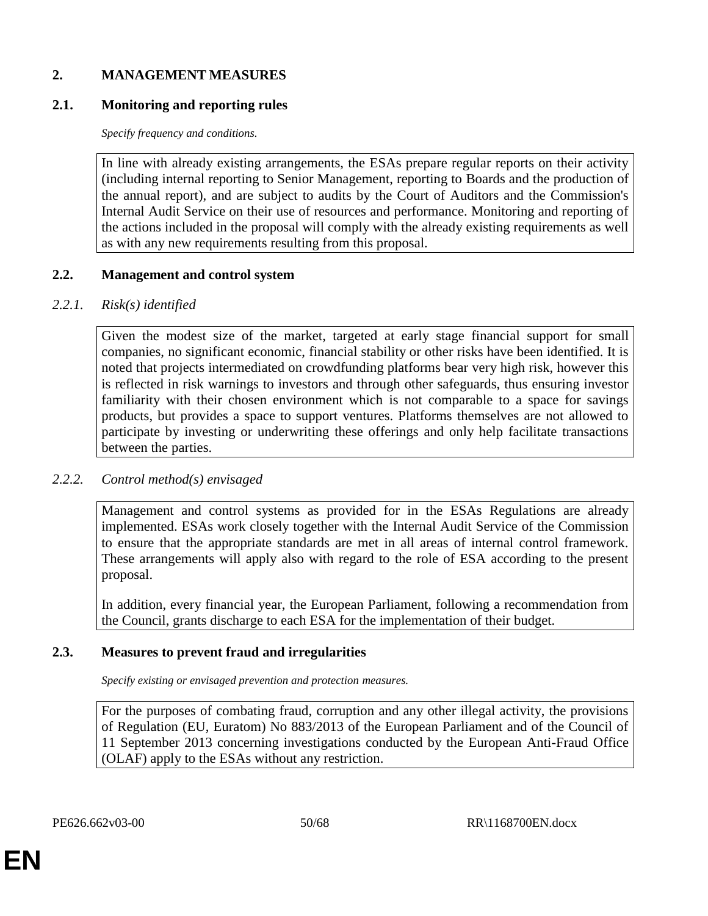## 2. MANAGEMENT MEASURES

### 2.1. Monitoring and reporting rules

*Specify frequency and conditions.*

In line with already existing arrangements, the ESAs prepare regular reports on their activity (including internal reporting to Senior Management, reporting to Boards and the production of the annual report), and are subject to audits by the Court of Auditors and the Commission's Internal Audit Service on their use of resources and performance. Monitoring and reporting of the actions included in the proposal will comply with the already existing requirements as well as with any new requirements resulting from this proposal.

### 2.2. Management and control system

#### *2.2.1. Risk(s) identified*

Given the modest size of the market, targeted at early stage financial support for small companies, no significant economic, financial stability or other risks have been identified. It is noted that projects intermediated on crowdfunding platforms bear very high risk, however this is reflected in risk warnings to investors and through other safeguards, thus ensuring investor familiarity with their chosen environment which is not comparable to a space for savings products, but provides a space to support ventures. Platforms themselves are not allowed to participate by investing or underwriting these offerings and only help facilitate transactions between the parties.

#### *2.2.2. Control method(s) envisaged*

Management and control systems as provided for in the ESAs Regulations are already implemented. ESAs work closely together with the Internal Audit Service of the Commission to ensure that the appropriate standards are met in all areas of internal control framework. These arrangements will apply also with regard to the role of ESA according to the present proposal.

In addition, every financial year, the European Parliament, following a recommendation from the Council, grants discharge to each ESA for the implementation of their budget.

### 2.3. Measures to prevent fraud and irregularities

*Specify existing or envisaged prevention and protection measures.*

For the purposes of combating fraud, corruption and any other illegal activity, the provisions of Regulation (EU, Euratom) No 883/2013 of the European Parliament and of the Council of 11 September 2013 concerning investigations conducted by the European Anti-Fraud Office (OLAF) apply to the ESAs without any restriction.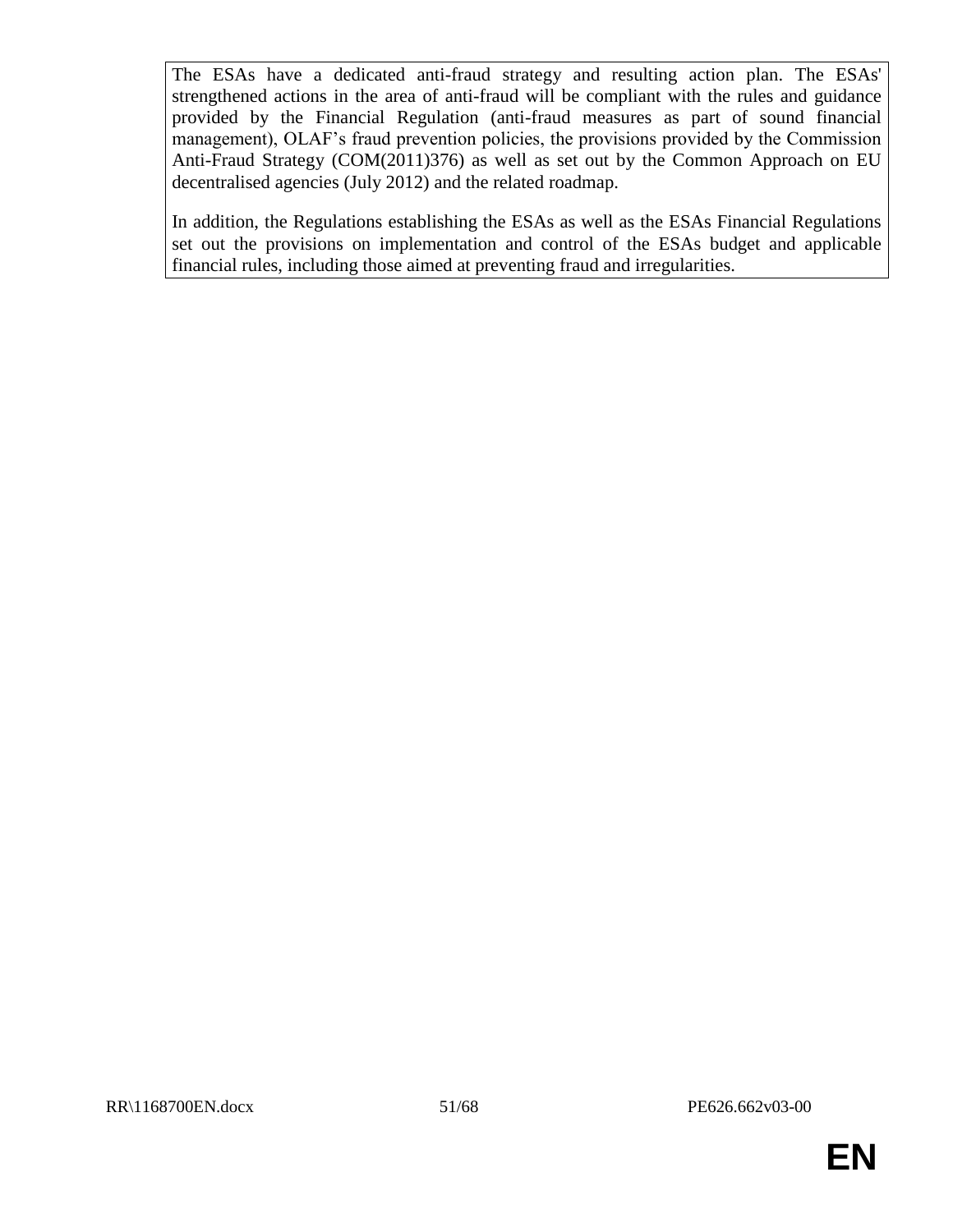The ESAs have a dedicated anti-fraud strategy and resulting action plan. The ESAs' strengthened actions in the area of anti-fraud will be compliant with the rules and guidance provided by the Financial Regulation (anti-fraud measures as part of sound financial management), OLAF's fraud prevention policies, the provisions provided by the Commission Anti-Fraud Strategy (COM(2011)376) as well as set out by the Common Approach on EU decentralised agencies (July 2012) and the related roadmap.

In addition, the Regulations establishing the ESAs as well as the ESAs Financial Regulations set out the provisions on implementation and control of the ESAs budget and applicable financial rules, including those aimed at preventing fraud and irregularities.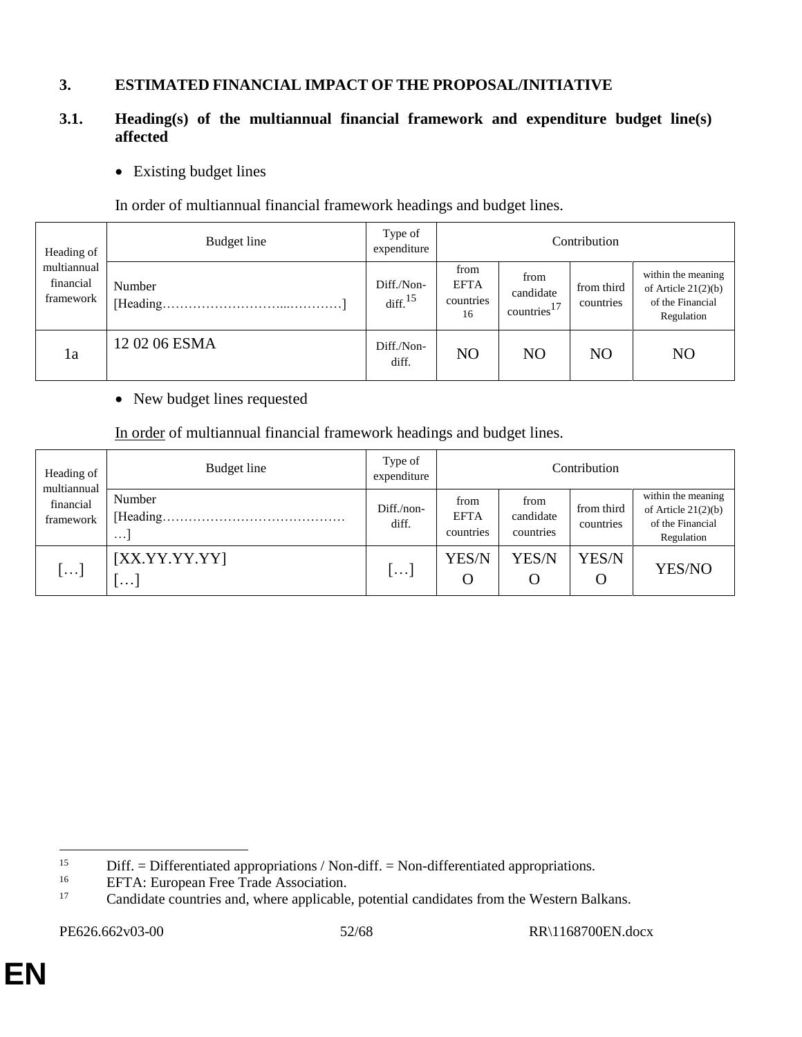## 3. ESTIMATED FINANCIAL IMPACT OF THE PROPOSAL/INITIATIVE

### 3.1. Heading(s) of the multiannual financial framework and expenditure budget line(s) affected

- Existing budget lines

In order of multiannual financial framework headings and budget lines.

| Heading of multiannual financial framework | Budget line | Type of expenditure | Contribution | | | |
|---|---|---|---|---|---|---|
| | Number [Heading………………………...…………] | Diff./Non-diff.[15] | from EFTA countries[16] | from candidate countries[17] | from third countries | within the meaning of Article 21(2)(b) of the Financial Regulation |
| 1a | 12 02 06 ESMA | Diff./Non-diff. | NO | NO | NO | NO |

- New budget lines requested

In order of multiannual financial framework headings and budget lines.

| Heading of multiannual financial framework | Budget line | Type of expenditure | Contribution | | | |
|---|---|---|---|---|---|---|
| | Number [Heading……………………………………] | Diff./non-diff. | from EFTA countries | from candidate countries | from third countries | within the meaning of Article 21(2)(b) of the Financial Regulation |
| […] | [XX.YY.YY.YY] […] | […] | YES/NO | YES/NO | YES/NO | YES/NO |

[15] Diff. = Differentiated appropriations / Non-diff. = Non-differentiated appropriations.

[16] EFTA: European Free Trade Association.

[17] Candidate countries and, where applicable, potential candidates from the Western Balkans.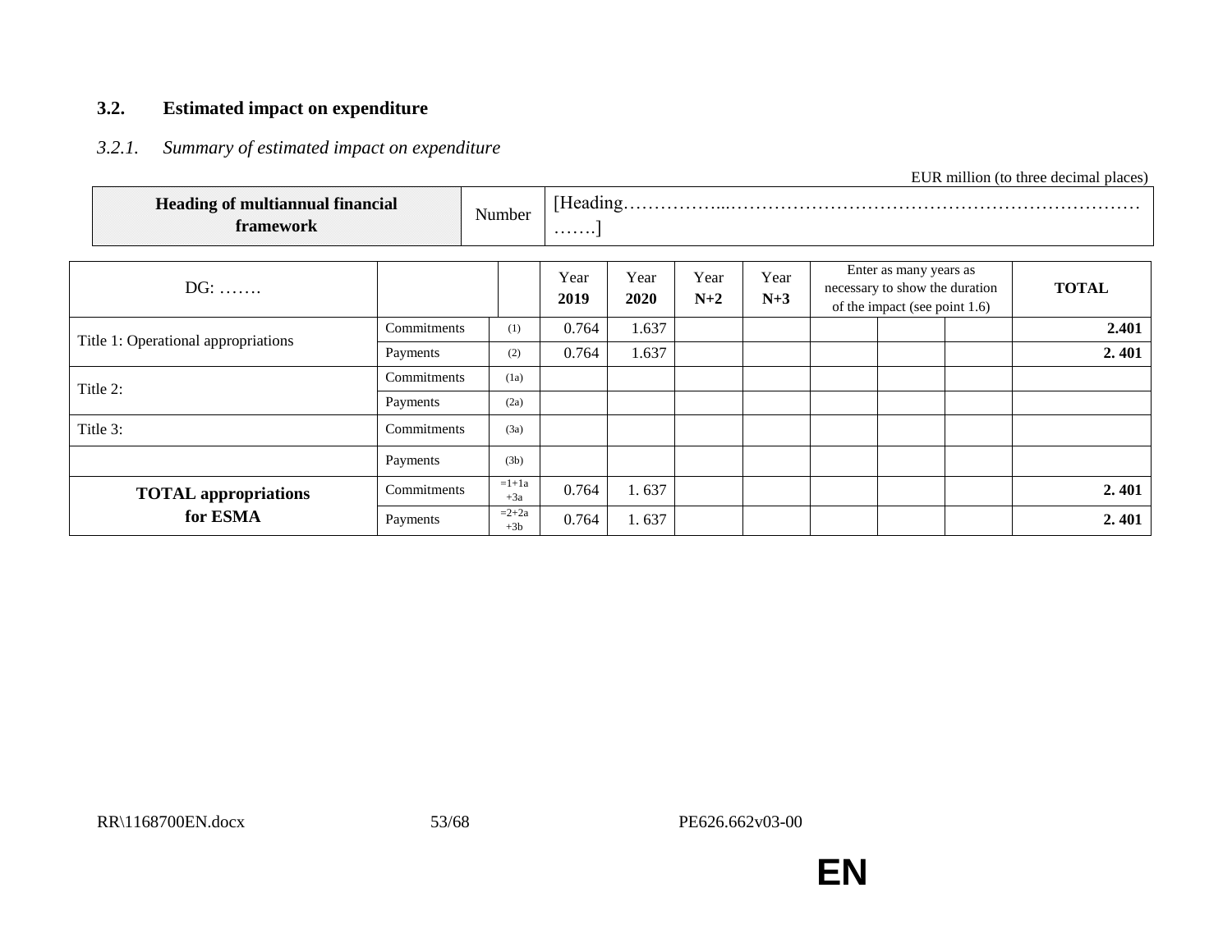### 3.2. Estimated impact on expenditure

#### *3.2.1. Summary of estimated impact on expenditure*

EUR million (to three decimal places)

| **Heading of multiannual financial framework** | Number | [Heading………………………………………………………………………….] |
|---|---|---|

| DG: ……. | | | Year **2019** | Year **2020** | Year **N+2** | Year **N+3** | Enter as many years as necessary to show the duration of the impact (see point 1.6) | | | **TOTAL** |
|---|---|---|---|---|---|---|---|---|---|---|
| Title 1: Operational appropriations | Commitments | (1) | 0.764 | 1.637 | | | | | | **2.401** |
| | Payments | (2) | 0.764 | 1.637 | | | | | | **2. 401** |
| Title 2: | Commitments | (1a) | | | | | | | | |
| | Payments | (2a) | | | | | | | | |
| Title 3: | Commitments | (3a) | | | | | | | | |
| | Payments | (3b) | | | | | | | | |
| **TOTAL appropriations for ESMA** | Commitments | =1+1a +3a | 0.764 | 1. 637 | | | | | | **2. 401** |
| | Payments | =2+2a +3b | 0.764 | 1. 637 | | | | | | **2. 401** |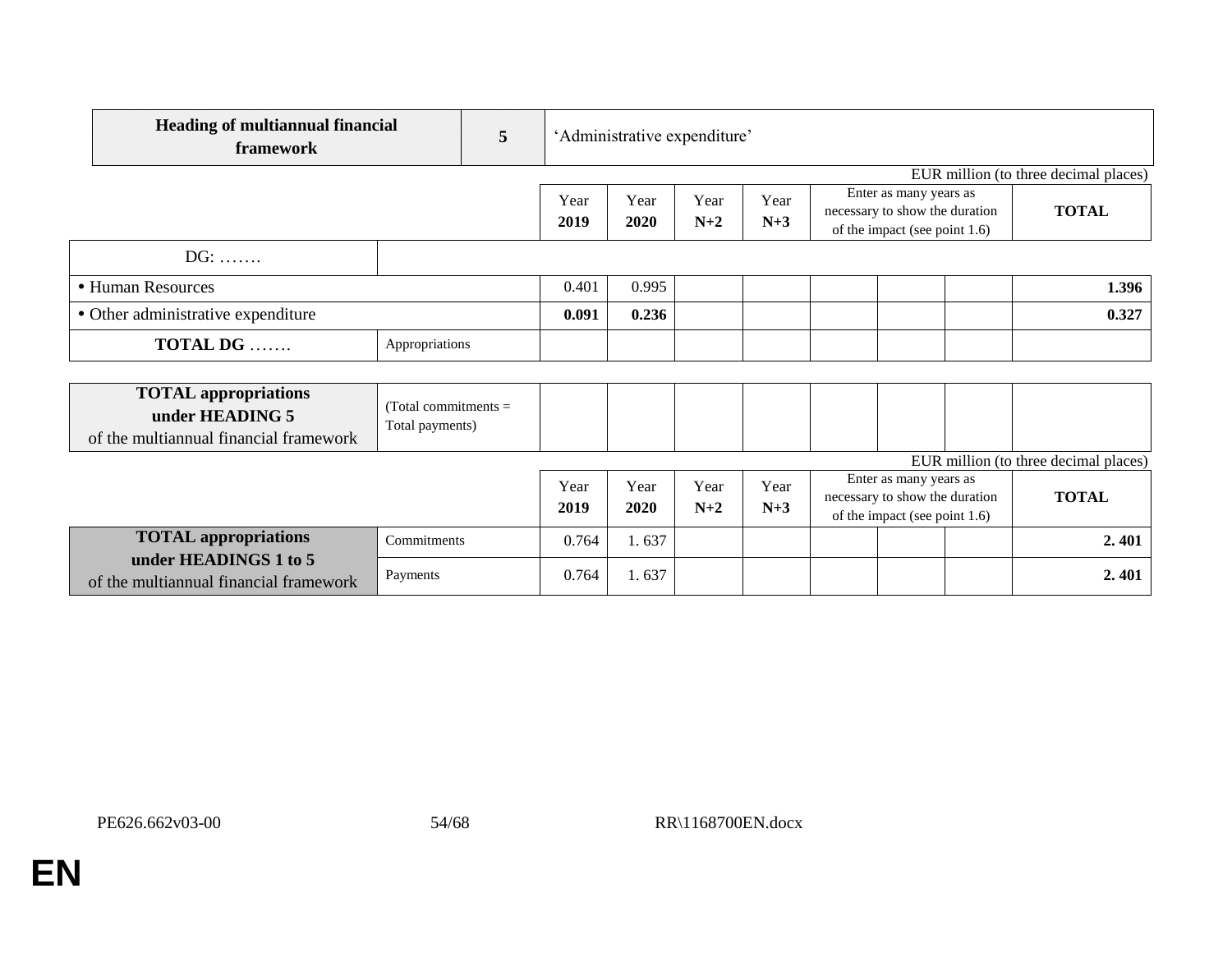| Heading of multiannual financial framework | 5 | 'Administrative expenditure' |
|---|---|---|

EUR million (to three decimal places)

| | | Year 2019 | Year 2020 | Year N+2 | Year N+3 | Enter as many years as necessary to show the duration of the impact (see point 1.6) | | | TOTAL |
|---|---|---|---|---|---|---|---|---|---|
| DG: ……. | | | | | | | | | |
| • Human Resources | | 0.401 | 0.995 | | | | | | **1.396** |
| • Other administrative expenditure | | **0.091** | **0.236** | | | | | | **0.327** |
| **TOTAL DG …….** | Appropriations | | | | | | | | |
| **TOTAL appropriations under HEADING 5** of the multiannual financial framework | (Total commitments = Total payments) | | | | | | | | |

EUR million (to three decimal places)

| | | Year 2019 | Year 2020 | Year N+2 | Year N+3 | Enter as many years as necessary to show the duration of the impact (see point 1.6) | | | TOTAL |
|---|---|---|---|---|---|---|---|---|---|
| **TOTAL appropriations under HEADINGS 1 to 5** of the multiannual financial framework | Commitments | 0.764 | 1. 637 | | | | | | **2. 401** |
| | Payments | 0.764 | 1. 637 | | | | | | **2. 401** |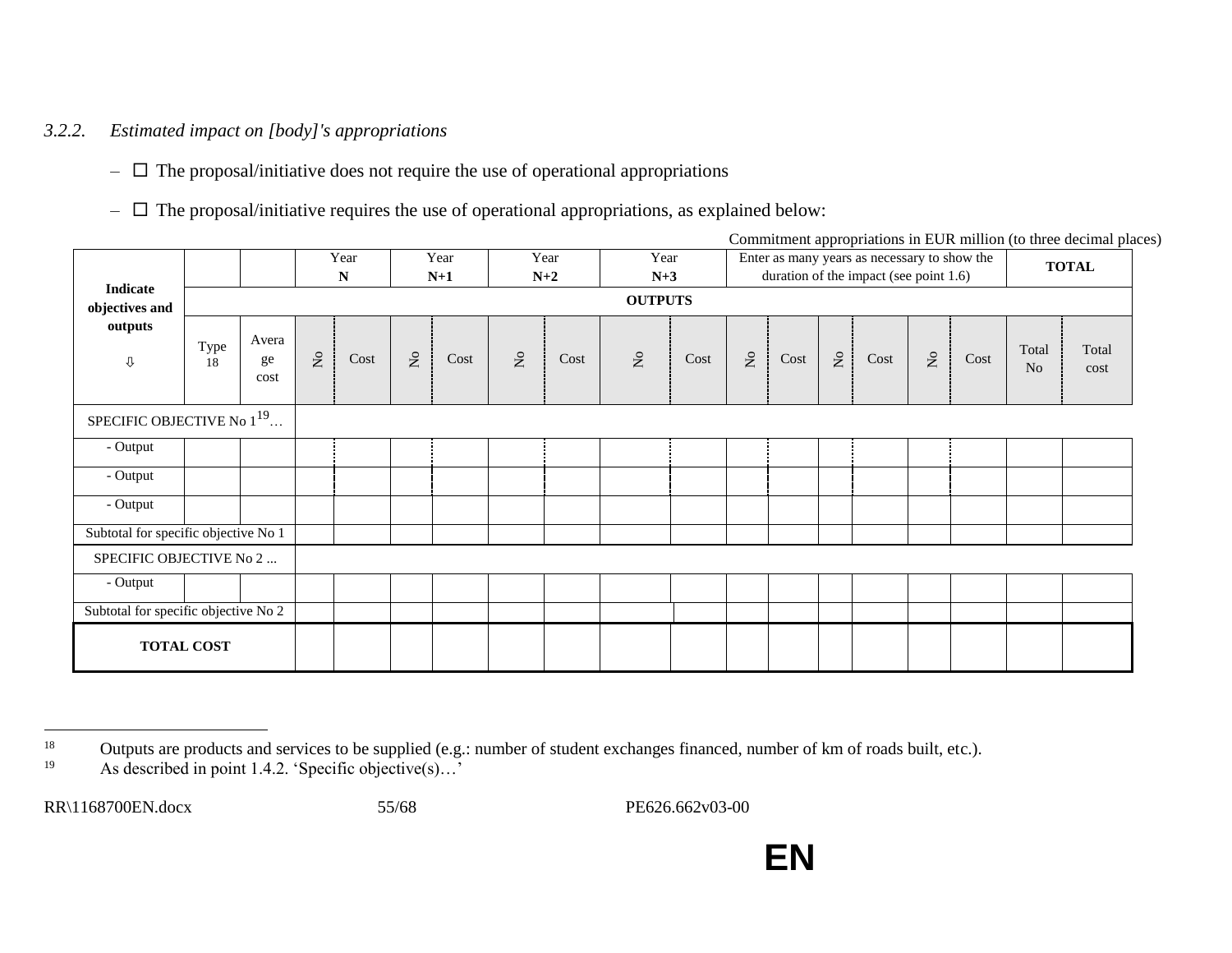### 3.2.2. *Estimated impact on [body]'s appropriations*

– ☐ The proposal/initiative does not require the use of operational appropriations

– ☐ The proposal/initiative requires the use of operational appropriations, as explained below:

Commitment appropriations in EUR million (to three decimal places)

| Indicate objectives and outputs ⇩ | | | Year **N** | | Year **N+1** | | Year **N+2** | | Year **N+3** | | Enter as many years as necessary to show the duration of the impact (see point 1.6) | | | | | | **TOTAL** | |
|---|---|---|---|---|---|---|---|---|---|---|---|---|---|---|---|---|---|---|
| | | | **OUTPUTS** | | | | | | | | | | | | | | | |
| | Type[18] | Average cost | No | Cost | No | Cost | No | Cost | No | Cost | No | Cost | No | Cost | No | Cost | Total No | Total cost |
| SPECIFIC OBJECTIVE No 1[19]… | | | | | | | | | | | | | | | | | | |
| - Output | | | | | | | | | | | | | | | | | | |
| - Output | | | | | | | | | | | | | | | | | | |
| - Output | | | | | | | | | | | | | | | | | | |
| Subtotal for specific objective No 1 | | | | | | | | | | | | | | | | | | |
| SPECIFIC OBJECTIVE No 2 ... | | | | | | | | | | | | | | | | | | |
| - Output | | | | | | | | | | | | | | | | | | |
| Subtotal for specific objective No 2 | | | | | | | | | | | | | | | | | | |
| **TOTAL COST** | | | | | | | | | | | | | | | | | | |

[18] Outputs are products and services to be supplied (e.g.: number of student exchanges financed, number of km of roads built, etc.).

[19] As described in point 1.4.2. 'Specific objective(s)…'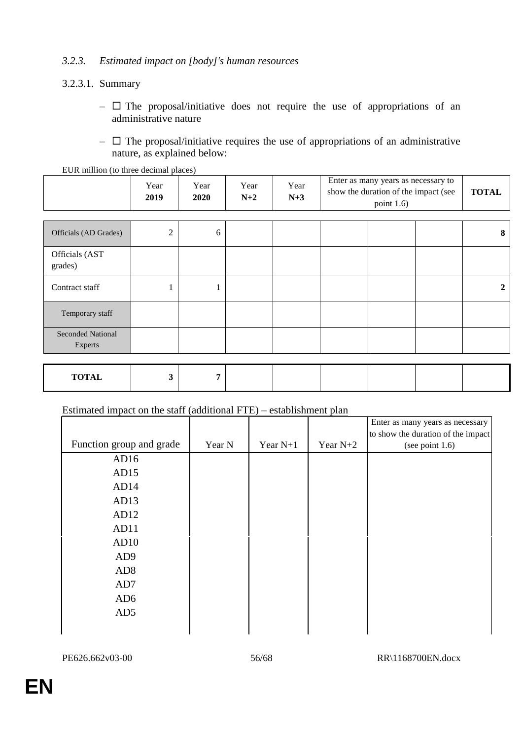*3.2.3. Estimated impact on [body]'s human resources*

3.2.3.1. Summary

– ☐ The proposal/initiative does not require the use of appropriations of an administrative nature

– ☐ The proposal/initiative requires the use of appropriations of an administrative nature, as explained below:

EUR million (to three decimal places)

| | Year **2019** | Year **2020** | Year **N+2** | Year **N+3** | Enter as many years as necessary to show the duration of the impact (see point 1.6) | | | **TOTAL** |
|---|---|---|---|---|---|---|---|---|
| Officials (AD Grades) | 2 | 6 | | | | | | **8** |
| Officials (AST grades) | | | | | | | | |
| Contract staff | 1 | 1 | | | | | | **2** |
| Temporary staff | | | | | | | | |
| Seconded National Experts | | | | | | | | |
| **TOTAL** | **3** | **7** | | | | | | |

Estimated impact on the staff (additional FTE) – establishment plan

| Function group and grade | Year N | Year N+1 | Year N+2 | Enter as many years as necessary to show the duration of the impact (see point 1.6) |
|---|---|---|---|---|
| AD16 | | | | |
| AD15 | | | | |
| AD14 | | | | |
| AD13 | | | | |
| AD12 | | | | |
| AD11 | | | | |
| AD10 | | | | |
| AD9 | | | | |
| AD8 | | | | |
| AD7 | | | | |
| AD6 | | | | |
| AD5 | | | | |
| | | | | |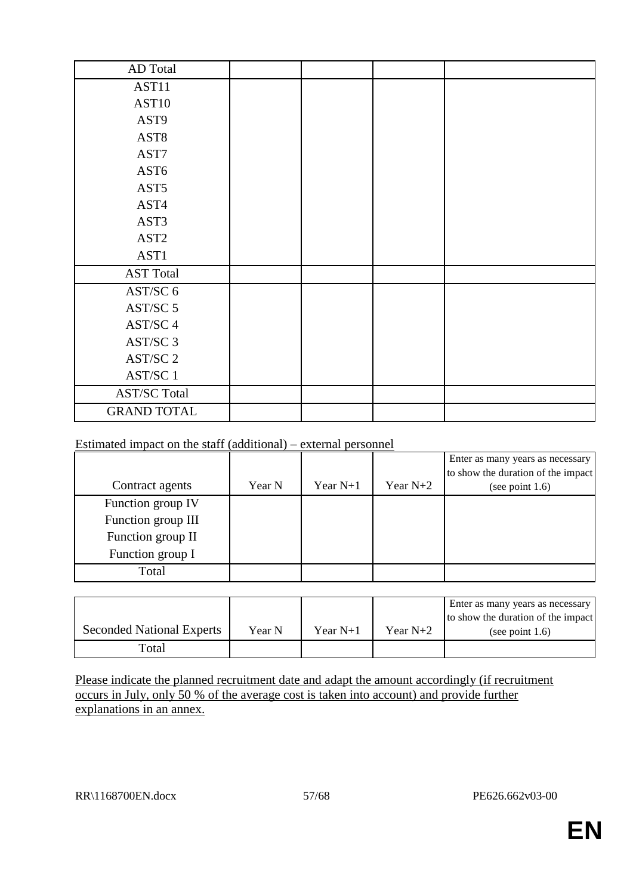| AD Total | | | | |
|---|---|---|---|---|
| AST11 | | | | |
| AST10 | | | | |
| AST9 | | | | |
| AST8 | | | | |
| AST7 | | | | |
| AST6 | | | | |
| AST5 | | | | |
| AST4 | | | | |
| AST3 | | | | |
| AST2 | | | | |
| AST1 | | | | |
| AST Total | | | | |
| AST/SC 6 | | | | |
| AST/SC 5 | | | | |
| AST/SC 4 | | | | |
| AST/SC 3 | | | | |
| AST/SC 2 | | | | |
| AST/SC 1 | | | | |
| AST/SC Total | | | | |
| GRAND TOTAL | | | | |

Estimated impact on the staff (additional) – external personnel

| Contract agents | Year N | Year N+1 | Year N+2 | Enter as many years as necessary to show the duration of the impact (see point 1.6) |
|---|---|---|---|---|
| Function group IV | | | | |
| Function group III | | | | |
| Function group II | | | | |
| Function group I | | | | |
| Total | | | | |

| Seconded National Experts | Year N | Year N+1 | Year N+2 | Enter as many years as necessary to show the duration of the impact (see point 1.6) |
|---|---|---|---|---|
| Total | | | | |

Please indicate the planned recruitment date and adapt the amount accordingly (if recruitment occurs in July, only 50 % of the average cost is taken into account) and provide further explanations in an annex.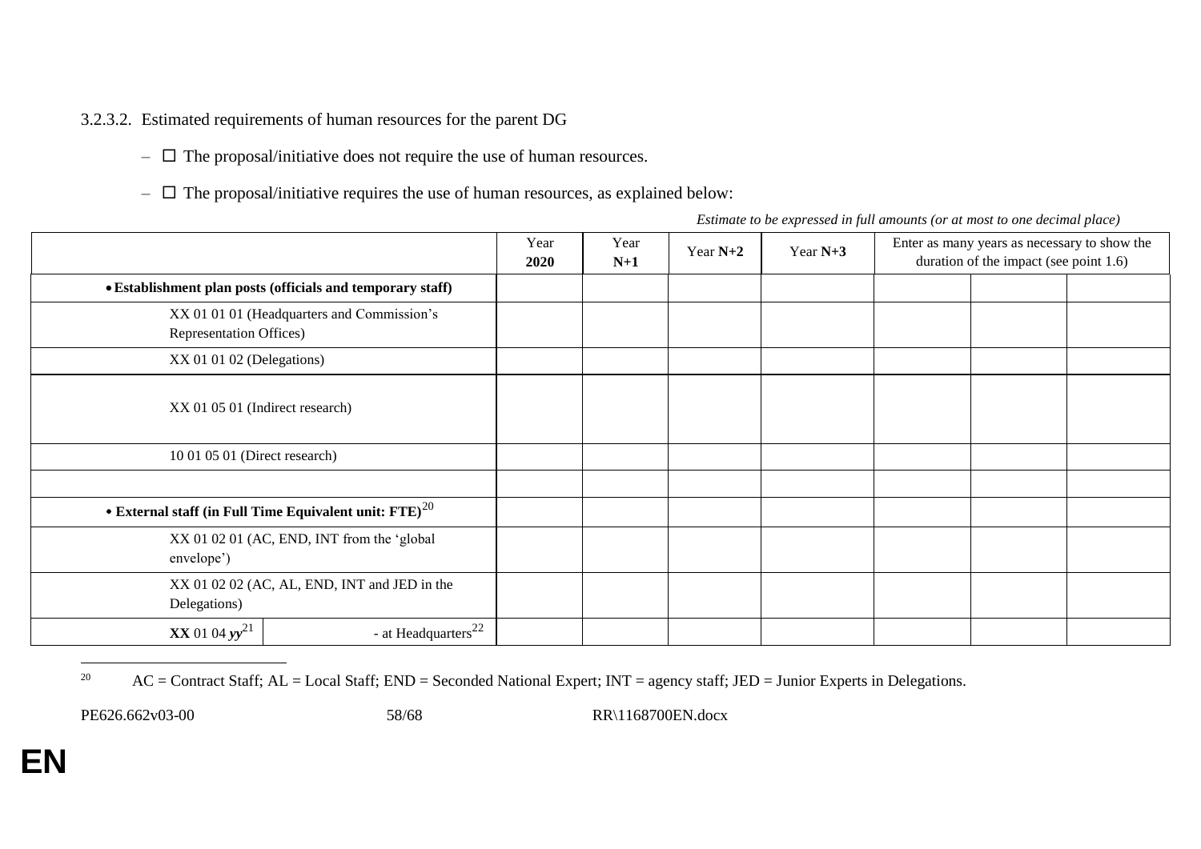3.2.3.2. Estimated requirements of human resources for the parent DG

– ☐ The proposal/initiative does not require the use of human resources.

– ☐ The proposal/initiative requires the use of human resources, as explained below:

*Estimate to be expressed in full amounts (or at most to one decimal place)*

| | | Year **2020** | Year **N+1** | Year **N+2** | Year **N+3** | Enter as many years as necessary to show the duration of the impact (see point 1.6) | | |
|---|---|---|---|---|---|---|---|---|
| • **Establishment plan posts (officials and temporary staff)** | | | | | | | | |
| XX 01 01 01 (Headquarters and Commission's Representation Offices) | | | | | | | | |
| XX 01 01 02 (Delegations) | | | | | | | | |
| XX 01 05 01 (Indirect research) | | | | | | | | |
| 10 01 05 01 (Direct research) | | | | | | | | |
| | | | | | | | | |
| • **External staff (in Full Time Equivalent unit: FTE)**[20] | | | | | | | | |
| XX 01 02 01 (AC, END, INT from the 'global envelope') | | | | | | | | |
| XX 01 02 02 (AC, AL, END, INT and JED in the Delegations) | | | | | | | | |
| **XX** 01 04 ***yy***[21] | - at Headquarters[22] | | | | | | | |

[20] AC = Contract Staff; AL = Local Staff; END = Seconded National Expert; INT = agency staff; JED = Junior Experts in Delegations.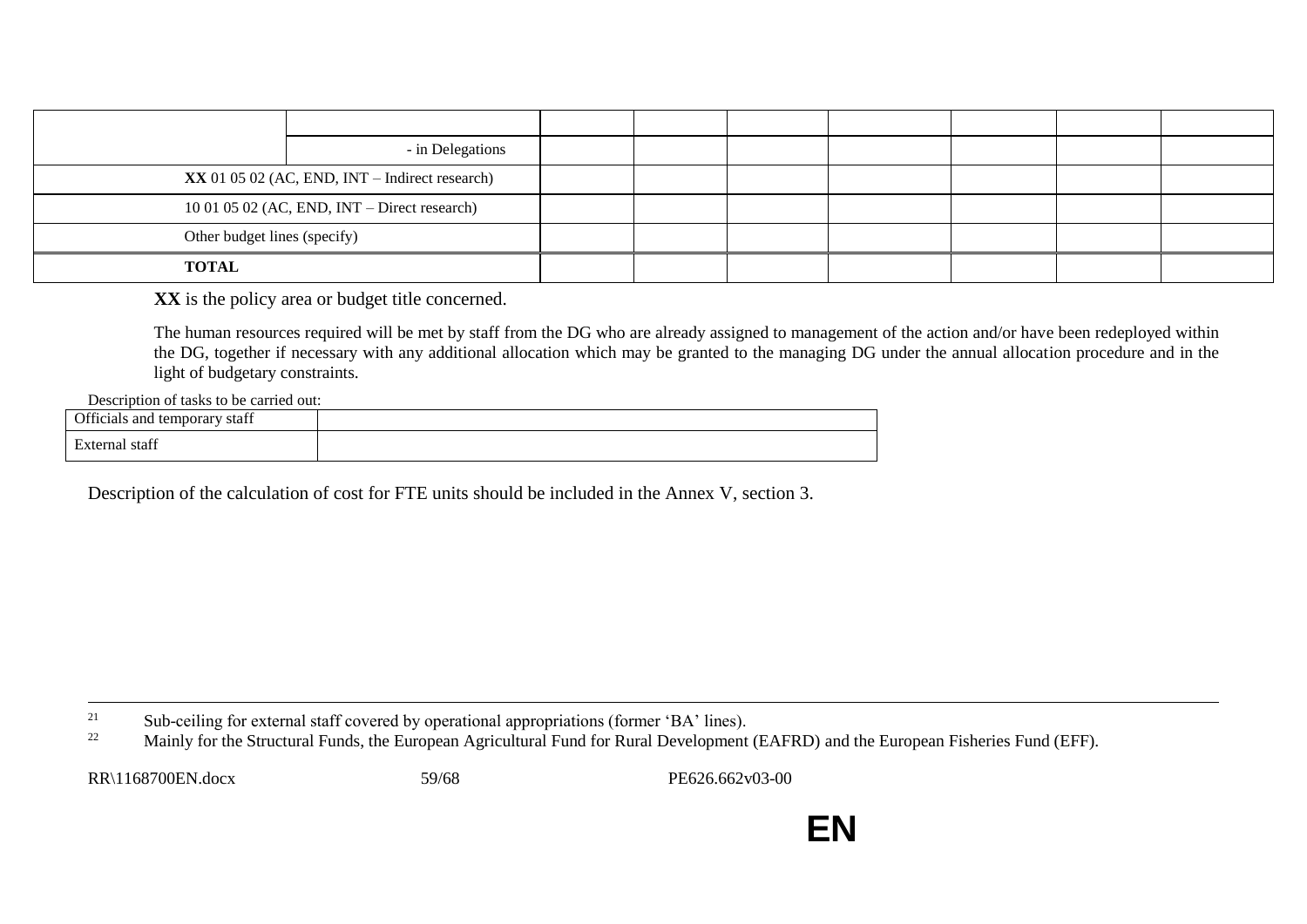| | | | | | | | | |
|---|---|---|---|---|---|---|---|---|
| | | | | | | | | |
| | - in Delegations | | | | | | | |
| **XX** 01 05 02 (AC, END, INT – Indirect research) | | | | | | | | |
| 10 01 05 02 (AC, END, INT – Direct research) | | | | | | | | |
| Other budget lines (specify) | | | | | | | | |
| **TOTAL** | | | | | | | | |

**XX** is the policy area or budget title concerned.

The human resources required will be met by staff from the DG who are already assigned to management of the action and/or have been redeployed within the DG, together if necessary with any additional allocation which may be granted to the managing DG under the annual allocation procedure and in the light of budgetary constraints.

Description of tasks to be carried out:

| | |
|---|---|
| Officials and temporary staff | |
| External staff | |

Description of the calculation of cost for FTE units should be included in the Annex V, section 3.

[21] Sub-ceiling for external staff covered by operational appropriations (former 'BA' lines).

[22] Mainly for the Structural Funds, the European Agricultural Fund for Rural Development (EAFRD) and the European Fisheries Fund (EFF).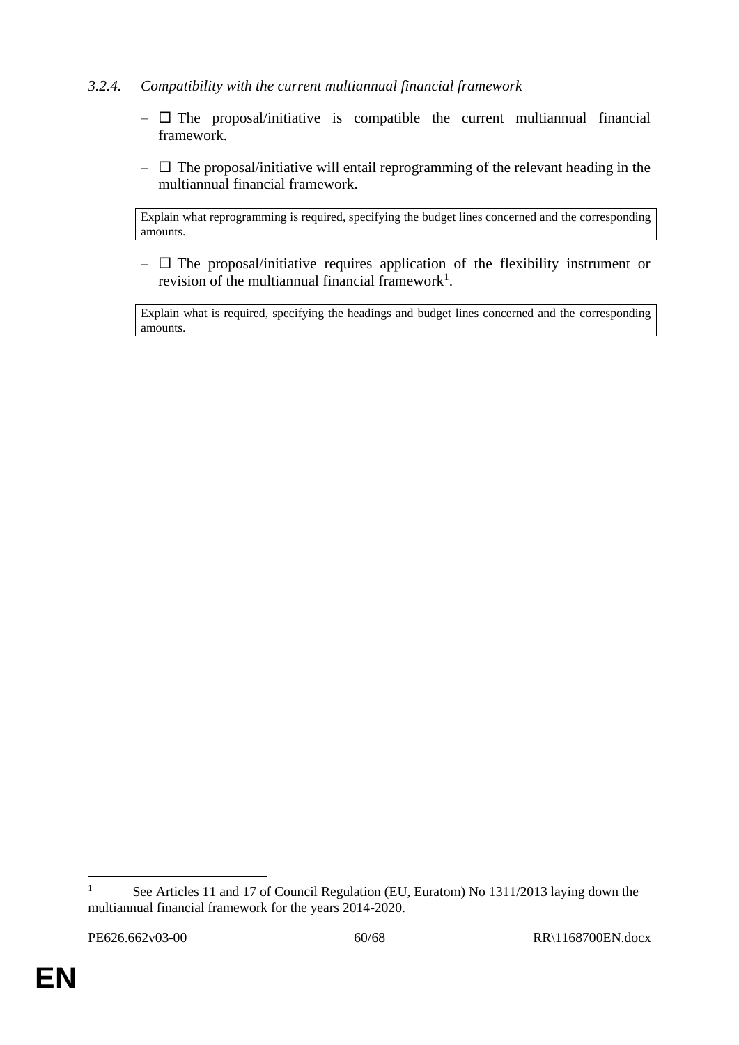*3.2.4. Compatibility with the current multiannual financial framework*

– ☐ The proposal/initiative is compatible the current multiannual financial framework.

– ☐ The proposal/initiative will entail reprogramming of the relevant heading in the multiannual financial framework.

| Explain what reprogramming is required, specifying the budget lines concerned and the corresponding amounts. |
|---|

– ☐ The proposal/initiative requires application of the flexibility instrument or revision of the multiannual financial framework[1].

| Explain what is required, specifying the headings and budget lines concerned and the corresponding amounts. |
|---|

---

[1] See Articles 11 and 17 of Council Regulation (EU, Euratom) No 1311/2013 laying down the multiannual financial framework for the years 2014-2020.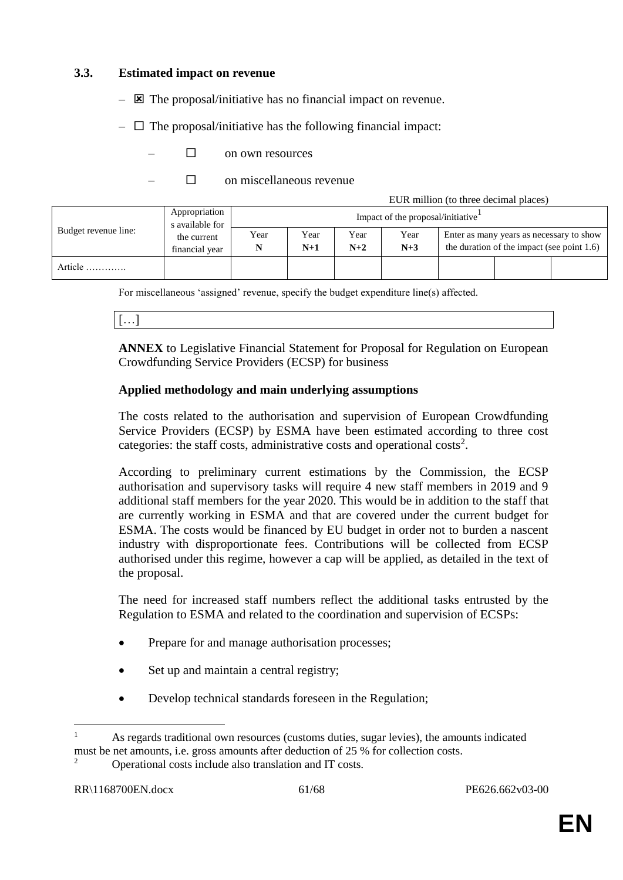### 3.3. Estimated impact on revenue

– ☒ The proposal/initiative has no financial impact on revenue.

– ☐ The proposal/initiative has the following financial impact:

– ☐ on own resources

– ☐ on miscellaneous revenue

EUR million (to three decimal places)

| Budget revenue line: | Appropriations available for the current financial year | Impact of the proposal/initiative[1] | | | | | | |
|---|---|---|---|---|---|---|---|---|
| | | Year N | Year N+1 | Year N+2 | Year N+3 | Enter as many years as necessary to show the duration of the impact (see point 1.6) | | |
| Article …………. | | | | | | | | |

For miscellaneous 'assigned' revenue, specify the budget expenditure line(s) affected.

[…]

**ANNEX** to Legislative Financial Statement for Proposal for Regulation on European Crowdfunding Service Providers (ECSP) for business

**Applied methodology and main underlying assumptions**

The costs related to the authorisation and supervision of European Crowdfunding Service Providers (ECSP) by ESMA have been estimated according to three cost categories: the staff costs, administrative costs and operational costs[2].

According to preliminary current estimations by the Commission, the ECSP authorisation and supervisory tasks will require 4 new staff members in 2019 and 9 additional staff members for the year 2020. This would be in addition to the staff that are currently working in ESMA and that are covered under the current budget for ESMA. The costs would be financed by EU budget in order not to burden a nascent industry with disproportionate fees. Contributions will be collected from ECSP authorised under this regime, however a cap will be applied, as detailed in the text of the proposal.

The need for increased staff numbers reflect the additional tasks entrusted by the Regulation to ESMA and related to the coordination and supervision of ECSPs:

- Prepare for and manage authorisation processes;
- Set up and maintain a central registry;
- Develop technical standards foreseen in the Regulation;

[1] As regards traditional own resources (customs duties, sugar levies), the amounts indicated must be net amounts, i.e. gross amounts after deduction of 25 % for collection costs.

[2] Operational costs include also translation and IT costs.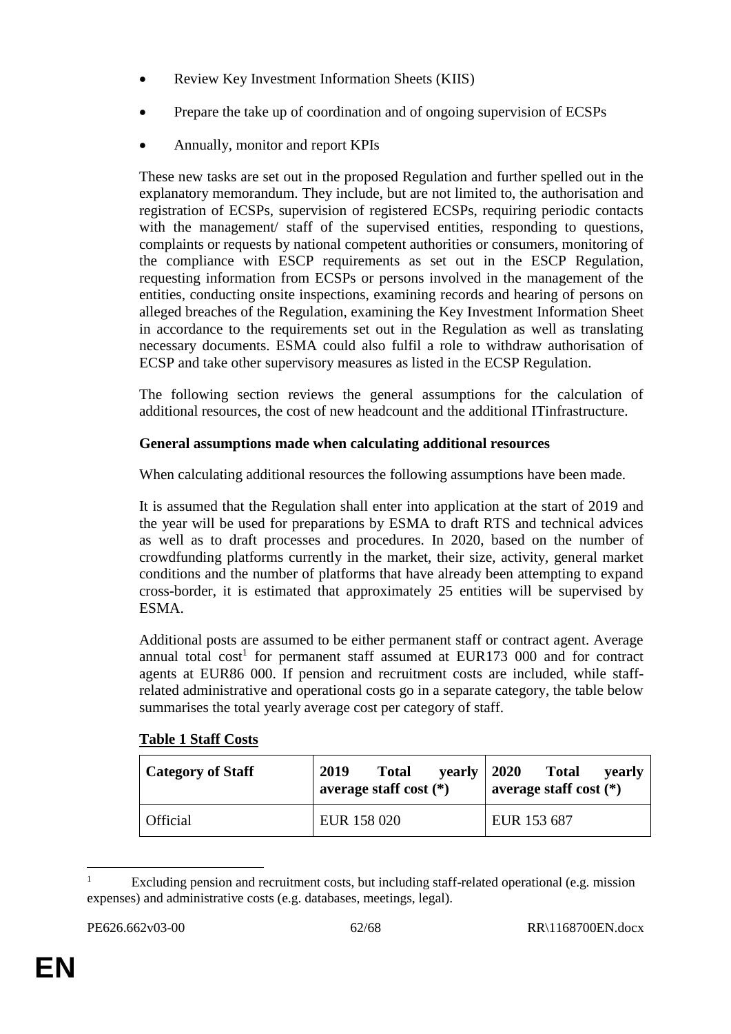- Review Key Investment Information Sheets (KIIS)
- Prepare the take up of coordination and of ongoing supervision of ECSPs
- Annually, monitor and report KPIs

These new tasks are set out in the proposed Regulation and further spelled out in the explanatory memorandum. They include, but are not limited to, the authorisation and registration of ECSPs, supervision of registered ECSPs, requiring periodic contacts with the management/ staff of the supervised entities, responding to questions, complaints or requests by national competent authorities or consumers, monitoring of the compliance with ESCP requirements as set out in the ESCP Regulation, requesting information from ECSPs or persons involved in the management of the entities, conducting onsite inspections, examining records and hearing of persons on alleged breaches of the Regulation, examining the Key Investment Information Sheet in accordance to the requirements set out in the Regulation as well as translating necessary documents. ESMA could also fulfil a role to withdraw authorisation of ECSP and take other supervisory measures as listed in the ECSP Regulation.

The following section reviews the general assumptions for the calculation of additional resources, the cost of new headcount and the additional ITinfrastructure.

**General assumptions made when calculating additional resources**

When calculating additional resources the following assumptions have been made.

It is assumed that the Regulation shall enter into application at the start of 2019 and the year will be used for preparations by ESMA to draft RTS and technical advices as well as to draft processes and procedures. In 2020, based on the number of crowdfunding platforms currently in the market, their size, activity, general market conditions and the number of platforms that have already been attempting to expand cross-border, it is estimated that approximately 25 entities will be supervised by ESMA.

Additional posts are assumed to be either permanent staff or contract agent. Average annual total cost[1] for permanent staff assumed at EUR173 000 and for contract agents at EUR86 000. If pension and recruitment costs are included, while staff-related administrative and operational costs go in a separate category, the table below summarises the total yearly average cost per category of staff.

**Table 1 Staff Costs**

| Category of Staff | 2019 Total yearly average staff cost (*) | 2020 Total yearly average staff cost (*) |
|---|---|---|
| Official | EUR 158 020 | EUR 153 687 |

[1] Excluding pension and recruitment costs, but including staff-related operational (e.g. mission expenses) and administrative costs (e.g. databases, meetings, legal).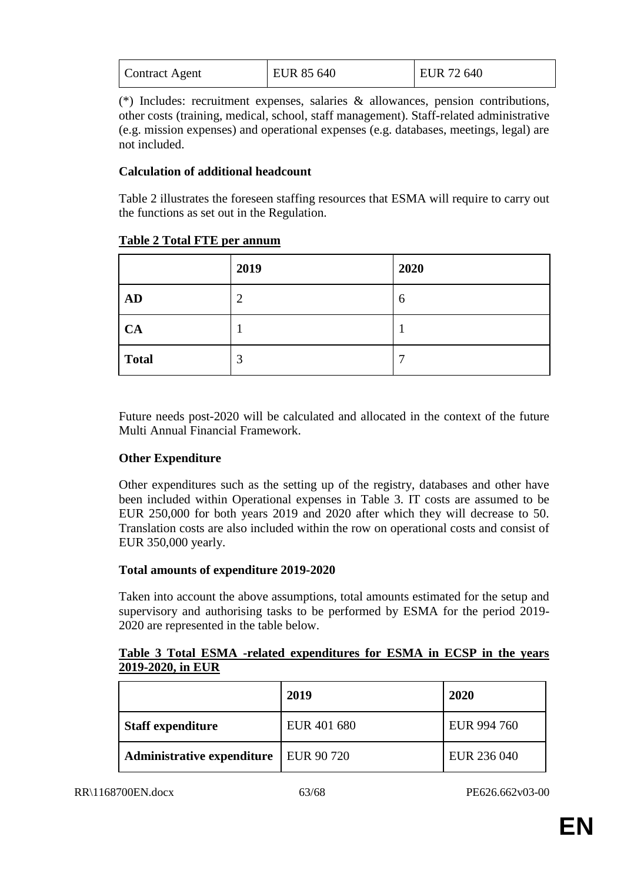| Contract Agent | EUR 85 640 | EUR 72 640 |
|---|---|---|

(*) Includes: recruitment expenses, salaries & allowances, pension contributions, other costs (training, medical, school, staff management). Staff-related administrative (e.g. mission expenses) and operational expenses (e.g. databases, meetings, legal) are not included.

**Calculation of additional headcount**

Table 2 illustrates the foreseen staffing resources that ESMA will require to carry out the functions as set out in the Regulation.

**Table 2 Total FTE per annum**

| | 2019 | 2020 |
|---|---|---|
| **AD** | 2 | 6 |
| **CA** | 1 | 1 |
| **Total** | 3 | 7 |

Future needs post-2020 will be calculated and allocated in the context of the future Multi Annual Financial Framework.

**Other Expenditure**

Other expenditures such as the setting up of the registry, databases and other have been included within Operational expenses in Table 3. IT costs are assumed to be EUR 250,000 for both years 2019 and 2020 after which they will decrease to 50. Translation costs are also included within the row on operational costs and consist of EUR 350,000 yearly.

**Total amounts of expenditure 2019-2020**

Taken into account the above assumptions, total amounts estimated for the setup and supervisory and authorising tasks to be performed by ESMA for the period 2019-2020 are represented in the table below.

**Table 3 Total ESMA -related expenditures for ESMA in ECSP in the years 2019-2020, in EUR**

| | 2019 | 2020 |
|---|---|---|
| **Staff expenditure** | EUR 401 680 | EUR 994 760 |
| **Administrative expenditure** | EUR 90 720 | EUR 236 040 |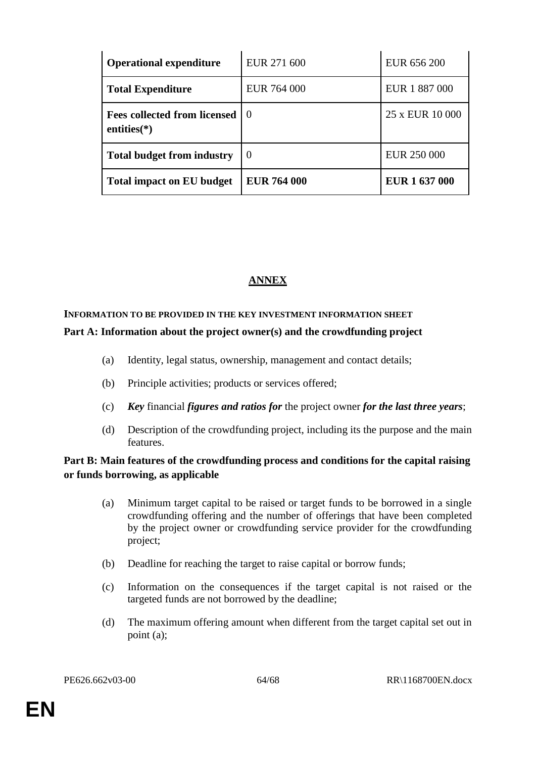| **Operational expenditure** | EUR 271 600 | EUR 656 200 |
|---|---|---|
| **Total Expenditure** | EUR 764 000 | EUR 1 887 000 |
| **Fees collected from licensed entities(*)** | 0 | 25 x EUR 10 000 |
| **Total budget from industry** | 0 | EUR 250 000 |
| **Total impact on EU budget** | **EUR 764 000** | **EUR 1 637 000** |

## ANNEX

### INFORMATION TO BE PROVIDED IN THE KEY INVESTMENT INFORMATION SHEET

**Part A: Information about the project owner(s) and the crowdfunding project**

(a) Identity, legal status, ownership, management and contact details;

(b) Principle activities; products or services offered;

(c) ***Key*** financial ***figures and ratios for*** the project owner ***for the last three years***;

(d) Description of the crowdfunding project, including its the purpose and the main features.

**Part B: Main features of the crowdfunding process and conditions for the capital raising or funds borrowing, as applicable**

(a) Minimum target capital to be raised or target funds to be borrowed in a single crowdfunding offering and the number of offerings that have been completed by the project owner or crowdfunding service provider for the crowdfunding project;

(b) Deadline for reaching the target to raise capital or borrow funds;

(c) Information on the consequences if the target capital is not raised or the targeted funds are not borrowed by the deadline;

(d) The maximum offering amount when different from the target capital set out in point (a);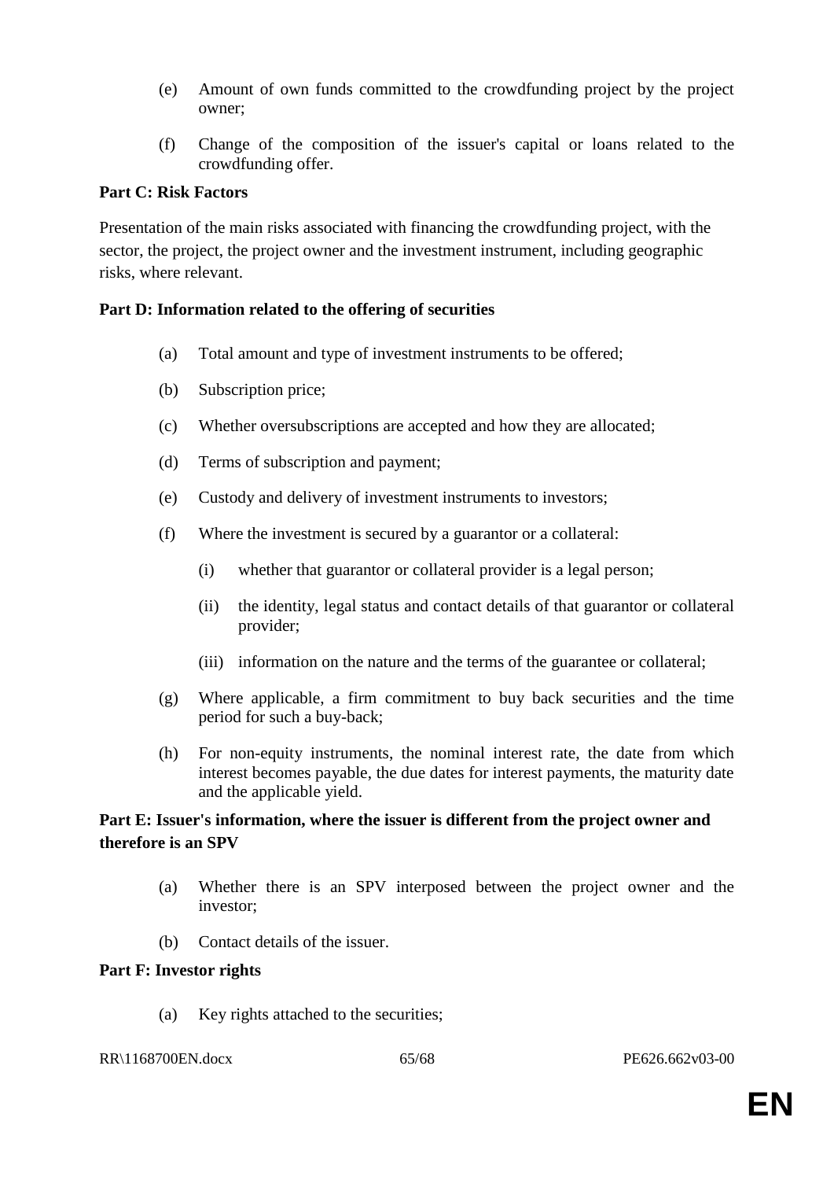(e) Amount of own funds committed to the crowdfunding project by the project owner;

(f) Change of the composition of the issuer's capital or loans related to the crowdfunding offer.

**Part C: Risk Factors**

Presentation of the main risks associated with financing the crowdfunding project, with the sector, the project, the project owner and the investment instrument, including geographic risks, where relevant.

**Part D: Information related to the offering of securities**

(a) Total amount and type of investment instruments to be offered;

(b) Subscription price;

(c) Whether oversubscriptions are accepted and how they are allocated;

(d) Terms of subscription and payment;

(e) Custody and delivery of investment instruments to investors;

(f) Where the investment is secured by a guarantor or a collateral:

(i) whether that guarantor or collateral provider is a legal person;

(ii) the identity, legal status and contact details of that guarantor or collateral provider;

(iii) information on the nature and the terms of the guarantee or collateral;

(g) Where applicable, a firm commitment to buy back securities and the time period for such a buy-back;

(h) For non-equity instruments, the nominal interest rate, the date from which interest becomes payable, the due dates for interest payments, the maturity date and the applicable yield.

**Part E: Issuer's information, where the issuer is different from the project owner and therefore is an SPV**

(a) Whether there is an SPV interposed between the project owner and the investor;

(b) Contact details of the issuer.

**Part F: Investor rights**

(a) Key rights attached to the securities;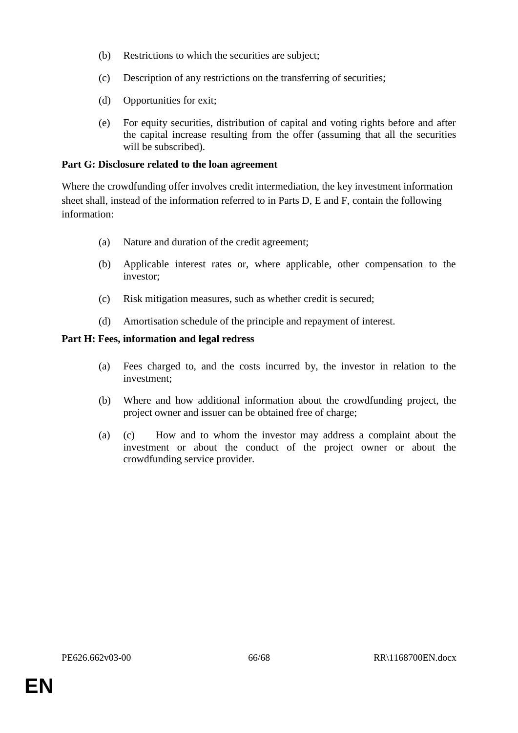(b) Restrictions to which the securities are subject;

(c) Description of any restrictions on the transferring of securities;

(d) Opportunities for exit;

(e) For equity securities, distribution of capital and voting rights before and after the capital increase resulting from the offer (assuming that all the securities will be subscribed).

**Part G: Disclosure related to the loan agreement**

Where the crowdfunding offer involves credit intermediation, the key investment information sheet shall, instead of the information referred to in Parts D, E and F, contain the following information:

(a) Nature and duration of the credit agreement;

(b) Applicable interest rates or, where applicable, other compensation to the investor;

(c) Risk mitigation measures, such as whether credit is secured;

(d) Amortisation schedule of the principle and repayment of interest.

**Part H: Fees, information and legal redress**

(a) Fees charged to, and the costs incurred by, the investor in relation to the investment;

(b) Where and how additional information about the crowdfunding project, the project owner and issuer can be obtained free of charge;

(a) (c) How and to whom the investor may address a complaint about the investment or about the conduct of the project owner or about the crowdfunding service provider.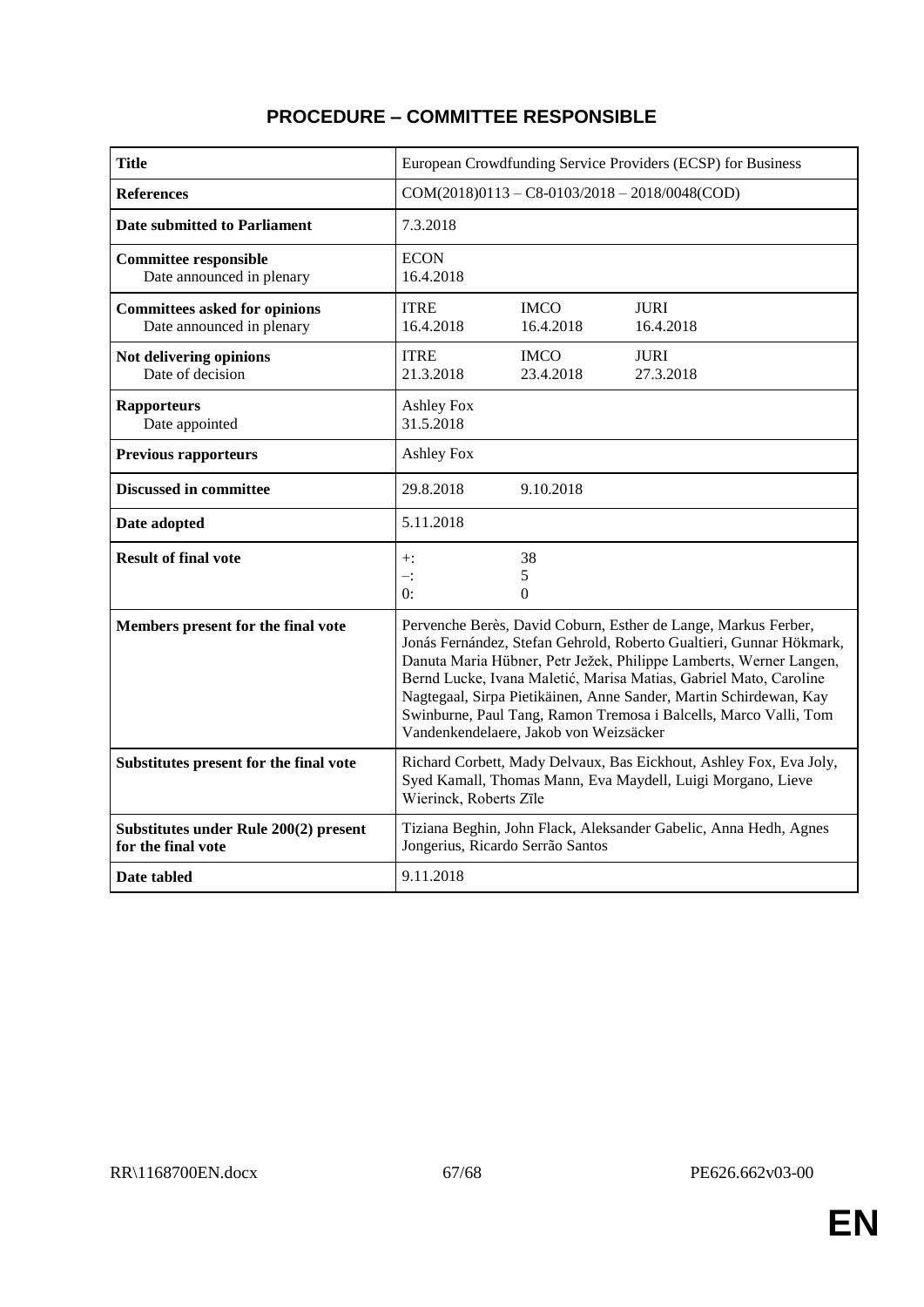# PROCEDURE – COMMITTEE RESPONSIBLE

| | |
|---|---|
| **Title** | European Crowdfunding Service Providers (ECSP) for Business |
| **References** | COM(2018)0113 – C8-0103/2018 – 2018/0048(COD) |
| **Date submitted to Parliament** | 7.3.2018 |
| **Committee responsible**<br>Date announced in plenary | ECON<br>16.4.2018 |
| **Committees asked for opinions**<br>Date announced in plenary | ITRE 16.4.2018 &nbsp;&nbsp; IMCO 16.4.2018 &nbsp;&nbsp; JURI 16.4.2018 |
| **Not delivering opinions**<br>Date of decision | ITRE 21.3.2018 &nbsp;&nbsp; IMCO 23.4.2018 &nbsp;&nbsp; JURI 27.3.2018 |
| **Rapporteurs**<br>Date appointed | Ashley Fox<br>31.5.2018 |
| **Previous rapporteurs** | Ashley Fox |
| **Discussed in committee** | 29.8.2018 &nbsp;&nbsp; 9.10.2018 |
| **Date adopted** | 5.11.2018 |
| **Result of final vote** | +: 38<br>–: 5<br>0: 0 |
| **Members present for the final vote** | Pervenche Berès, David Coburn, Esther de Lange, Markus Ferber, Jonás Fernández, Stefan Gehrold, Roberto Gualtieri, Gunnar Hökmark, Danuta Maria Hübner, Petr Ježek, Philippe Lamberts, Werner Langen, Bernd Lucke, Ivana Maletić, Marisa Matias, Gabriel Mato, Caroline Nagtegaal, Sirpa Pietikäinen, Anne Sander, Martin Schirdewan, Kay Swinburne, Paul Tang, Ramon Tremosa i Balcells, Marco Valli, Tom Vandenkendelaere, Jakob von Weizsäcker |
| **Substitutes present for the final vote** | Richard Corbett, Mady Delvaux, Bas Eickhout, Ashley Fox, Eva Joly, Syed Kamall, Thomas Mann, Eva Maydell, Luigi Morgano, Lieve Wierinck, Roberts Zīle |
| **Substitutes under Rule 200(2) present for the final vote** | Tiziana Beghin, John Flack, Aleksander Gabelic, Anna Hedh, Agnes Jongerius, Ricardo Serrão Santos |
| **Date tabled** | 9.11.2018 |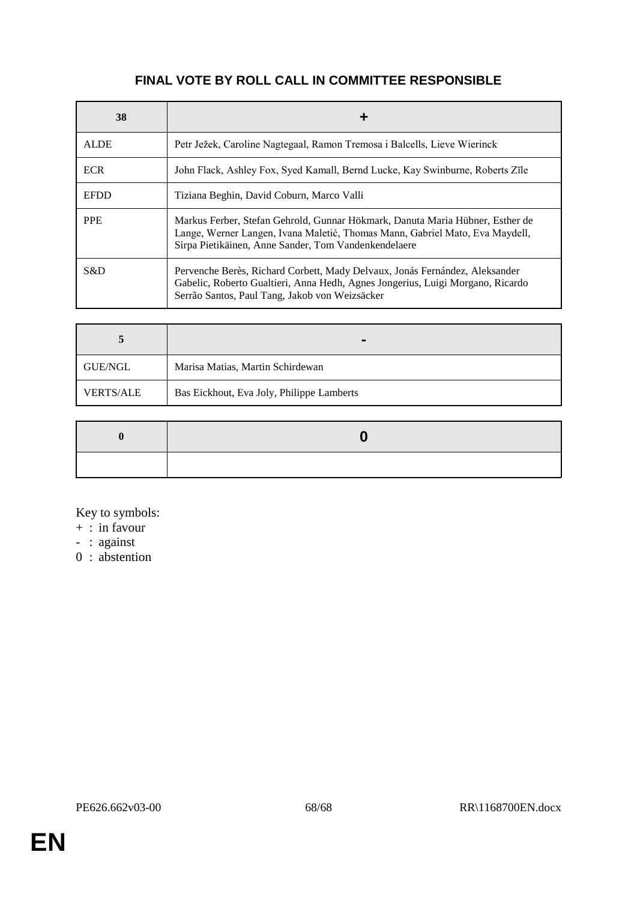## FINAL VOTE BY ROLL CALL IN COMMITTEE RESPONSIBLE

| 38 | + |
|---|---|
| ALDE | Petr Ježek, Caroline Nagtegaal, Ramon Tremosa i Balcells, Lieve Wierinck |
| ECR | John Flack, Ashley Fox, Syed Kamall, Bernd Lucke, Kay Swinburne, Roberts Zīle |
| EFDD | Tiziana Beghin, David Coburn, Marco Valli |
| PPE | Markus Ferber, Stefan Gehrold, Gunnar Hökmark, Danuta Maria Hübner, Esther de Lange, Werner Langen, Ivana Maletić, Thomas Mann, Gabriel Mato, Eva Maydell, Sirpa Pietikäinen, Anne Sander, Tom Vandenkendelaere |
| S&D | Pervenche Berès, Richard Corbett, Mady Delvaux, Jonás Fernández, Aleksander Gabelic, Roberto Gualtieri, Anna Hedh, Agnes Jongerius, Luigi Morgano, Ricardo Serrão Santos, Paul Tang, Jakob von Weizsäcker |

| 5 | - |
|---|---|
| GUE/NGL | Marisa Matias, Martin Schirdewan |
| VERTS/ALE | Bas Eickhout, Eva Joly, Philippe Lamberts |

| 0 | 0 |
|---|---|
| | |

Key to symbols:
- + : in favour
- - : against
- 0 : abstention